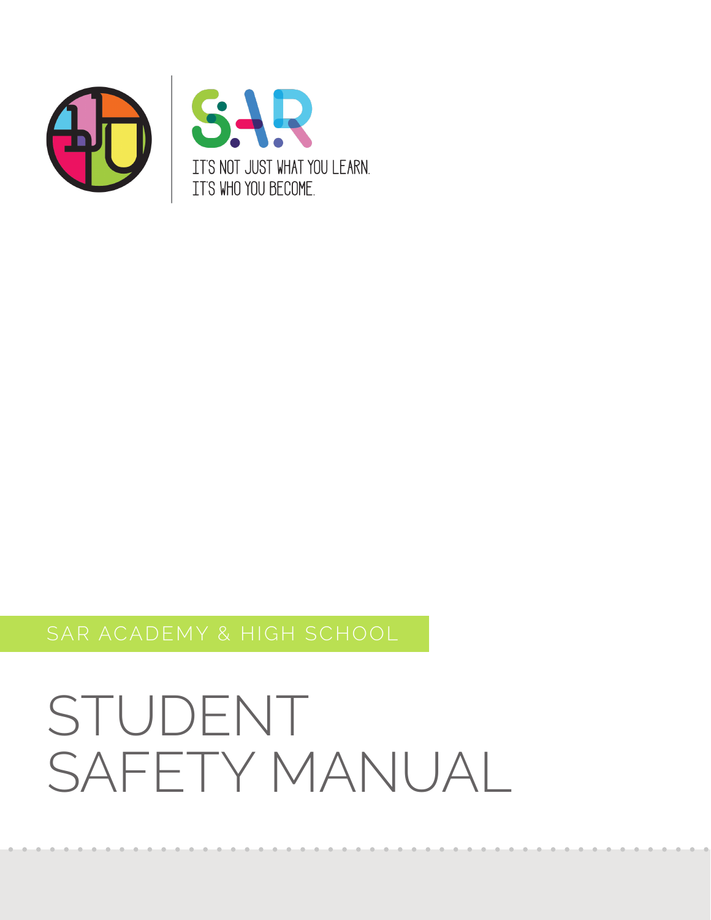SAR

IT'S NOT JUST WHAT YOU LEARN.
IT'S WHO YOU BECOME.

SAR ACADEMY & HIGH SCHOOL

# STUDENT SAFETY MANUAL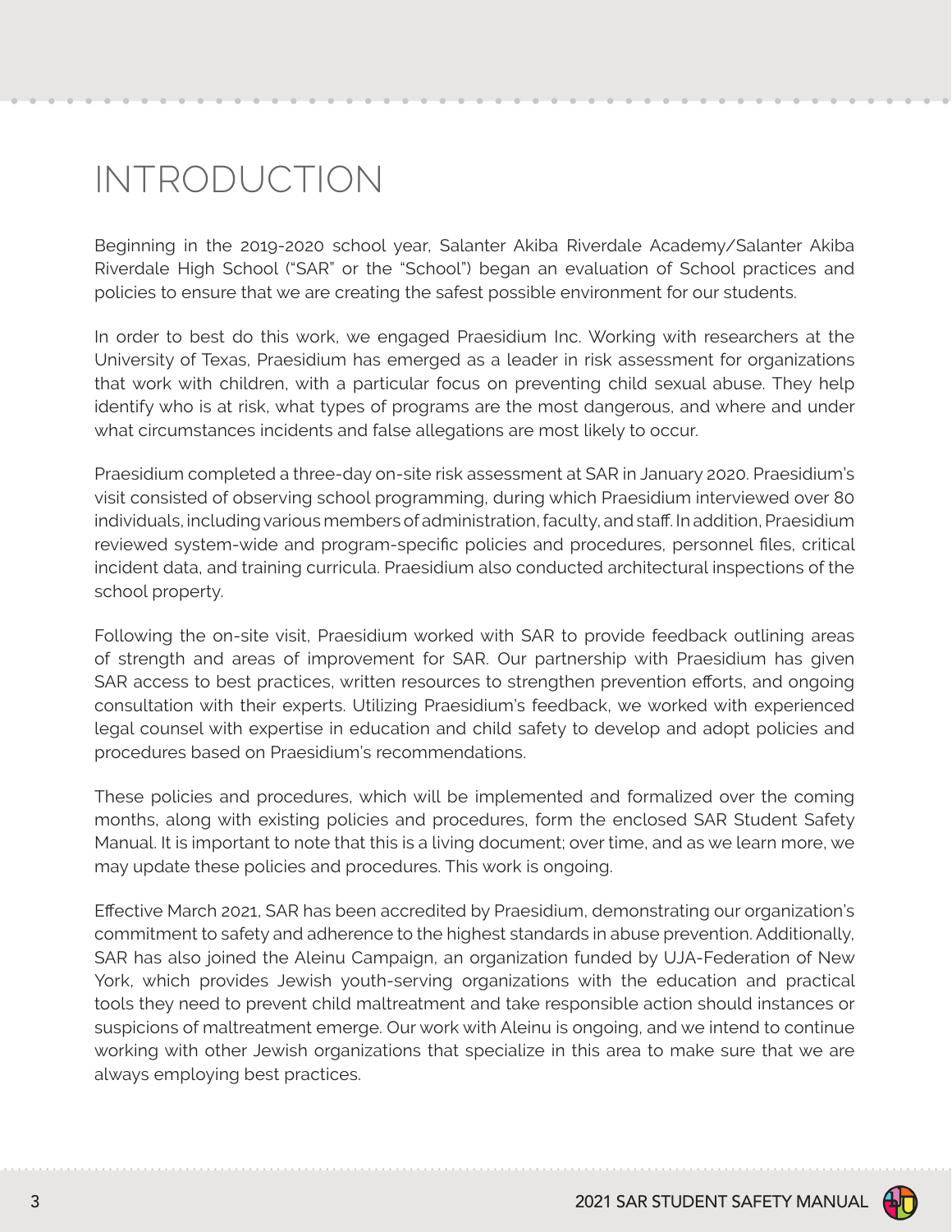# INTRODUCTION

Beginning in the 2019-2020 school year, Salanter Akiba Riverdale Academy/Salanter Akiba Riverdale High School ("SAR" or the "School") began an evaluation of School practices and policies to ensure that we are creating the safest possible environment for our students.

In order to best do this work, we engaged Praesidium Inc. Working with researchers at the University of Texas, Praesidium has emerged as a leader in risk assessment for organizations that work with children, with a particular focus on preventing child sexual abuse. They help identify who is at risk, what types of programs are the most dangerous, and where and under what circumstances incidents and false allegations are most likely to occur.

Praesidium completed a three-day on-site risk assessment at SAR in January 2020. Praesidium's visit consisted of observing school programming, during which Praesidium interviewed over 80 individuals, including various members of administration, faculty, and staff. In addition, Praesidium reviewed system-wide and program-specific policies and procedures, personnel files, critical incident data, and training curricula. Praesidium also conducted architectural inspections of the school property.

Following the on-site visit, Praesidium worked with SAR to provide feedback outlining areas of strength and areas of improvement for SAR. Our partnership with Praesidium has given SAR access to best practices, written resources to strengthen prevention efforts, and ongoing consultation with their experts. Utilizing Praesidium's feedback, we worked with experienced legal counsel with expertise in education and child safety to develop and adopt policies and procedures based on Praesidium's recommendations.

These policies and procedures, which will be implemented and formalized over the coming months, along with existing policies and procedures, form the enclosed SAR Student Safety Manual. It is important to note that this is a living document; over time, and as we learn more, we may update these policies and procedures. This work is ongoing.

Effective March 2021, SAR has been accredited by Praesidium, demonstrating our organization's commitment to safety and adherence to the highest standards in abuse prevention. Additionally, SAR has also joined the Aleinu Campaign, an organization funded by UJA-Federation of New York, which provides Jewish youth-serving organizations with the education and practical tools they need to prevent child maltreatment and take responsible action should instances or suspicions of maltreatment emerge. Our work with Aleinu is ongoing, and we intend to continue working with other Jewish organizations that specialize in this area to make sure that we are always employing best practices.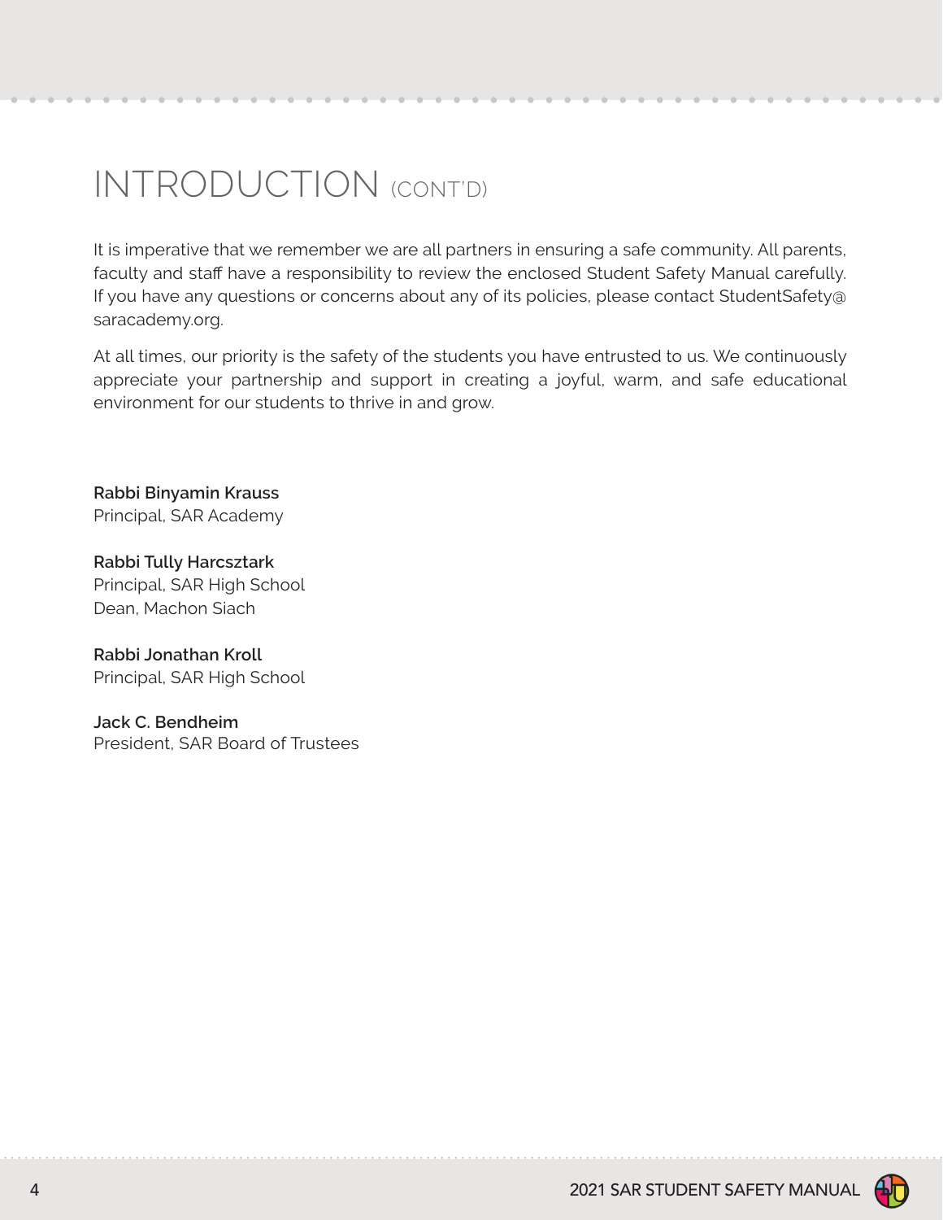# INTRODUCTION (CONT'D)

It is imperative that we remember we are all partners in ensuring a safe community. All parents, faculty and staff have a responsibility to review the enclosed Student Safety Manual carefully. If you have any questions or concerns about any of its policies, please contact StudentSafety@saracademy.org.

At all times, our priority is the safety of the students you have entrusted to us. We continuously appreciate your partnership and support in creating a joyful, warm, and safe educational environment for our students to thrive in and grow.

**Rabbi Binyamin Krauss**
Principal, SAR Academy

**Rabbi Tully Harcsztark**
Principal, SAR High School
Dean, Machon Siach

**Rabbi Jonathan Kroll**
Principal, SAR High School

**Jack C. Bendheim**
President, SAR Board of Trustees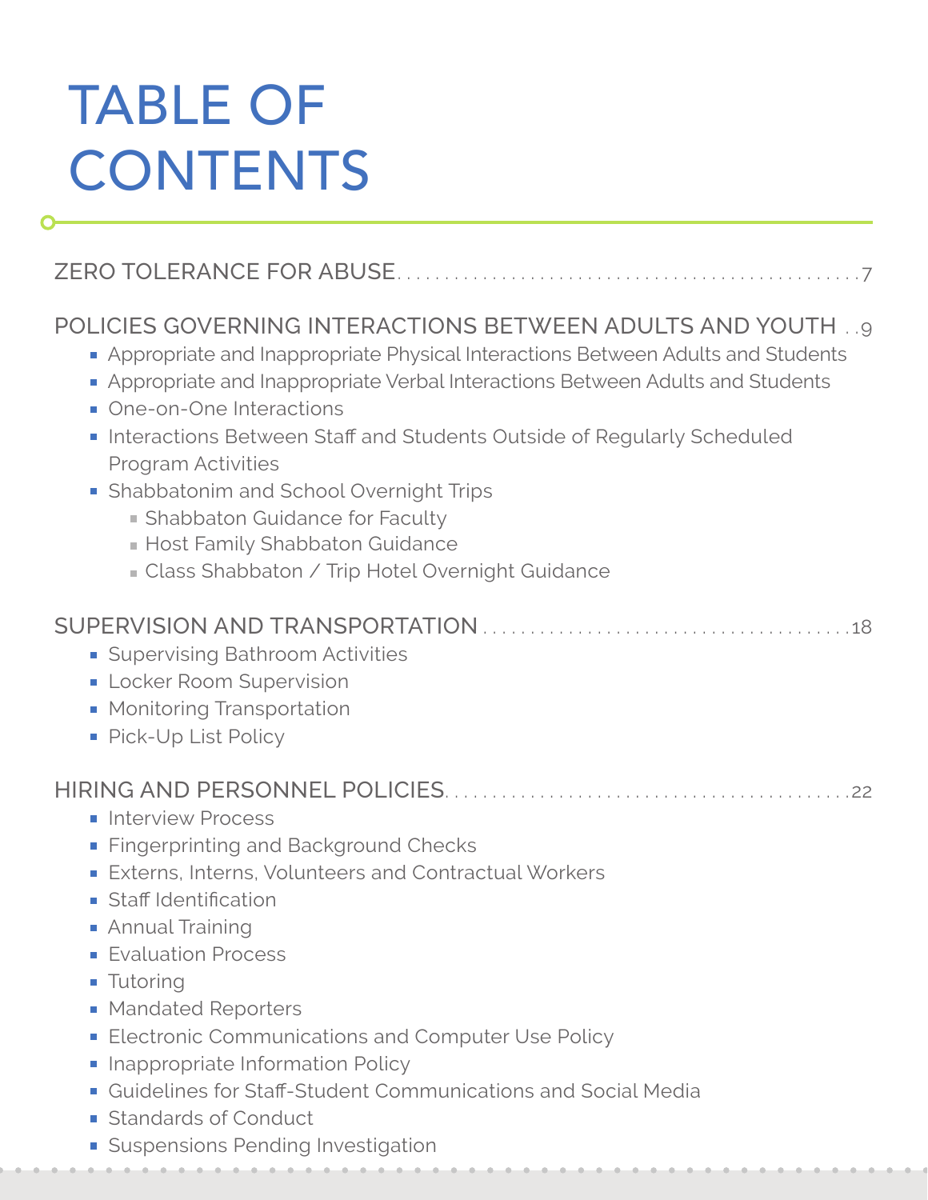# TABLE OF CONTENTS

ZERO TOLERANCE FOR ABUSE . . . . . . . . . . . . . . . . . . . . . . . . . . . . . . . . . . . . . . . . . . . . . 7

POLICIES GOVERNING INTERACTIONS BETWEEN ADULTS AND YOUTH . . 9

- Appropriate and Inappropriate Physical Interactions Between Adults and Students
- Appropriate and Inappropriate Verbal Interactions Between Adults and Students
- One-on-One Interactions
- Interactions Between Staff and Students Outside of Regularly Scheduled Program Activities
- Shabbatonim and School Overnight Trips
  - Shabbaton Guidance for Faculty
  - Host Family Shabbaton Guidance
  - Class Shabbaton / Trip Hotel Overnight Guidance

SUPERVISION AND TRANSPORTATION . . . . . . . . . . . . . . . . . . . . . . . . . . . . . . . . . . . . . . 18

- Supervising Bathroom Activities
- Locker Room Supervision
- Monitoring Transportation
- Pick-Up List Policy

HIRING AND PERSONNEL POLICIES . . . . . . . . . . . . . . . . . . . . . . . . . . . . . . . . . . . . . . . . 22

- Interview Process
- Fingerprinting and Background Checks
- Externs, Interns, Volunteers and Contractual Workers
- Staff Identification
- Annual Training
- Evaluation Process
- Tutoring
- Mandated Reporters
- Electronic Communications and Computer Use Policy
- Inappropriate Information Policy
- Guidelines for Staff-Student Communications and Social Media
- Standards of Conduct
- Suspensions Pending Investigation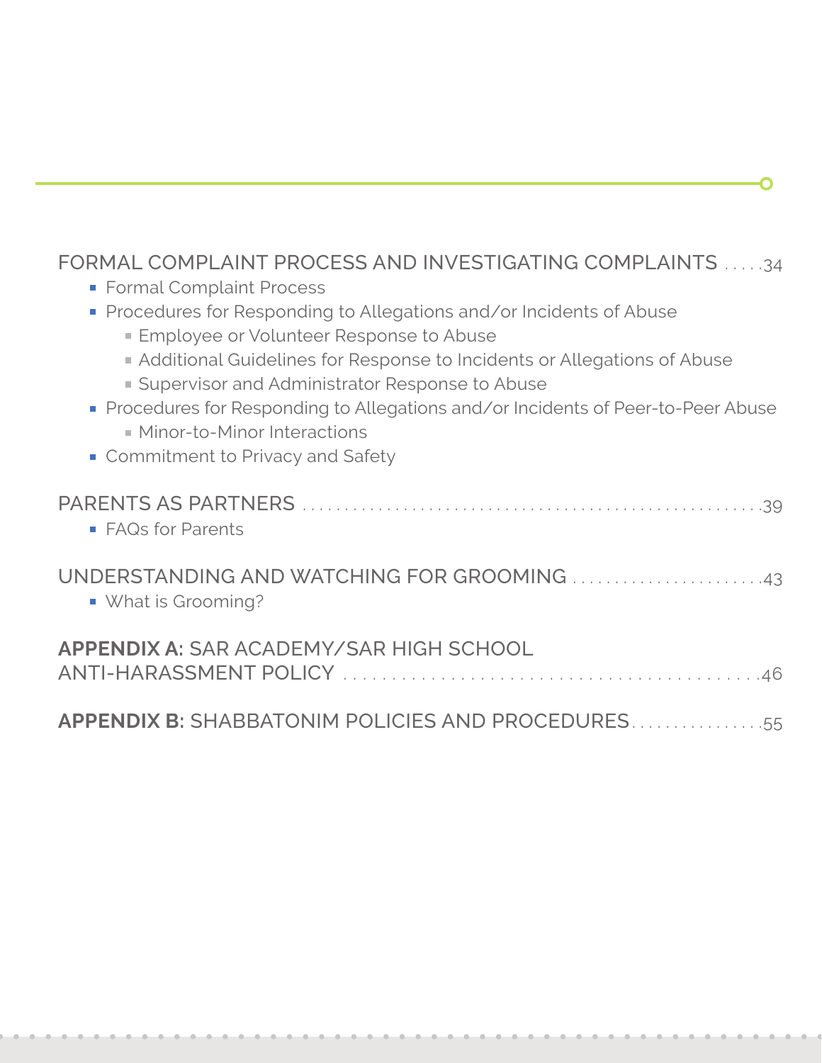FORMAL COMPLAINT PROCESS AND INVESTIGATING COMPLAINTS ..... 34

- Formal Complaint Process
- Procedures for Responding to Allegations and/or Incidents of Abuse
  - Employee or Volunteer Response to Abuse
  - Additional Guidelines for Response to Incidents or Allegations of Abuse
  - Supervisor and Administrator Response to Abuse
- Procedures for Responding to Allegations and/or Incidents of Peer-to-Peer Abuse
  - Minor-to-Minor Interactions
- Commitment to Privacy and Safety

PARENTS AS PARTNERS ........................................................ 39

- FAQs for Parents

UNDERSTANDING AND WATCHING FOR GROOMING ........................ 43

- What is Grooming?

**APPENDIX A:** SAR ACADEMY/SAR HIGH SCHOOL ANTI-HARASSMENT POLICY ............................................ 46

**APPENDIX B:** SHABBATONIM POLICIES AND PROCEDURES................ 55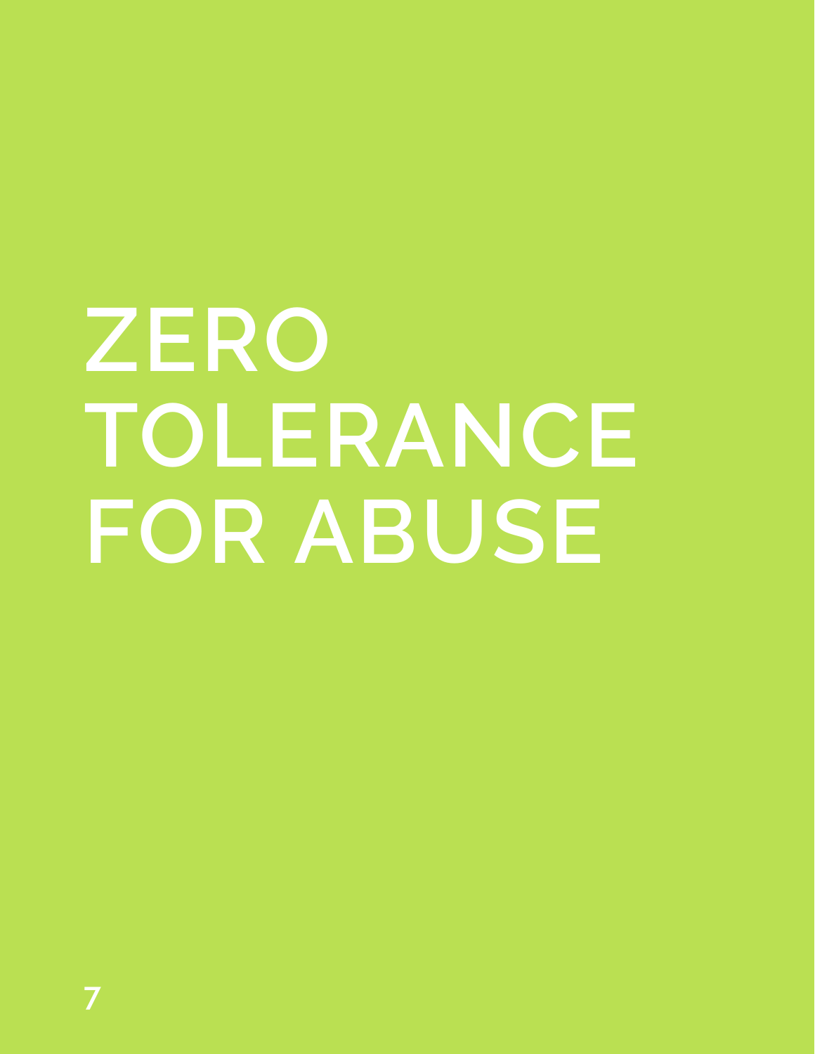# ZERO TOLERANCE FOR ABUSE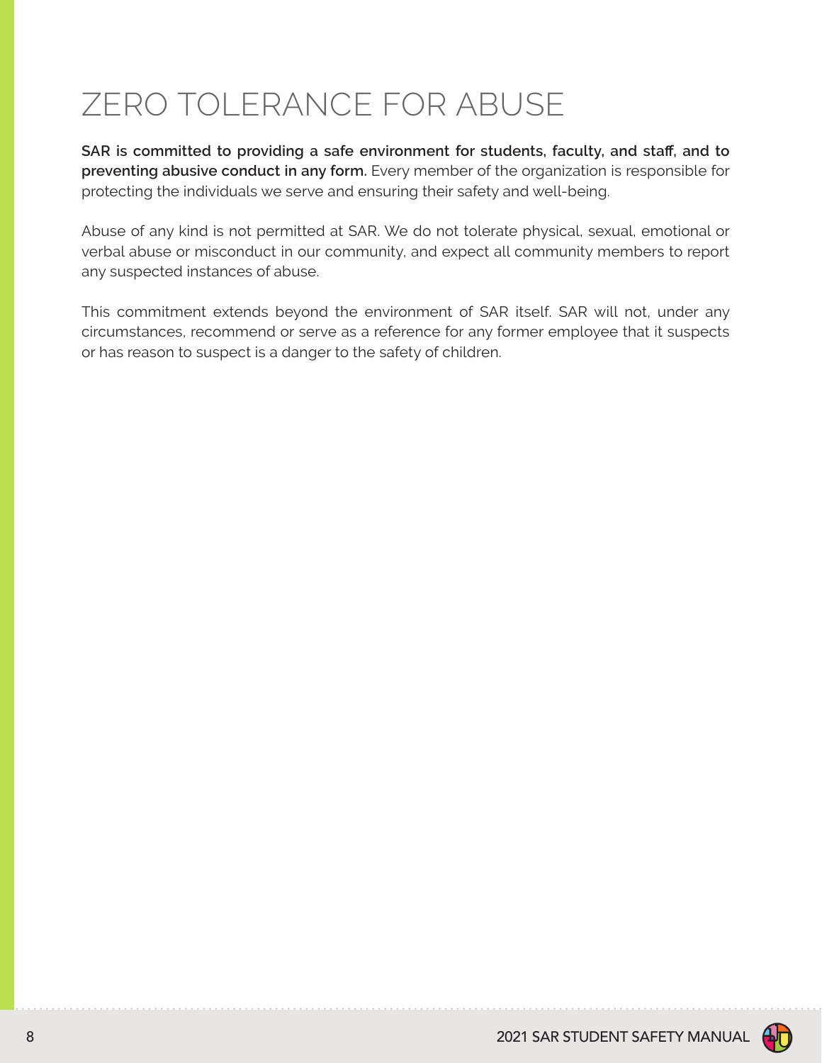# ZERO TOLERANCE FOR ABUSE

**SAR is committed to providing a safe environment for students, faculty, and staff, and to preventing abusive conduct in any form.** Every member of the organization is responsible for protecting the individuals we serve and ensuring their safety and well-being.

Abuse of any kind is not permitted at SAR. We do not tolerate physical, sexual, emotional or verbal abuse or misconduct in our community, and expect all community members to report any suspected instances of abuse.

This commitment extends beyond the environment of SAR itself. SAR will not, under any circumstances, recommend or serve as a reference for any former employee that it suspects or has reason to suspect is a danger to the safety of children.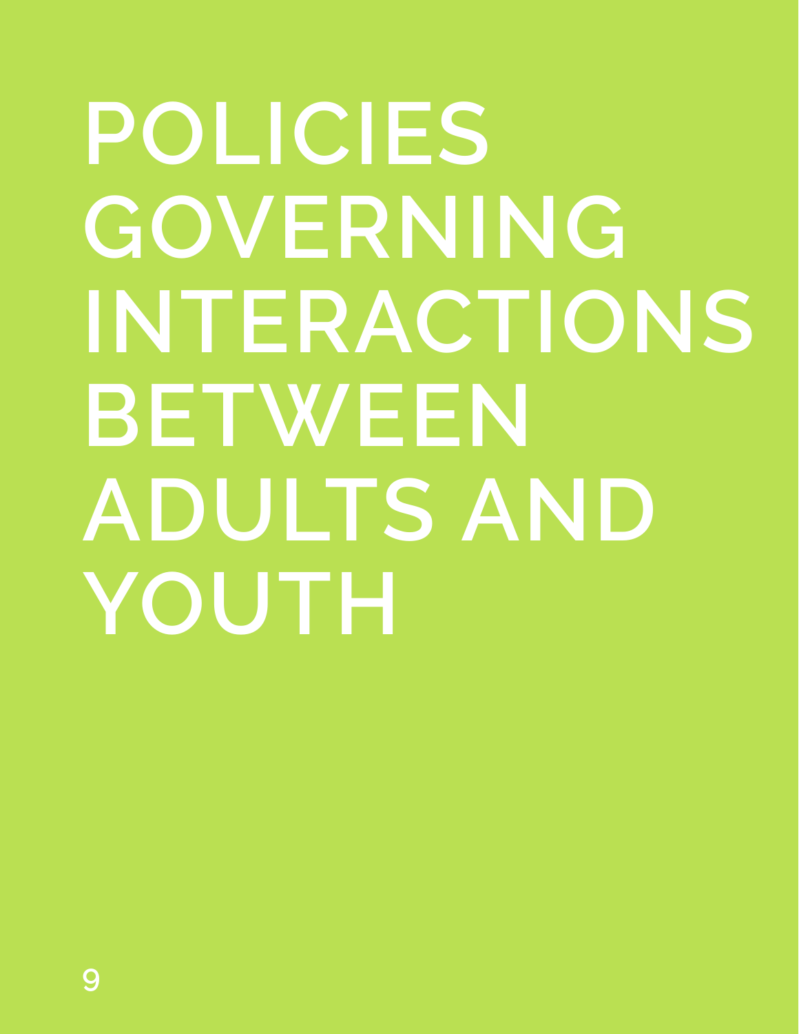# POLICIES GOVERNING INTERACTIONS BETWEEN ADULTS AND YOUTH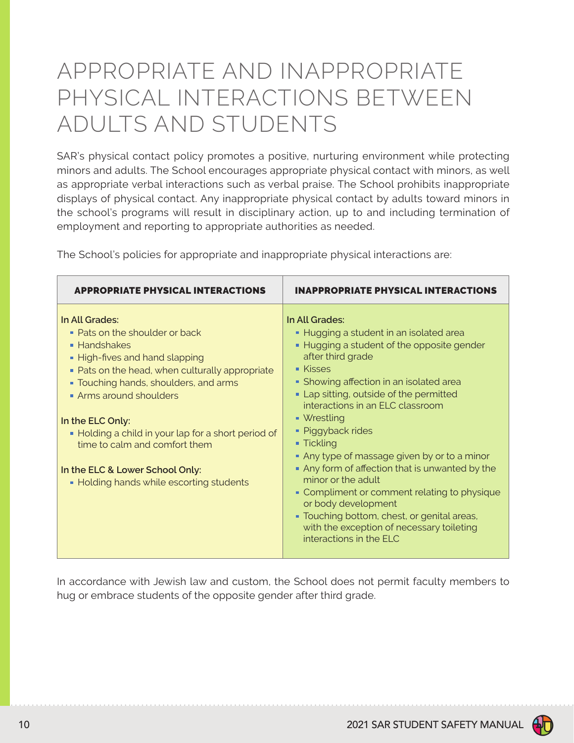# APPROPRIATE AND INAPPROPRIATE PHYSICAL INTERACTIONS BETWEEN ADULTS AND STUDENTS

SAR's physical contact policy promotes a positive, nurturing environment while protecting minors and adults. The School encourages appropriate physical contact with minors, as well as appropriate verbal interactions such as verbal praise. The School prohibits inappropriate displays of physical contact. Any inappropriate physical contact by adults toward minors in the school's programs will result in disciplinary action, up to and including termination of employment and reporting to appropriate authorities as needed.

The School's policies for appropriate and inappropriate physical interactions are:

| APPROPRIATE PHYSICAL INTERACTIONS | INAPPROPRIATE PHYSICAL INTERACTIONS |
|---|---|
| **In All Grades:**<br>▪ Pats on the shoulder or back<br>▪ Handshakes<br>▪ High-fives and hand slapping<br>▪ Pats on the head, when culturally appropriate<br>▪ Touching hands, shoulders, and arms<br>▪ Arms around shoulders<br><br>**In the ELC Only:**<br>▪ Holding a child in your lap for a short period of time to calm and comfort them<br><br>**In the ELC & Lower School Only:**<br>▪ Holding hands while escorting students | **In All Grades:**<br>▪ Hugging a student in an isolated area<br>▪ Hugging a student of the opposite gender after third grade<br>▪ Kisses<br>▪ Showing affection in an isolated area<br>▪ Lap sitting, outside of the permitted interactions in an ELC classroom<br>▪ Wrestling<br>▪ Piggyback rides<br>▪ Tickling<br>▪ Any type of massage given by or to a minor<br>▪ Any form of affection that is unwanted by the minor or the adult<br>▪ Compliment or comment relating to physique or body development<br>▪ Touching bottom, chest, or genital areas, with the exception of necessary toileting interactions in the ELC |

In accordance with Jewish law and custom, the School does not permit faculty members to hug or embrace students of the opposite gender after third grade.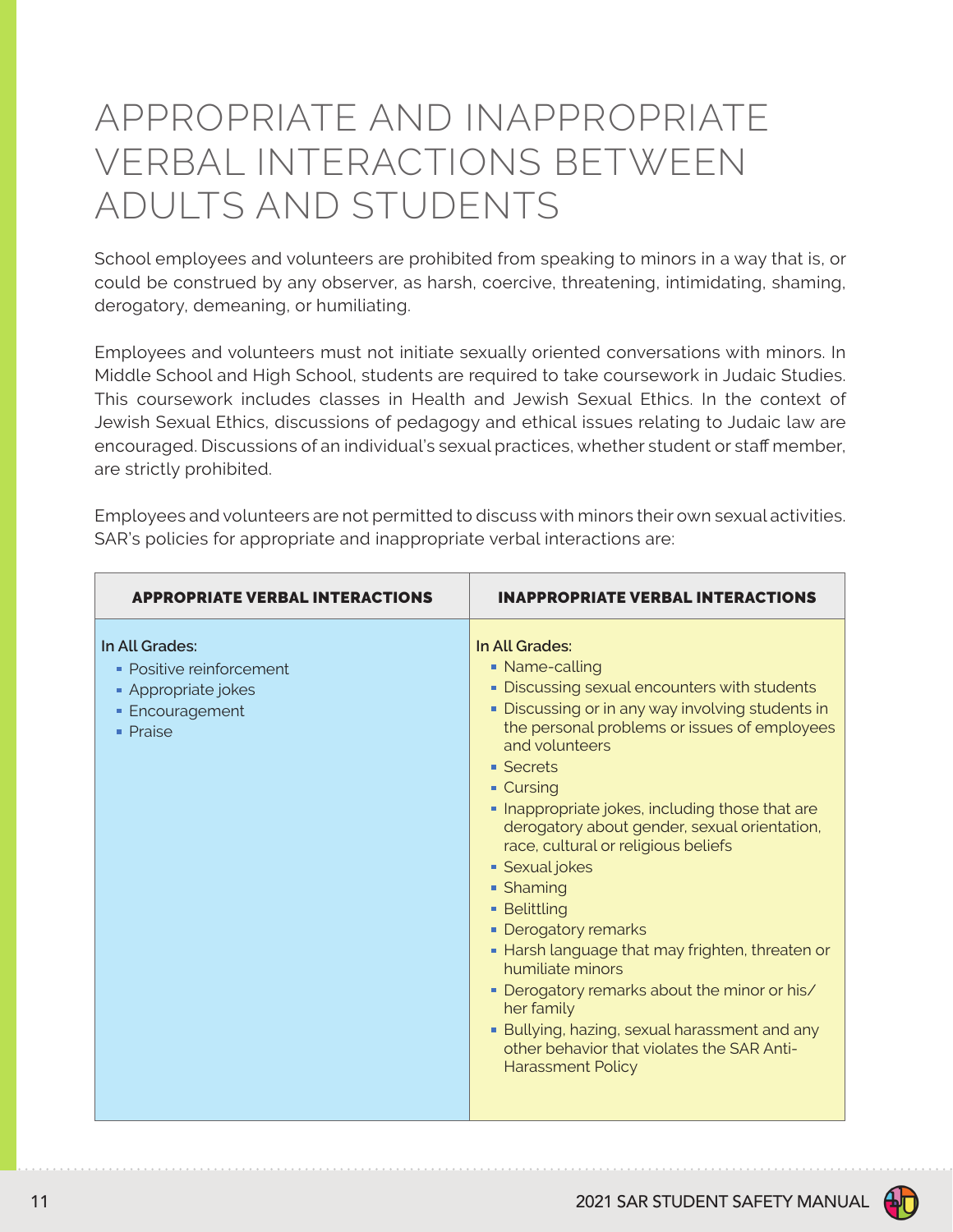# APPROPRIATE AND INAPPROPRIATE VERBAL INTERACTIONS BETWEEN ADULTS AND STUDENTS

School employees and volunteers are prohibited from speaking to minors in a way that is, or could be construed by any observer, as harsh, coercive, threatening, intimidating, shaming, derogatory, demeaning, or humiliating.

Employees and volunteers must not initiate sexually oriented conversations with minors. In Middle School and High School, students are required to take coursework in Judaic Studies. This coursework includes classes in Health and Jewish Sexual Ethics. In the context of Jewish Sexual Ethics, discussions of pedagogy and ethical issues relating to Judaic law are encouraged. Discussions of an individual's sexual practices, whether student or staff member, are strictly prohibited.

Employees and volunteers are not permitted to discuss with minors their own sexual activities. SAR's policies for appropriate and inappropriate verbal interactions are:

| APPROPRIATE VERBAL INTERACTIONS | INAPPROPRIATE VERBAL INTERACTIONS |
|---|---|
| **In All Grades:**<br>▪ Positive reinforcement<br>▪ Appropriate jokes<br>▪ Encouragement<br>▪ Praise | **In All Grades:**<br>▪ Name-calling<br>▪ Discussing sexual encounters with students<br>▪ Discussing or in any way involving students in the personal problems or issues of employees and volunteers<br>▪ Secrets<br>▪ Cursing<br>▪ Inappropriate jokes, including those that are derogatory about gender, sexual orientation, race, cultural or religious beliefs<br>▪ Sexual jokes<br>▪ Shaming<br>▪ Belittling<br>▪ Derogatory remarks<br>▪ Harsh language that may frighten, threaten or humiliate minors<br>▪ Derogatory remarks about the minor or his/her family<br>▪ Bullying, hazing, sexual harassment and any other behavior that violates the SAR Anti-Harassment Policy |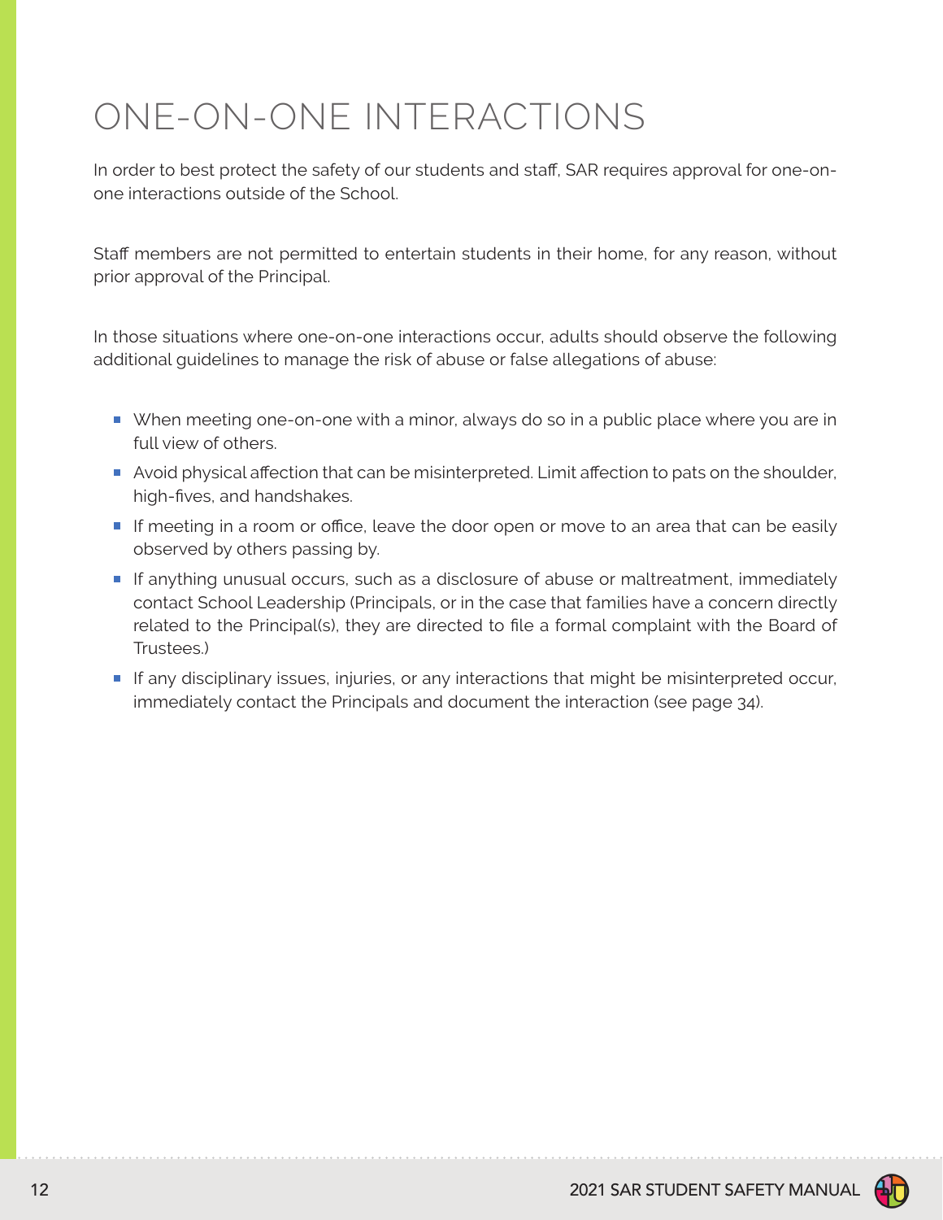# ONE-ON-ONE INTERACTIONS

In order to best protect the safety of our students and staff, SAR requires approval for one-on-one interactions outside of the School.

Staff members are not permitted to entertain students in their home, for any reason, without prior approval of the Principal.

In those situations where one-on-one interactions occur, adults should observe the following additional guidelines to manage the risk of abuse or false allegations of abuse:

- When meeting one-on-one with a minor, always do so in a public place where you are in full view of others.
- Avoid physical affection that can be misinterpreted. Limit affection to pats on the shoulder, high-fives, and handshakes.
- If meeting in a room or office, leave the door open or move to an area that can be easily observed by others passing by.
- If anything unusual occurs, such as a disclosure of abuse or maltreatment, immediately contact School Leadership (Principals, or in the case that families have a concern directly related to the Principal(s), they are directed to file a formal complaint with the Board of Trustees.)
- If any disciplinary issues, injuries, or any interactions that might be misinterpreted occur, immediately contact the Principals and document the interaction (see page 34).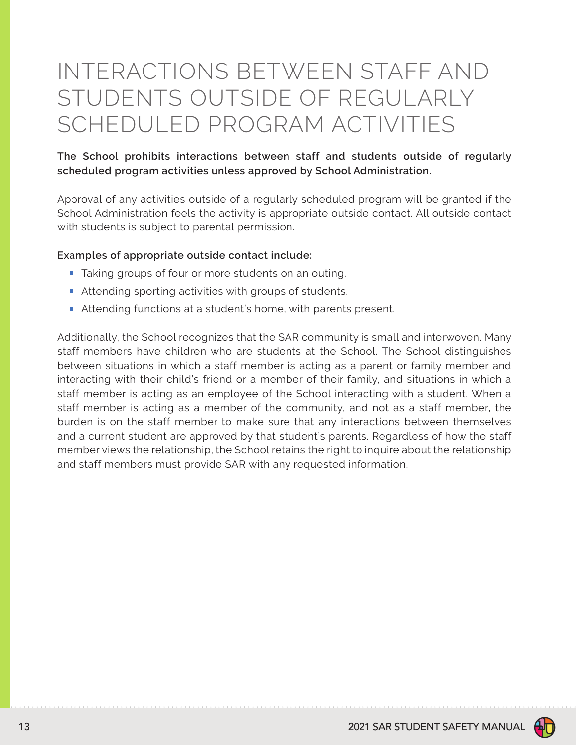# INTERACTIONS BETWEEN STAFF AND STUDENTS OUTSIDE OF REGULARLY SCHEDULED PROGRAM ACTIVITIES

**The School prohibits interactions between staff and students outside of regularly scheduled program activities unless approved by School Administration.**

Approval of any activities outside of a regularly scheduled program will be granted if the School Administration feels the activity is appropriate outside contact. All outside contact with students is subject to parental permission.

**Examples of appropriate outside contact include:**

- Taking groups of four or more students on an outing.
- Attending sporting activities with groups of students.
- Attending functions at a student's home, with parents present.

Additionally, the School recognizes that the SAR community is small and interwoven. Many staff members have children who are students at the School. The School distinguishes between situations in which a staff member is acting as a parent or family member and interacting with their child's friend or a member of their family, and situations in which a staff member is acting as an employee of the School interacting with a student. When a staff member is acting as a member of the community, and not as a staff member, the burden is on the staff member to make sure that any interactions between themselves and a current student are approved by that student's parents. Regardless of how the staff member views the relationship, the School retains the right to inquire about the relationship and staff members must provide SAR with any requested information.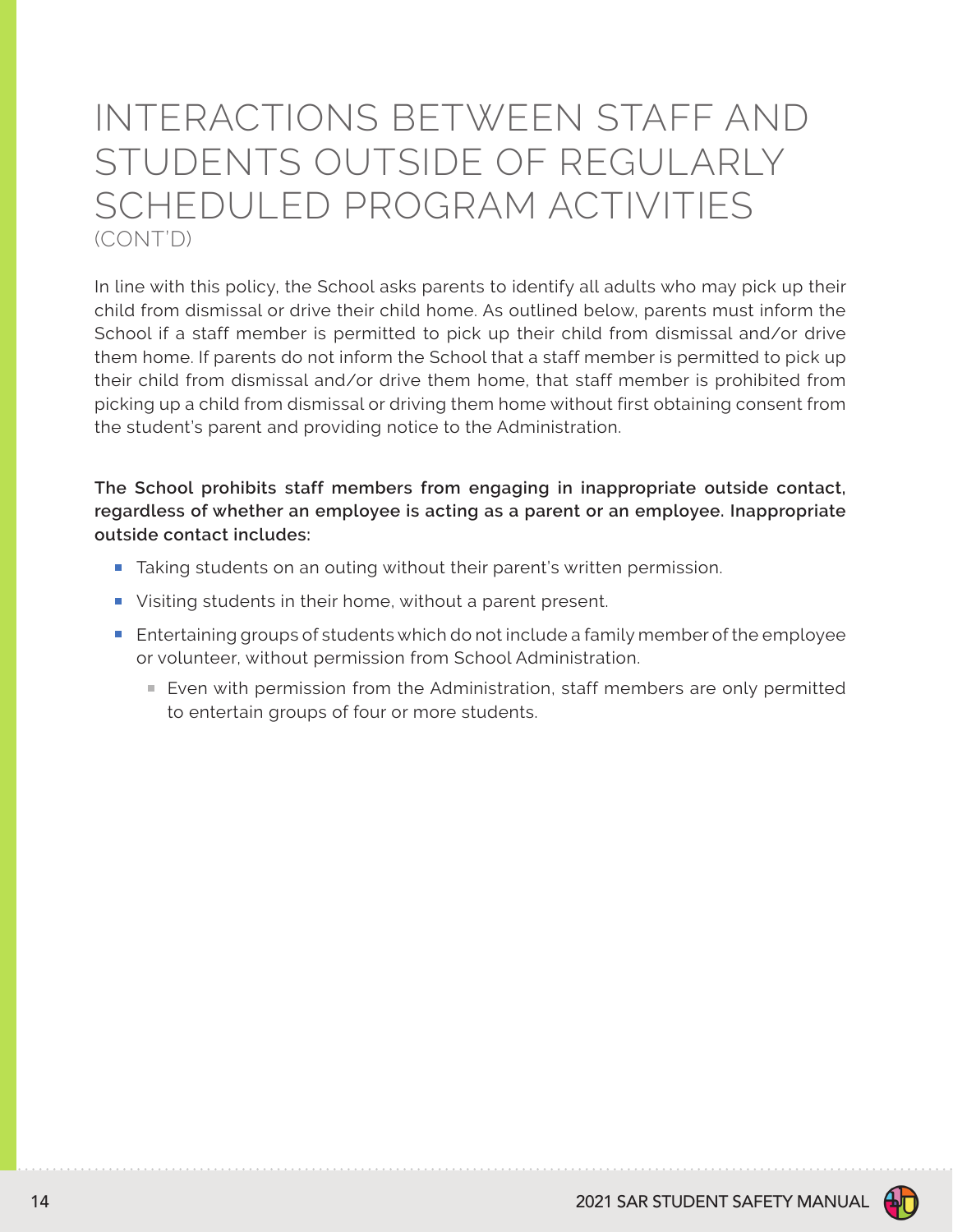# INTERACTIONS BETWEEN STAFF AND STUDENTS OUTSIDE OF REGULARLY SCHEDULED PROGRAM ACTIVITIES (CONT'D)

In line with this policy, the School asks parents to identify all adults who may pick up their child from dismissal or drive their child home. As outlined below, parents must inform the School if a staff member is permitted to pick up their child from dismissal and/or drive them home. If parents do not inform the School that a staff member is permitted to pick up their child from dismissal and/or drive them home, that staff member is prohibited from picking up a child from dismissal or driving them home without first obtaining consent from the student's parent and providing notice to the Administration.

**The School prohibits staff members from engaging in inappropriate outside contact, regardless of whether an employee is acting as a parent or an employee. Inappropriate outside contact includes:**

- Taking students on an outing without their parent's written permission.
- Visiting students in their home, without a parent present.
- Entertaining groups of students which do not include a family member of the employee or volunteer, without permission from School Administration.
  - Even with permission from the Administration, staff members are only permitted to entertain groups of four or more students.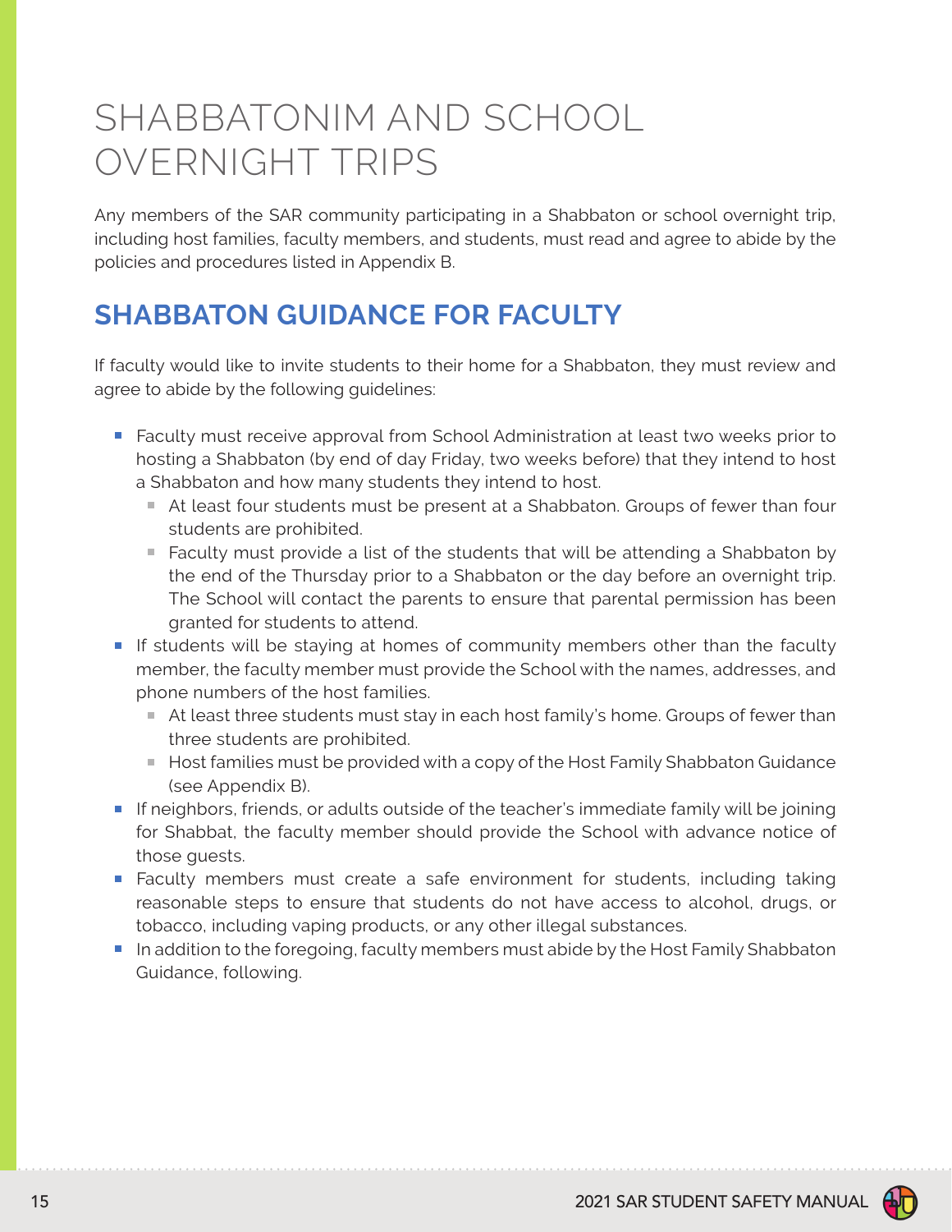# SHABBATONIM AND SCHOOL OVERNIGHT TRIPS

Any members of the SAR community participating in a Shabbaton or school overnight trip, including host families, faculty members, and students, must read and agree to abide by the policies and procedures listed in Appendix B.

## SHABBATON GUIDANCE FOR FACULTY

If faculty would like to invite students to their home for a Shabbaton, they must review and agree to abide by the following guidelines:

- Faculty must receive approval from School Administration at least two weeks prior to hosting a Shabbaton (by end of day Friday, two weeks before) that they intend to host a Shabbaton and how many students they intend to host.
  - At least four students must be present at a Shabbaton. Groups of fewer than four students are prohibited.
  - Faculty must provide a list of the students that will be attending a Shabbaton by the end of the Thursday prior to a Shabbaton or the day before an overnight trip. The School will contact the parents to ensure that parental permission has been granted for students to attend.
- If students will be staying at homes of community members other than the faculty member, the faculty member must provide the School with the names, addresses, and phone numbers of the host families.
  - At least three students must stay in each host family's home. Groups of fewer than three students are prohibited.
  - Host families must be provided with a copy of the Host Family Shabbaton Guidance (see Appendix B).
- If neighbors, friends, or adults outside of the teacher's immediate family will be joining for Shabbat, the faculty member should provide the School with advance notice of those guests.
- Faculty members must create a safe environment for students, including taking reasonable steps to ensure that students do not have access to alcohol, drugs, or tobacco, including vaping products, or any other illegal substances.
- In addition to the foregoing, faculty members must abide by the Host Family Shabbaton Guidance, following.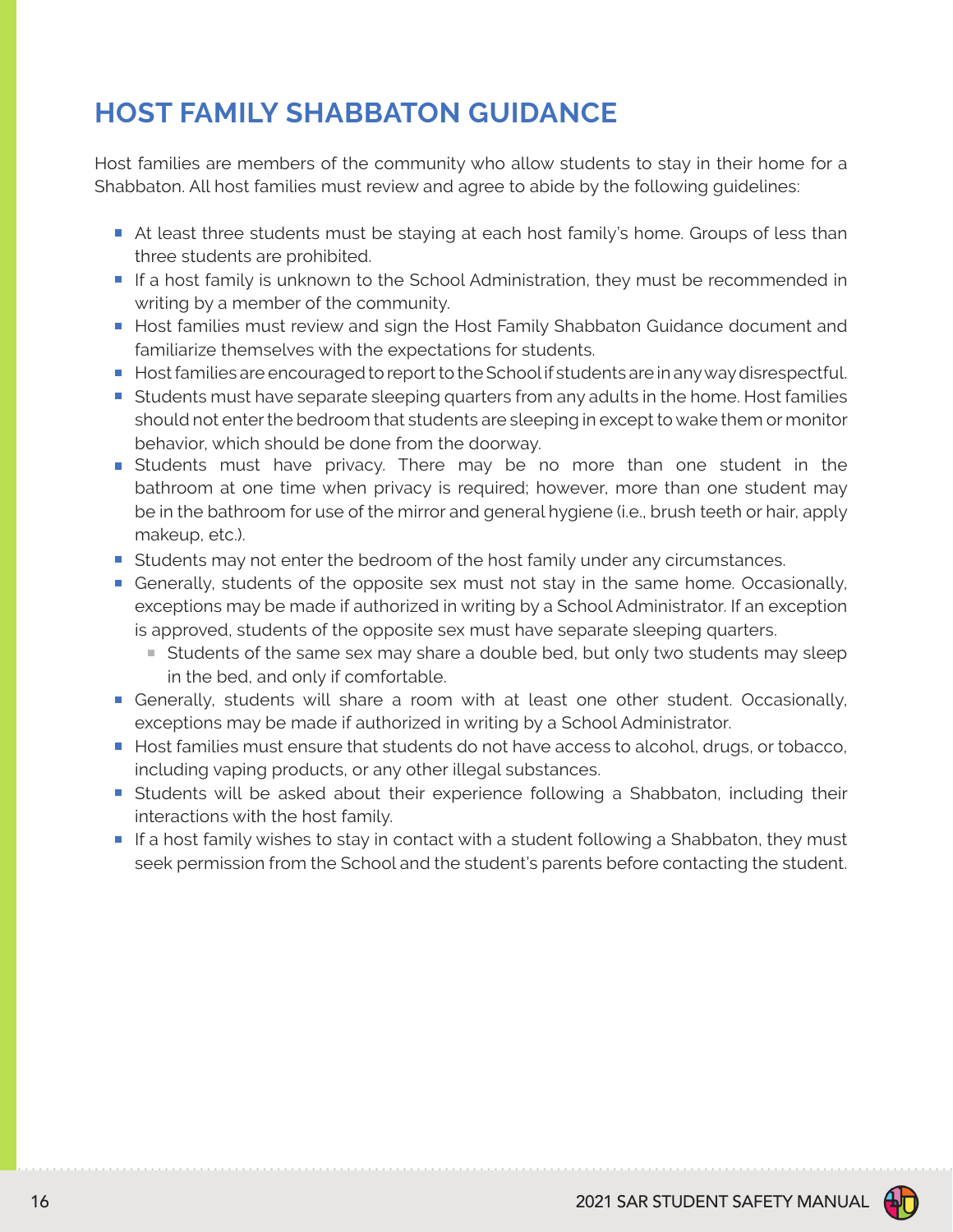# HOST FAMILY SHABBATON GUIDANCE

Host families are members of the community who allow students to stay in their home for a Shabbaton. All host families must review and agree to abide by the following guidelines:

- At least three students must be staying at each host family's home. Groups of less than three students are prohibited.
- If a host family is unknown to the School Administration, they must be recommended in writing by a member of the community.
- Host families must review and sign the Host Family Shabbaton Guidance document and familiarize themselves with the expectations for students.
- Host families are encouraged to report to the School if students are in any way disrespectful.
- Students must have separate sleeping quarters from any adults in the home. Host families should not enter the bedroom that students are sleeping in except to wake them or monitor behavior, which should be done from the doorway.
- Students must have privacy. There may be no more than one student in the bathroom at one time when privacy is required; however, more than one student may be in the bathroom for use of the mirror and general hygiene (i.e., brush teeth or hair, apply makeup, etc.).
- Students may not enter the bedroom of the host family under any circumstances.
- Generally, students of the opposite sex must not stay in the same home. Occasionally, exceptions may be made if authorized in writing by a School Administrator. If an exception is approved, students of the opposite sex must have separate sleeping quarters.
  - Students of the same sex may share a double bed, but only two students may sleep in the bed, and only if comfortable.
- Generally, students will share a room with at least one other student. Occasionally, exceptions may be made if authorized in writing by a School Administrator.
- Host families must ensure that students do not have access to alcohol, drugs, or tobacco, including vaping products, or any other illegal substances.
- Students will be asked about their experience following a Shabbaton, including their interactions with the host family.
- If a host family wishes to stay in contact with a student following a Shabbaton, they must seek permission from the School and the student's parents before contacting the student.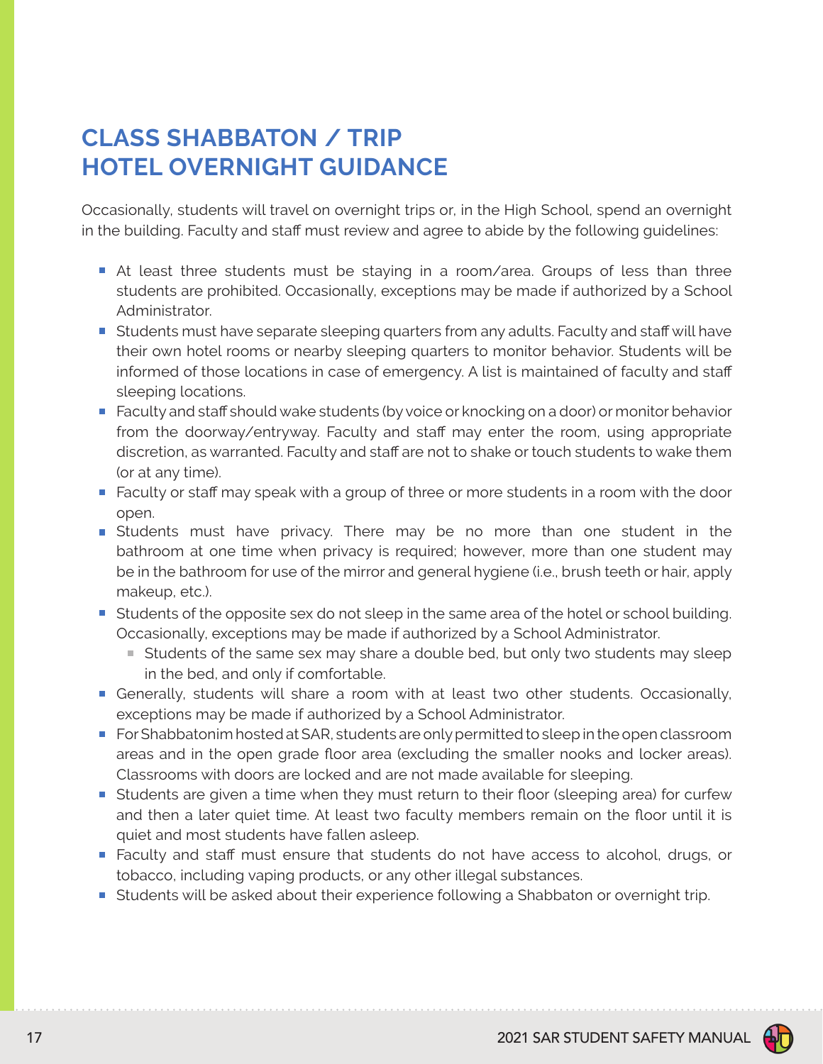# CLASS SHABBATON / TRIP HOTEL OVERNIGHT GUIDANCE

Occasionally, students will travel on overnight trips or, in the High School, spend an overnight in the building. Faculty and staff must review and agree to abide by the following guidelines:

- At least three students must be staying in a room/area. Groups of less than three students are prohibited. Occasionally, exceptions may be made if authorized by a School Administrator.
- Students must have separate sleeping quarters from any adults. Faculty and staff will have their own hotel rooms or nearby sleeping quarters to monitor behavior. Students will be informed of those locations in case of emergency. A list is maintained of faculty and staff sleeping locations.
- Faculty and staff should wake students (by voice or knocking on a door) or monitor behavior from the doorway/entryway. Faculty and staff may enter the room, using appropriate discretion, as warranted. Faculty and staff are not to shake or touch students to wake them (or at any time).
- Faculty or staff may speak with a group of three or more students in a room with the door open.
- Students must have privacy. There may be no more than one student in the bathroom at one time when privacy is required; however, more than one student may be in the bathroom for use of the mirror and general hygiene (i.e., brush teeth or hair, apply makeup, etc.).
- Students of the opposite sex do not sleep in the same area of the hotel or school building. Occasionally, exceptions may be made if authorized by a School Administrator.
  - Students of the same sex may share a double bed, but only two students may sleep in the bed, and only if comfortable.
- Generally, students will share a room with at least two other students. Occasionally, exceptions may be made if authorized by a School Administrator.
- For Shabbatonim hosted at SAR, students are only permitted to sleep in the open classroom areas and in the open grade floor area (excluding the smaller nooks and locker areas). Classrooms with doors are locked and are not made available for sleeping.
- Students are given a time when they must return to their floor (sleeping area) for curfew and then a later quiet time. At least two faculty members remain on the floor until it is quiet and most students have fallen asleep.
- Faculty and staff must ensure that students do not have access to alcohol, drugs, or tobacco, including vaping products, or any other illegal substances.
- Students will be asked about their experience following a Shabbaton or overnight trip.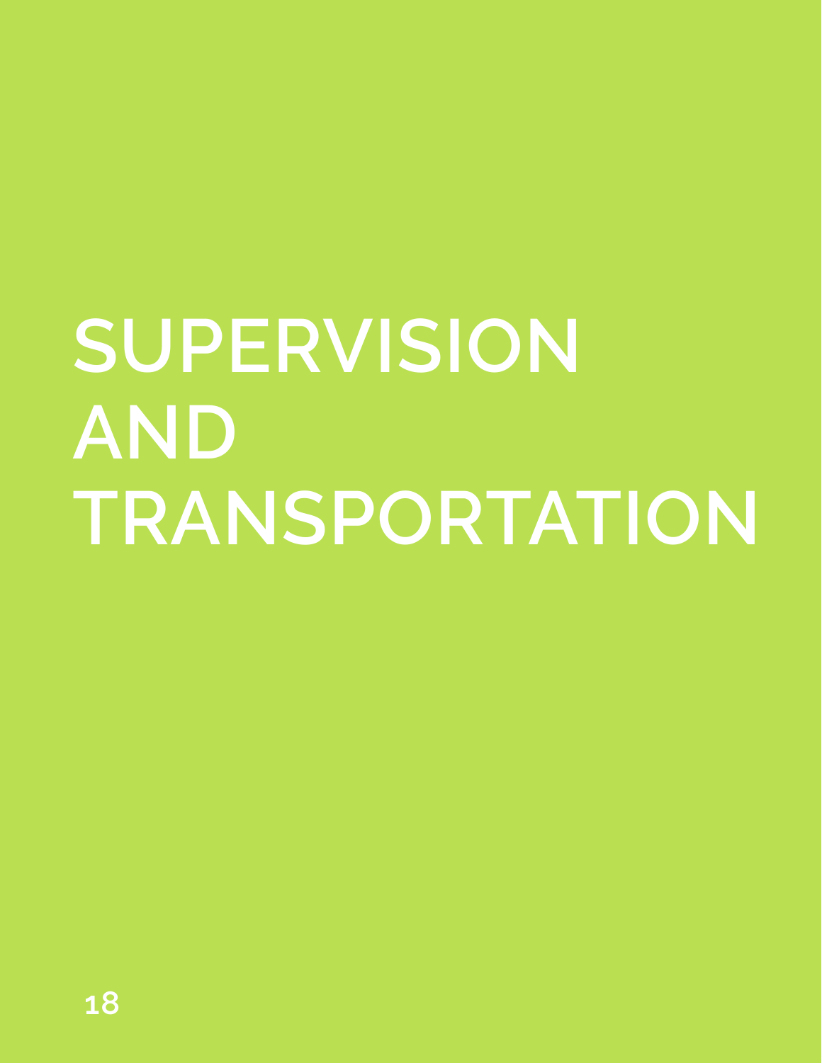# SUPERVISION AND TRANSPORTATION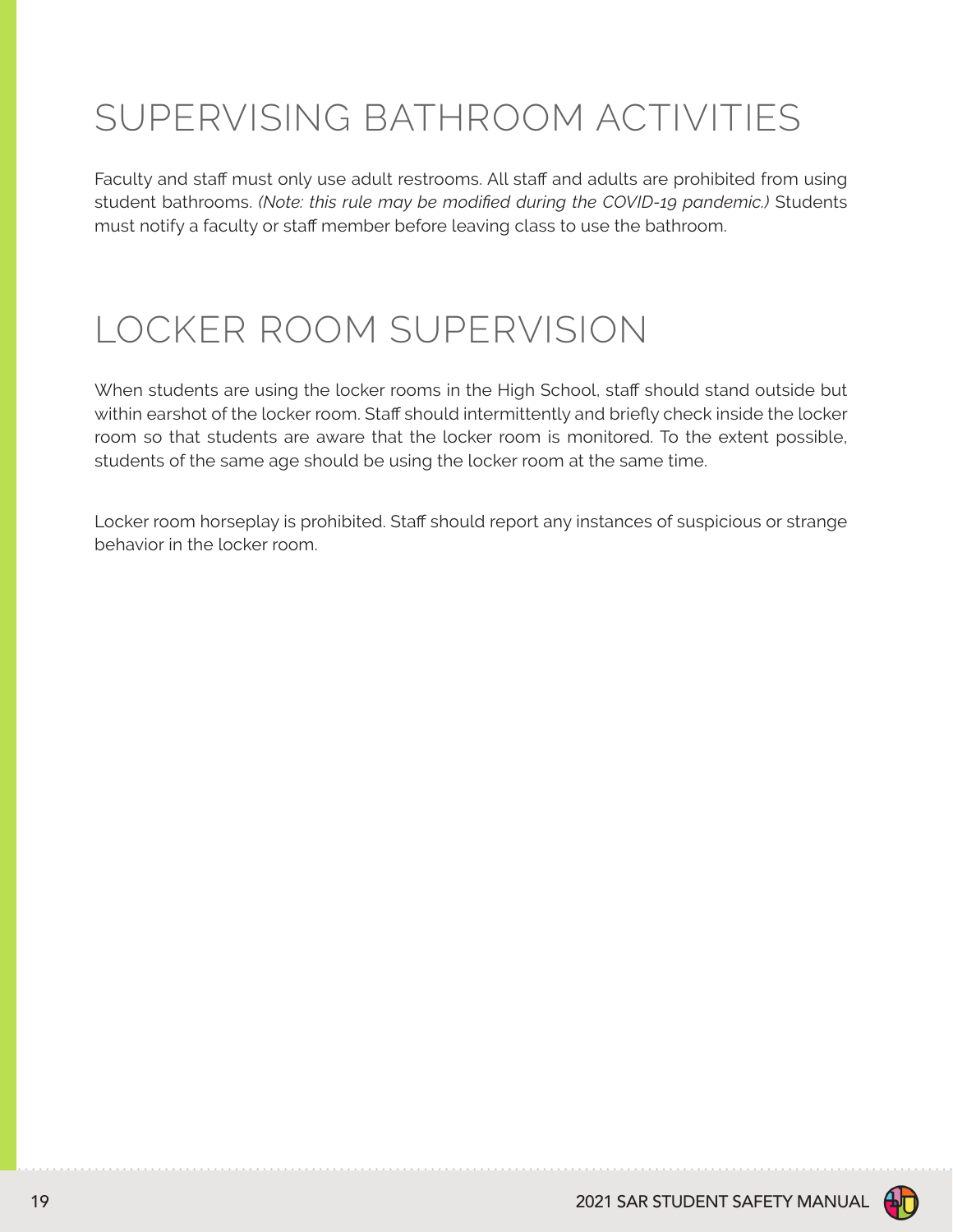# SUPERVISING BATHROOM ACTIVITIES

Faculty and staff must only use adult restrooms. All staff and adults are prohibited from using student bathrooms. *(Note: this rule may be modified during the COVID-19 pandemic.)* Students must notify a faculty or staff member before leaving class to use the bathroom.

# LOCKER ROOM SUPERVISION

When students are using the locker rooms in the High School, staff should stand outside but within earshot of the locker room. Staff should intermittently and briefly check inside the locker room so that students are aware that the locker room is monitored. To the extent possible, students of the same age should be using the locker room at the same time.

Locker room horseplay is prohibited. Staff should report any instances of suspicious or strange behavior in the locker room.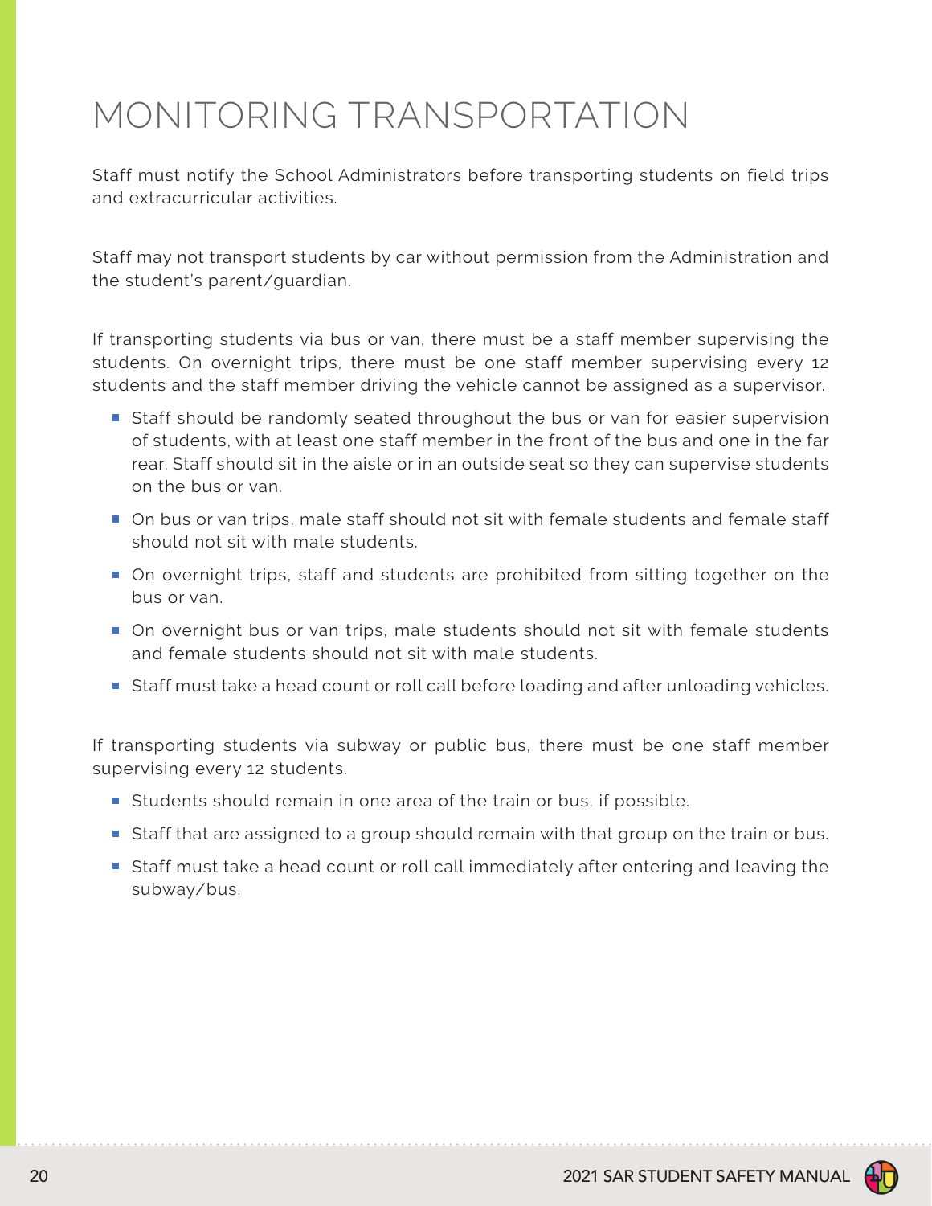# MONITORING TRANSPORTATION

Staff must notify the School Administrators before transporting students on field trips and extracurricular activities.

Staff may not transport students by car without permission from the Administration and the student's parent/guardian.

If transporting students via bus or van, there must be a staff member supervising the students. On overnight trips, there must be one staff member supervising every 12 students and the staff member driving the vehicle cannot be assigned as a supervisor.

- Staff should be randomly seated throughout the bus or van for easier supervision of students, with at least one staff member in the front of the bus and one in the far rear. Staff should sit in the aisle or in an outside seat so they can supervise students on the bus or van.
- On bus or van trips, male staff should not sit with female students and female staff should not sit with male students.
- On overnight trips, staff and students are prohibited from sitting together on the bus or van.
- On overnight bus or van trips, male students should not sit with female students and female students should not sit with male students.
- Staff must take a head count or roll call before loading and after unloading vehicles.

If transporting students via subway or public bus, there must be one staff member supervising every 12 students.

- Students should remain in one area of the train or bus, if possible.
- Staff that are assigned to a group should remain with that group on the train or bus.
- Staff must take a head count or roll call immediately after entering and leaving the subway/bus.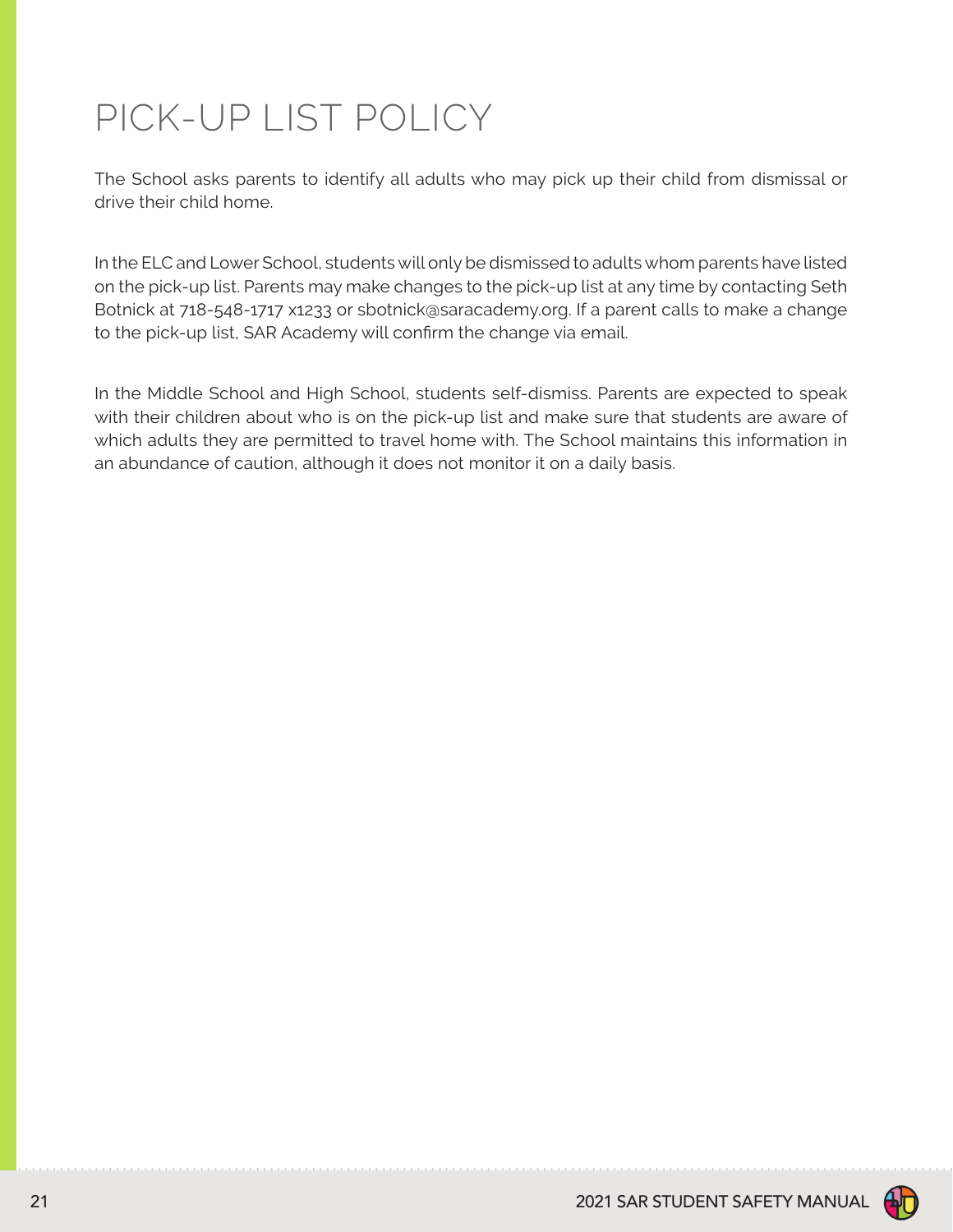# PICK-UP LIST POLICY

The School asks parents to identify all adults who may pick up their child from dismissal or drive their child home.

In the ELC and Lower School, students will only be dismissed to adults whom parents have listed on the pick-up list. Parents may make changes to the pick-up list at any time by contacting Seth Botnick at 718-548-1717 x1233 or sbotnick@saracademy.org. If a parent calls to make a change to the pick-up list, SAR Academy will confirm the change via email.

In the Middle School and High School, students self-dismiss. Parents are expected to speak with their children about who is on the pick-up list and make sure that students are aware of which adults they are permitted to travel home with. The School maintains this information in an abundance of caution, although it does not monitor it on a daily basis.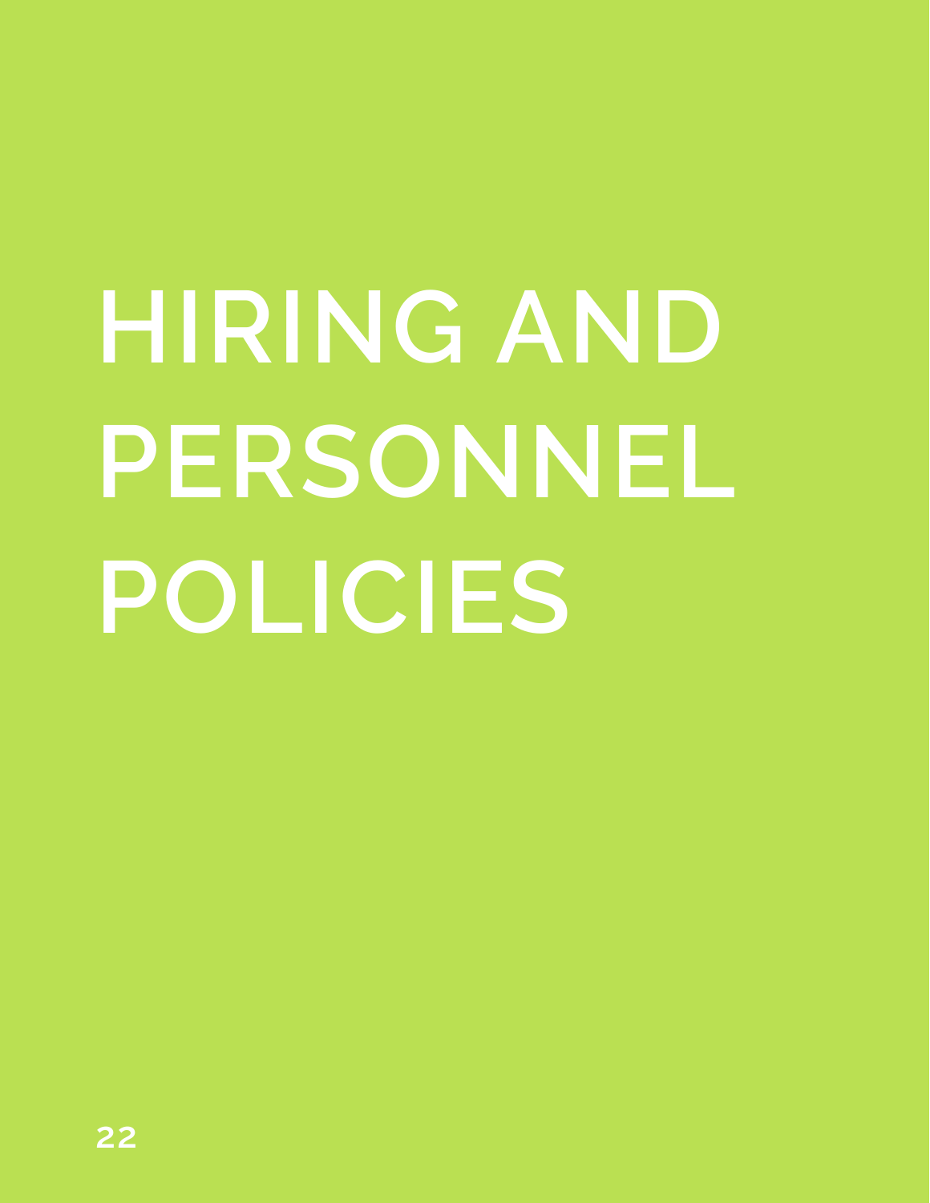# HIRING AND PERSONNEL POLICIES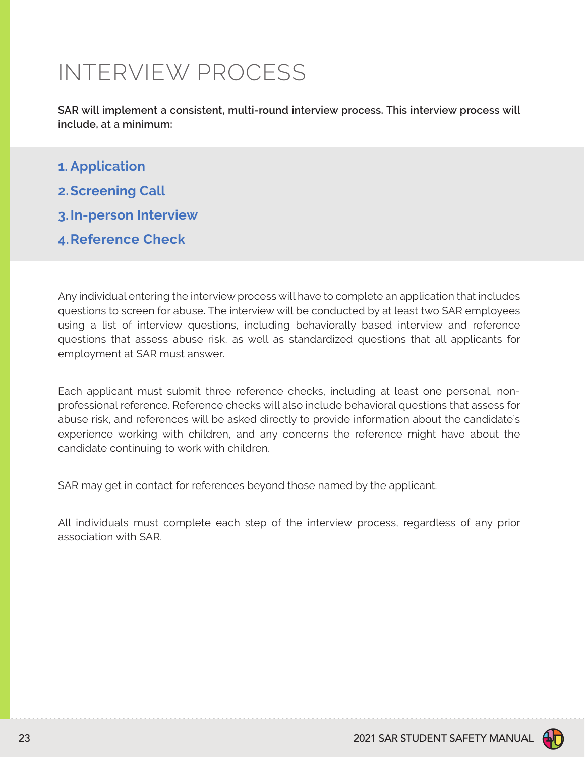# INTERVIEW PROCESS

**SAR will implement a consistent, multi-round interview process. This interview process will include, at a minimum:**

1. **Application**
2. **Screening Call**
3. **In-person Interview**
4. **Reference Check**

Any individual entering the interview process will have to complete an application that includes questions to screen for abuse. The interview will be conducted by at least two SAR employees using a list of interview questions, including behaviorally based interview and reference questions that assess abuse risk, as well as standardized questions that all applicants for employment at SAR must answer.

Each applicant must submit three reference checks, including at least one personal, non-professional reference. Reference checks will also include behavioral questions that assess for abuse risk, and references will be asked directly to provide information about the candidate's experience working with children, and any concerns the reference might have about the candidate continuing to work with children.

SAR may get in contact for references beyond those named by the applicant.

All individuals must complete each step of the interview process, regardless of any prior association with SAR.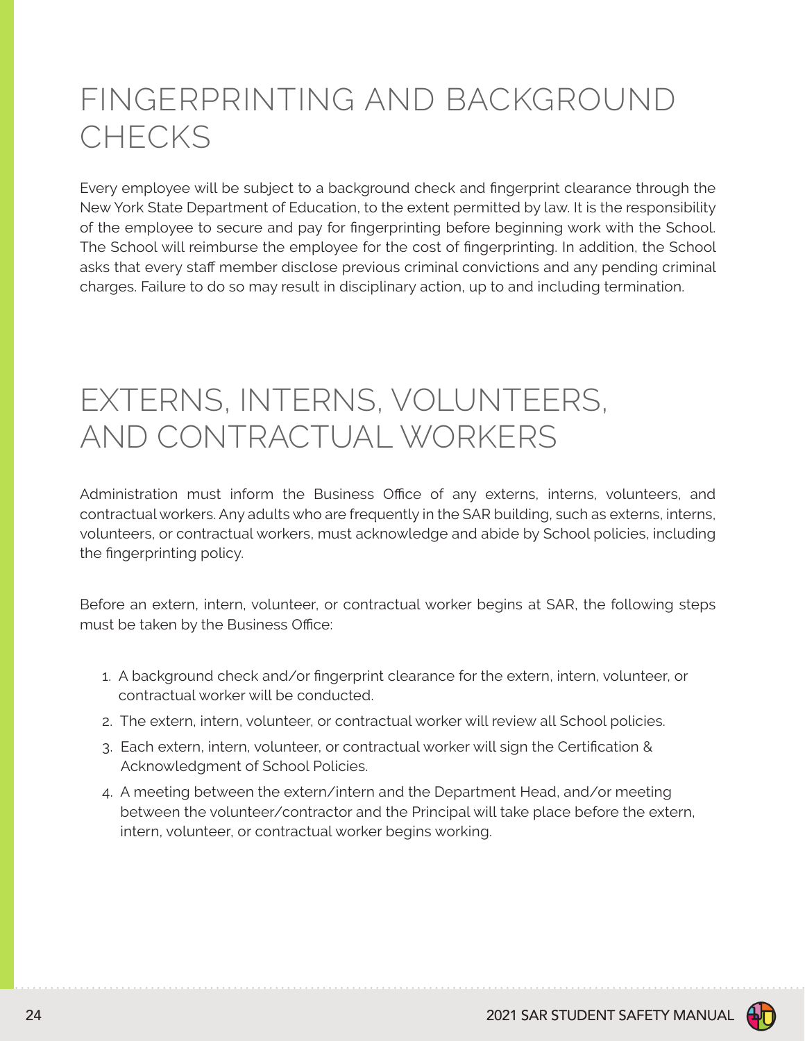# FINGERPRINTING AND BACKGROUND CHECKS

Every employee will be subject to a background check and fingerprint clearance through the New York State Department of Education, to the extent permitted by law. It is the responsibility of the employee to secure and pay for fingerprinting before beginning work with the School. The School will reimburse the employee for the cost of fingerprinting. In addition, the School asks that every staff member disclose previous criminal convictions and any pending criminal charges. Failure to do so may result in disciplinary action, up to and including termination.

# EXTERNS, INTERNS, VOLUNTEERS, AND CONTRACTUAL WORKERS

Administration must inform the Business Office of any externs, interns, volunteers, and contractual workers. Any adults who are frequently in the SAR building, such as externs, interns, volunteers, or contractual workers, must acknowledge and abide by School policies, including the fingerprinting policy.

Before an extern, intern, volunteer, or contractual worker begins at SAR, the following steps must be taken by the Business Office:

1. A background check and/or fingerprint clearance for the extern, intern, volunteer, or contractual worker will be conducted.
2. The extern, intern, volunteer, or contractual worker will review all School policies.
3. Each extern, intern, volunteer, or contractual worker will sign the Certification & Acknowledgment of School Policies.
4. A meeting between the extern/intern and the Department Head, and/or meeting between the volunteer/contractor and the Principal will take place before the extern, intern, volunteer, or contractual worker begins working.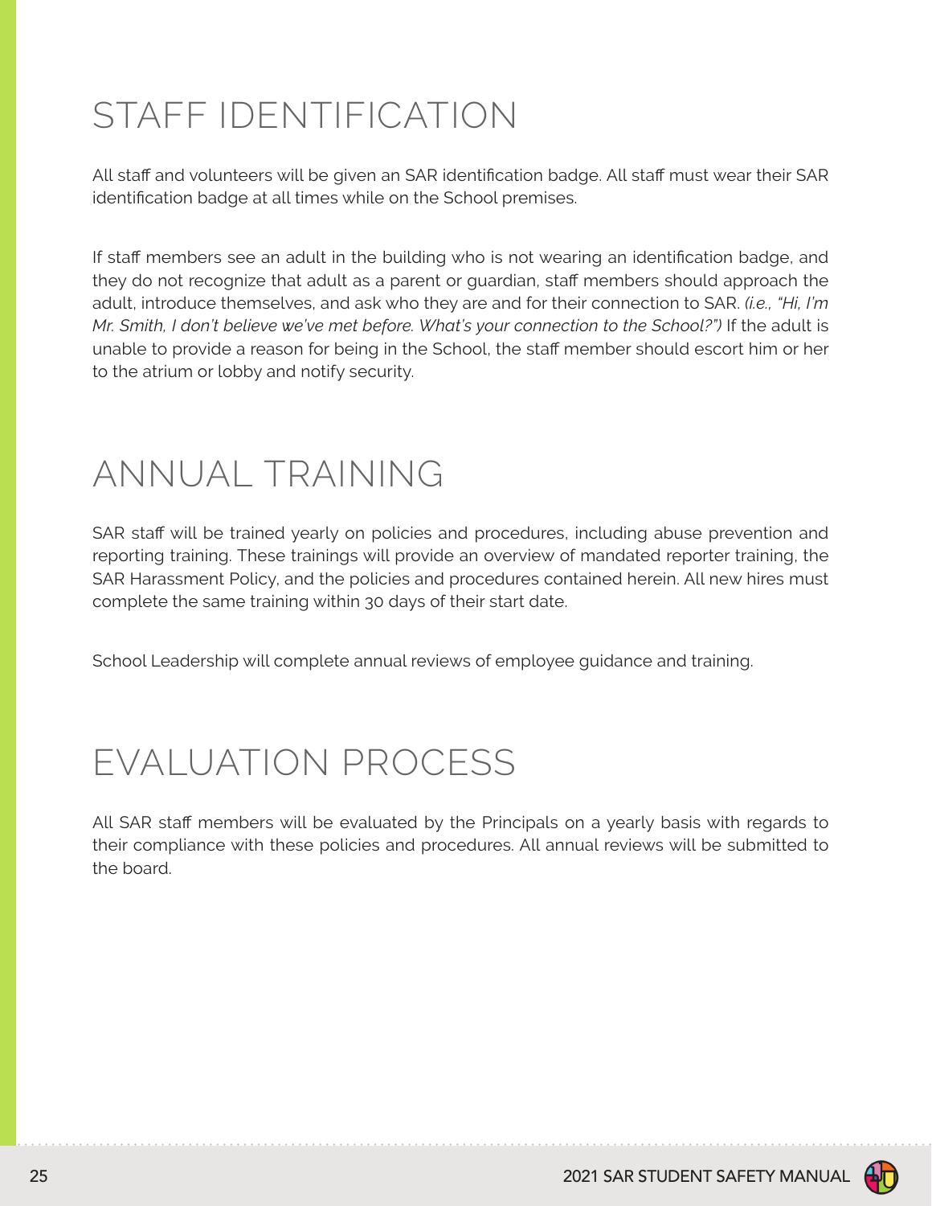# STAFF IDENTIFICATION

All staff and volunteers will be given an SAR identification badge. All staff must wear their SAR identification badge at all times while on the School premises.

If staff members see an adult in the building who is not wearing an identification badge, and they do not recognize that adult as a parent or guardian, staff members should approach the adult, introduce themselves, and ask who they are and for their connection to SAR. *(i.e., "Hi, I'm Mr. Smith, I don't believe we've met before. What's your connection to the School?")* If the adult is unable to provide a reason for being in the School, the staff member should escort him or her to the atrium or lobby and notify security.

# ANNUAL TRAINING

SAR staff will be trained yearly on policies and procedures, including abuse prevention and reporting training. These trainings will provide an overview of mandated reporter training, the SAR Harassment Policy, and the policies and procedures contained herein. All new hires must complete the same training within 30 days of their start date.

School Leadership will complete annual reviews of employee guidance and training.

# EVALUATION PROCESS

All SAR staff members will be evaluated by the Principals on a yearly basis with regards to their compliance with these policies and procedures. All annual reviews will be submitted to the board.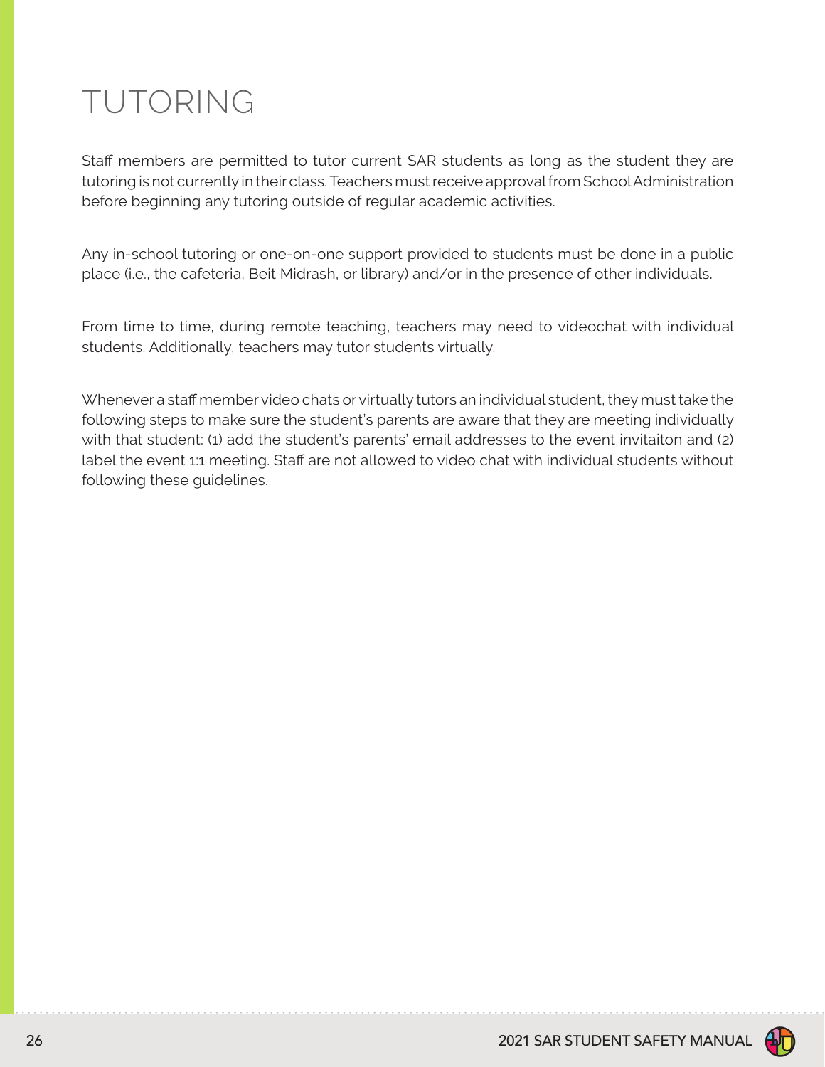# TUTORING

Staff members are permitted to tutor current SAR students as long as the student they are tutoring is not currently in their class. Teachers must receive approval from School Administration before beginning any tutoring outside of regular academic activities.

Any in-school tutoring or one-on-one support provided to students must be done in a public place (i.e., the cafeteria, Beit Midrash, or library) and/or in the presence of other individuals.

From time to time, during remote teaching, teachers may need to videochat with individual students. Additionally, teachers may tutor students virtually.

Whenever a staff member video chats or virtually tutors an individual student, they must take the following steps to make sure the student's parents are aware that they are meeting individually with that student: (1) add the student's parents' email addresses to the event invitaiton and (2) label the event 1:1 meeting. Staff are not allowed to video chat with individual students without following these guidelines.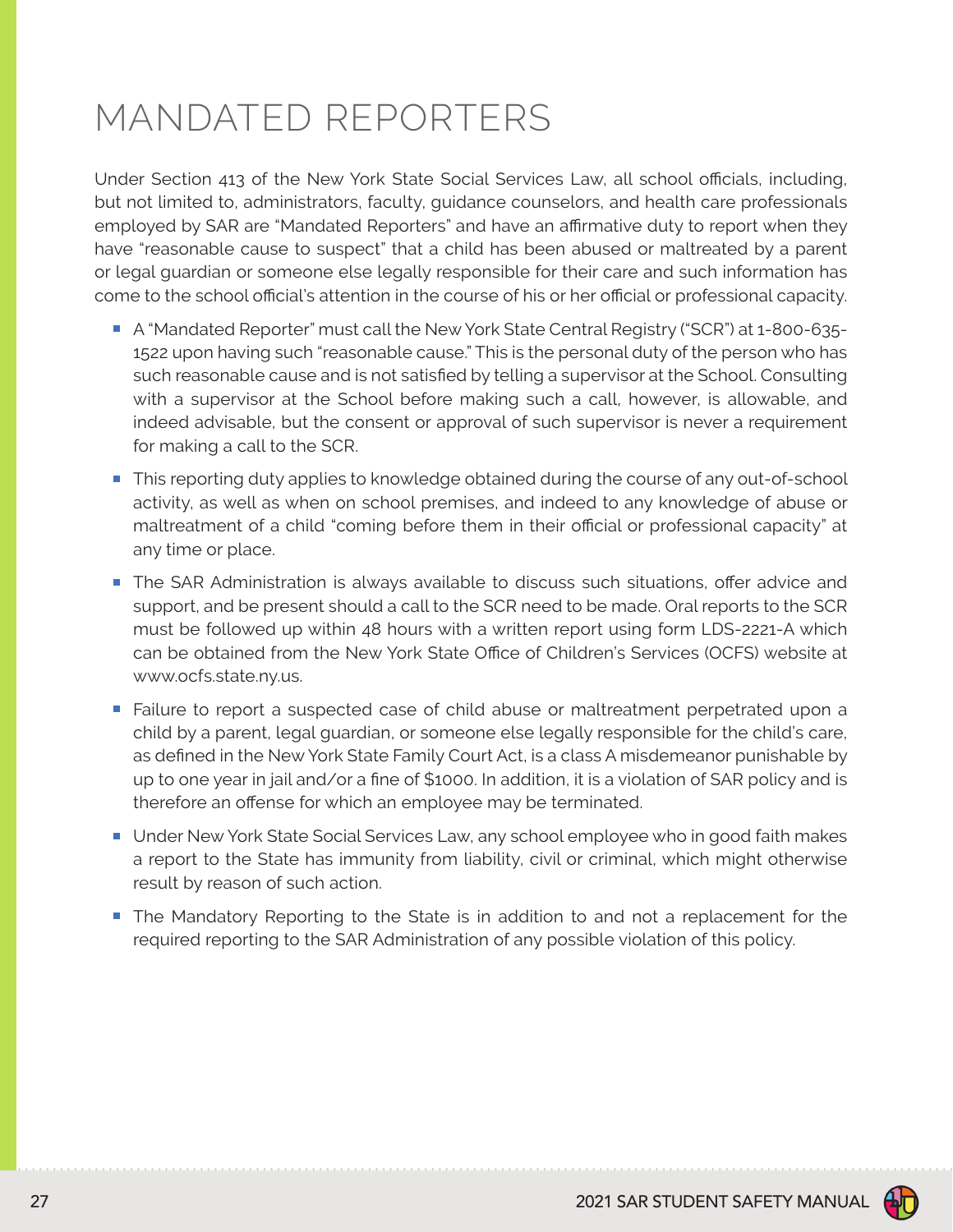# MANDATED REPORTERS

Under Section 413 of the New York State Social Services Law, all school officials, including, but not limited to, administrators, faculty, guidance counselors, and health care professionals employed by SAR are "Mandated Reporters" and have an affirmative duty to report when they have "reasonable cause to suspect" that a child has been abused or maltreated by a parent or legal guardian or someone else legally responsible for their care and such information has come to the school official's attention in the course of his or her official or professional capacity.

- A "Mandated Reporter" must call the New York State Central Registry ("SCR") at 1-800-635-1522 upon having such "reasonable cause." This is the personal duty of the person who has such reasonable cause and is not satisfied by telling a supervisor at the School. Consulting with a supervisor at the School before making such a call, however, is allowable, and indeed advisable, but the consent or approval of such supervisor is never a requirement for making a call to the SCR.
- This reporting duty applies to knowledge obtained during the course of any out-of-school activity, as well as when on school premises, and indeed to any knowledge of abuse or maltreatment of a child "coming before them in their official or professional capacity" at any time or place.
- The SAR Administration is always available to discuss such situations, offer advice and support, and be present should a call to the SCR need to be made. Oral reports to the SCR must be followed up within 48 hours with a written report using form LDS-2221-A which can be obtained from the New York State Office of Children's Services (OCFS) website at www.ocfs.state.ny.us.
- Failure to report a suspected case of child abuse or maltreatment perpetrated upon a child by a parent, legal guardian, or someone else legally responsible for the child's care, as defined in the New York State Family Court Act, is a class A misdemeanor punishable by up to one year in jail and/or a fine of $1000. In addition, it is a violation of SAR policy and is therefore an offense for which an employee may be terminated.
- Under New York State Social Services Law, any school employee who in good faith makes a report to the State has immunity from liability, civil or criminal, which might otherwise result by reason of such action.
- The Mandatory Reporting to the State is in addition to and not a replacement for the required reporting to the SAR Administration of any possible violation of this policy.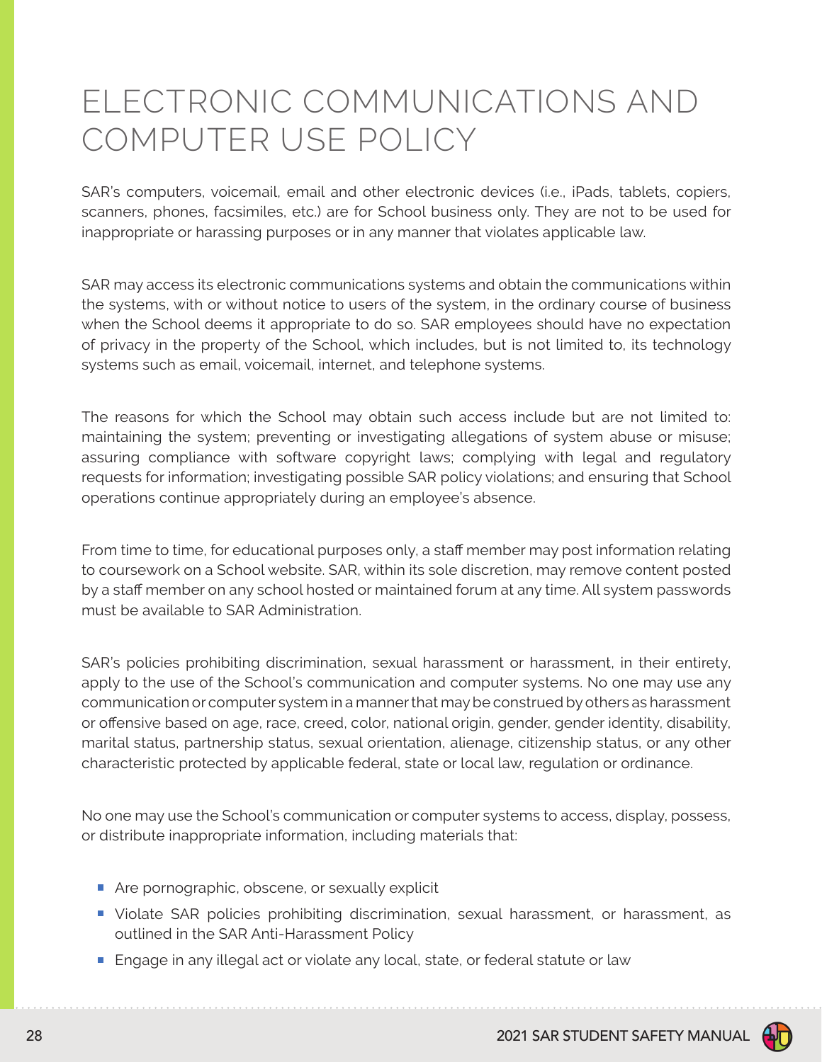# ELECTRONIC COMMUNICATIONS AND COMPUTER USE POLICY

SAR's computers, voicemail, email and other electronic devices (i.e., iPads, tablets, copiers, scanners, phones, facsimiles, etc.) are for School business only. They are not to be used for inappropriate or harassing purposes or in any manner that violates applicable law.

SAR may access its electronic communications systems and obtain the communications within the systems, with or without notice to users of the system, in the ordinary course of business when the School deems it appropriate to do so. SAR employees should have no expectation of privacy in the property of the School, which includes, but is not limited to, its technology systems such as email, voicemail, internet, and telephone systems.

The reasons for which the School may obtain such access include but are not limited to: maintaining the system; preventing or investigating allegations of system abuse or misuse; assuring compliance with software copyright laws; complying with legal and regulatory requests for information; investigating possible SAR policy violations; and ensuring that School operations continue appropriately during an employee's absence.

From time to time, for educational purposes only, a staff member may post information relating to coursework on a School website. SAR, within its sole discretion, may remove content posted by a staff member on any school hosted or maintained forum at any time. All system passwords must be available to SAR Administration.

SAR's policies prohibiting discrimination, sexual harassment or harassment, in their entirety, apply to the use of the School's communication and computer systems. No one may use any communication or computer system in a manner that may be construed by others as harassment or offensive based on age, race, creed, color, national origin, gender, gender identity, disability, marital status, partnership status, sexual orientation, alienage, citizenship status, or any other characteristic protected by applicable federal, state or local law, regulation or ordinance.

No one may use the School's communication or computer systems to access, display, possess, or distribute inappropriate information, including materials that:

- Are pornographic, obscene, or sexually explicit
- Violate SAR policies prohibiting discrimination, sexual harassment, or harassment, as outlined in the SAR Anti-Harassment Policy
- Engage in any illegal act or violate any local, state, or federal statute or law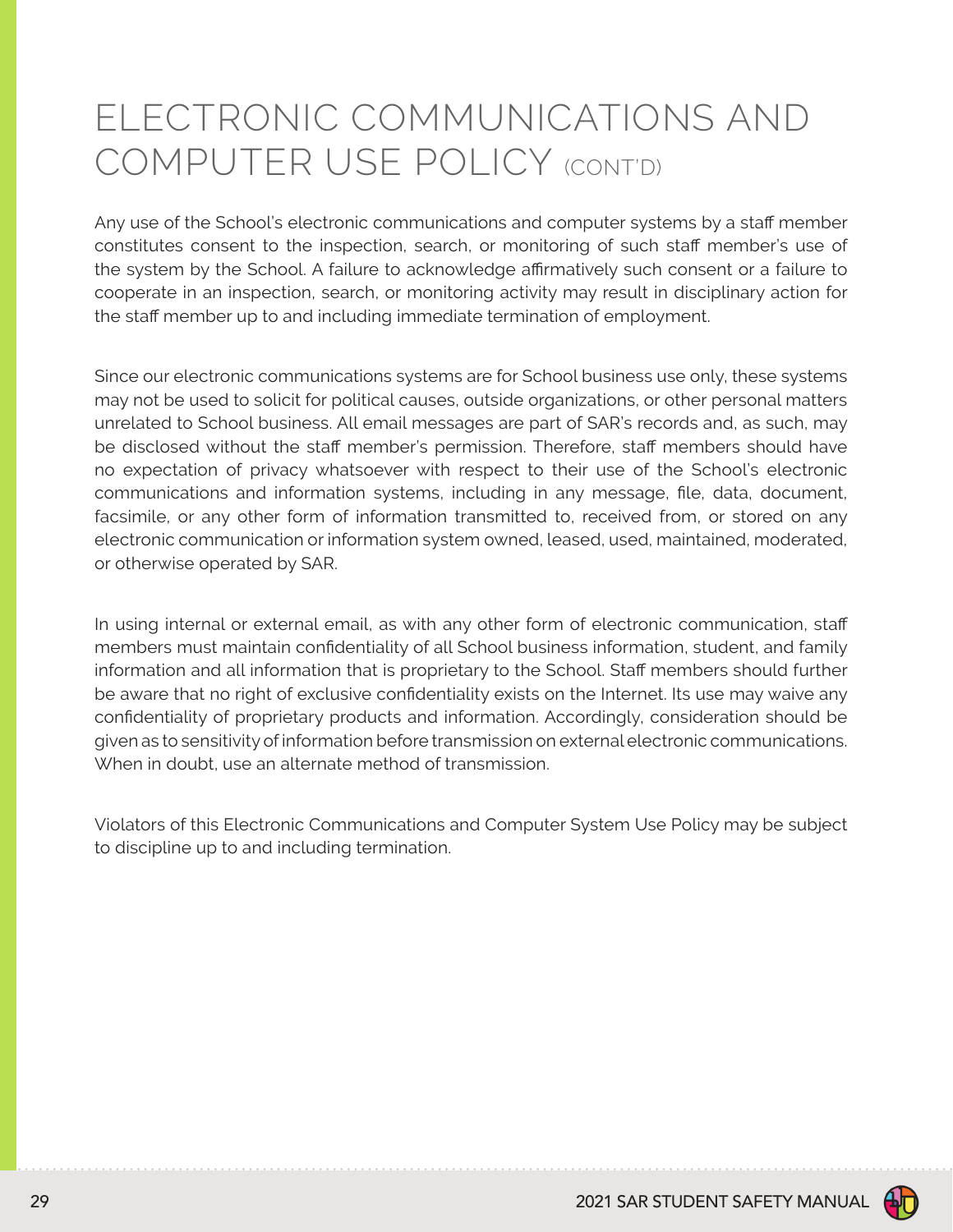# ELECTRONIC COMMUNICATIONS AND COMPUTER USE POLICY (CONT'D)

Any use of the School's electronic communications and computer systems by a staff member constitutes consent to the inspection, search, or monitoring of such staff member's use of the system by the School. A failure to acknowledge affirmatively such consent or a failure to cooperate in an inspection, search, or monitoring activity may result in disciplinary action for the staff member up to and including immediate termination of employment.

Since our electronic communications systems are for School business use only, these systems may not be used to solicit for political causes, outside organizations, or other personal matters unrelated to School business. All email messages are part of SAR's records and, as such, may be disclosed without the staff member's permission. Therefore, staff members should have no expectation of privacy whatsoever with respect to their use of the School's electronic communications and information systems, including in any message, file, data, document, facsimile, or any other form of information transmitted to, received from, or stored on any electronic communication or information system owned, leased, used, maintained, moderated, or otherwise operated by SAR.

In using internal or external email, as with any other form of electronic communication, staff members must maintain confidentiality of all School business information, student, and family information and all information that is proprietary to the School. Staff members should further be aware that no right of exclusive confidentiality exists on the Internet. Its use may waive any confidentiality of proprietary products and information. Accordingly, consideration should be given as to sensitivity of information before transmission on external electronic communications. When in doubt, use an alternate method of transmission.

Violators of this Electronic Communications and Computer System Use Policy may be subject to discipline up to and including termination.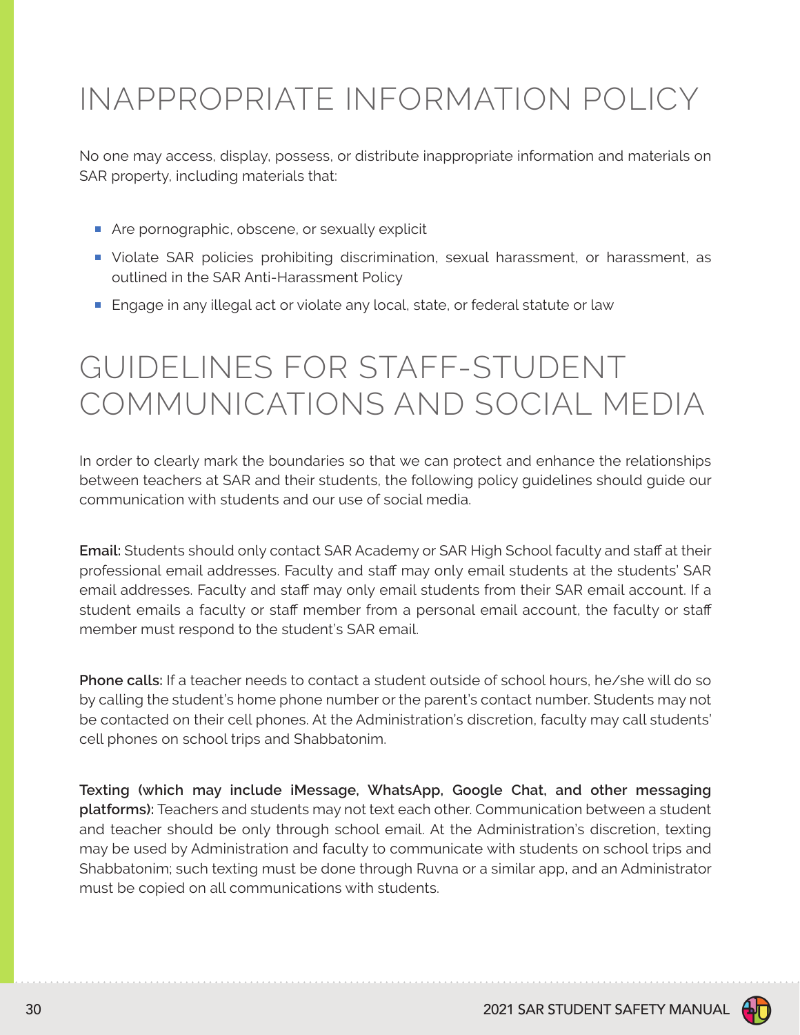# INAPPROPRIATE INFORMATION POLICY

No one may access, display, possess, or distribute inappropriate information and materials on SAR property, including materials that:

- Are pornographic, obscene, or sexually explicit
- Violate SAR policies prohibiting discrimination, sexual harassment, or harassment, as outlined in the SAR Anti-Harassment Policy
- Engage in any illegal act or violate any local, state, or federal statute or law

# GUIDELINES FOR STAFF-STUDENT COMMUNICATIONS AND SOCIAL MEDIA

In order to clearly mark the boundaries so that we can protect and enhance the relationships between teachers at SAR and their students, the following policy guidelines should guide our communication with students and our use of social media.

**Email:** Students should only contact SAR Academy or SAR High School faculty and staff at their professional email addresses. Faculty and staff may only email students at the students' SAR email addresses. Faculty and staff may only email students from their SAR email account. If a student emails a faculty or staff member from a personal email account, the faculty or staff member must respond to the student's SAR email.

**Phone calls:** If a teacher needs to contact a student outside of school hours, he/she will do so by calling the student's home phone number or the parent's contact number. Students may not be contacted on their cell phones. At the Administration's discretion, faculty may call students' cell phones on school trips and Shabbatonim.

**Texting (which may include iMessage, WhatsApp, Google Chat, and other messaging platforms):** Teachers and students may not text each other. Communication between a student and teacher should be only through school email. At the Administration's discretion, texting may be used by Administration and faculty to communicate with students on school trips and Shabbatonim; such texting must be done through Ruvna or a similar app, and an Administrator must be copied on all communications with students.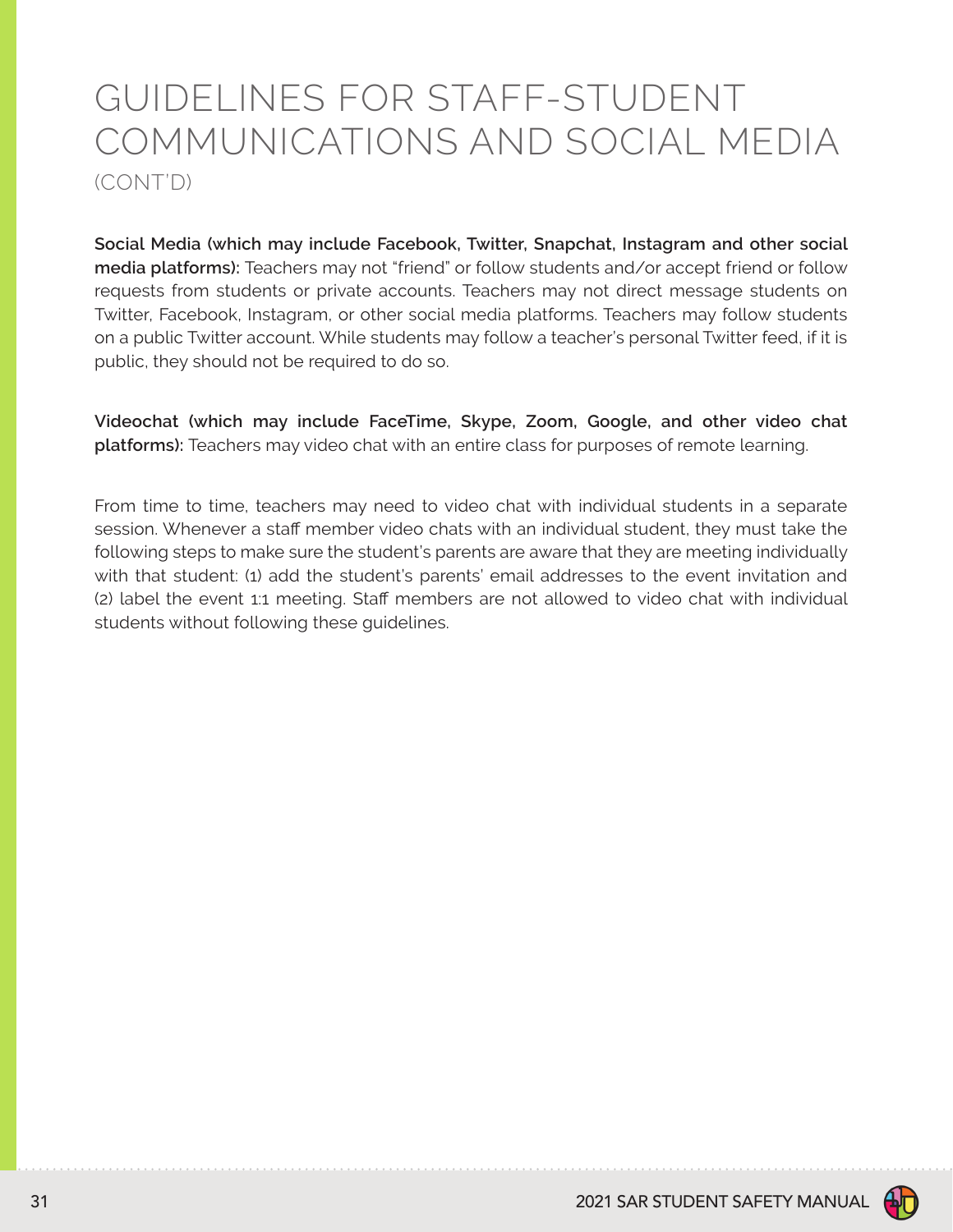# GUIDELINES FOR STAFF-STUDENT COMMUNICATIONS AND SOCIAL MEDIA (CONT'D)

**Social Media (which may include Facebook, Twitter, Snapchat, Instagram and other social media platforms):** Teachers may not "friend" or follow students and/or accept friend or follow requests from students or private accounts. Teachers may not direct message students on Twitter, Facebook, Instagram, or other social media platforms. Teachers may follow students on a public Twitter account. While students may follow a teacher's personal Twitter feed, if it is public, they should not be required to do so.

**Videochat (which may include FaceTime, Skype, Zoom, Google, and other video chat platforms):** Teachers may video chat with an entire class for purposes of remote learning.

From time to time, teachers may need to video chat with individual students in a separate session. Whenever a staff member video chats with an individual student, they must take the following steps to make sure the student's parents are aware that they are meeting individually with that student: (1) add the student's parents' email addresses to the event invitation and (2) label the event 1:1 meeting. Staff members are not allowed to video chat with individual students without following these guidelines.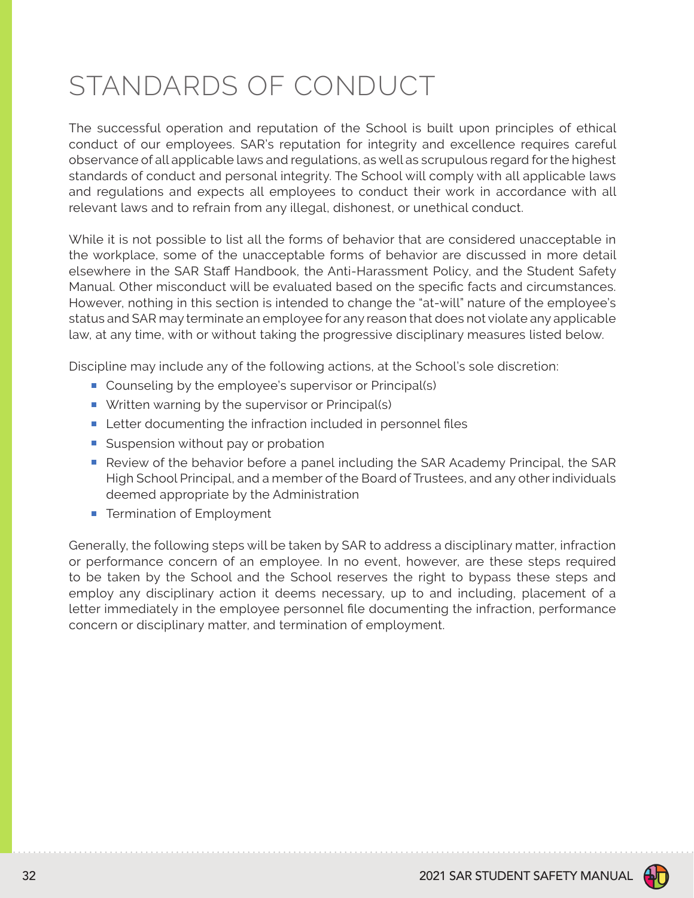# STANDARDS OF CONDUCT

The successful operation and reputation of the School is built upon principles of ethical conduct of our employees. SAR's reputation for integrity and excellence requires careful observance of all applicable laws and regulations, as well as scrupulous regard for the highest standards of conduct and personal integrity. The School will comply with all applicable laws and regulations and expects all employees to conduct their work in accordance with all relevant laws and to refrain from any illegal, dishonest, or unethical conduct.

While it is not possible to list all the forms of behavior that are considered unacceptable in the workplace, some of the unacceptable forms of behavior are discussed in more detail elsewhere in the SAR Staff Handbook, the Anti-Harassment Policy, and the Student Safety Manual. Other misconduct will be evaluated based on the specific facts and circumstances. However, nothing in this section is intended to change the "at-will" nature of the employee's status and SAR may terminate an employee for any reason that does not violate any applicable law, at any time, with or without taking the progressive disciplinary measures listed below.

Discipline may include any of the following actions, at the School's sole discretion:

- Counseling by the employee's supervisor or Principal(s)
- Written warning by the supervisor or Principal(s)
- Letter documenting the infraction included in personnel files
- Suspension without pay or probation
- Review of the behavior before a panel including the SAR Academy Principal, the SAR High School Principal, and a member of the Board of Trustees, and any other individuals deemed appropriate by the Administration
- Termination of Employment

Generally, the following steps will be taken by SAR to address a disciplinary matter, infraction or performance concern of an employee. In no event, however, are these steps required to be taken by the School and the School reserves the right to bypass these steps and employ any disciplinary action it deems necessary, up to and including, placement of a letter immediately in the employee personnel file documenting the infraction, performance concern or disciplinary matter, and termination of employment.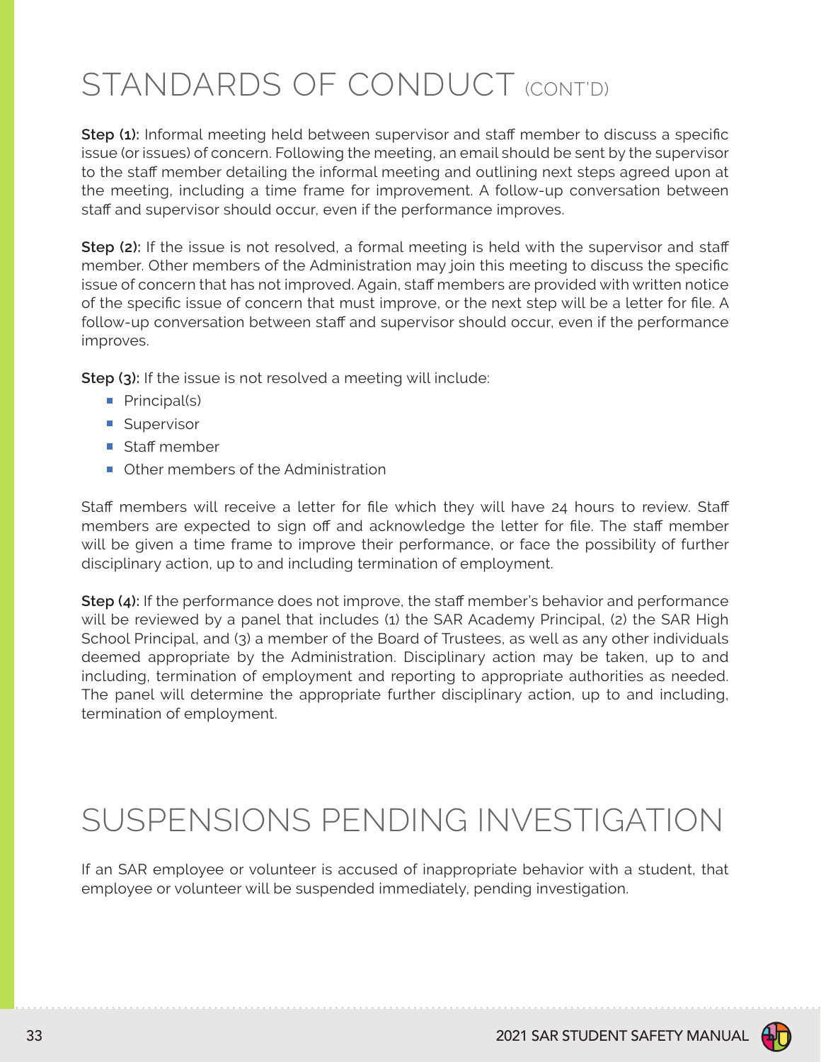# STANDARDS OF CONDUCT (CONT'D)

**Step (1):** Informal meeting held between supervisor and staff member to discuss a specific issue (or issues) of concern. Following the meeting, an email should be sent by the supervisor to the staff member detailing the informal meeting and outlining next steps agreed upon at the meeting, including a time frame for improvement. A follow-up conversation between staff and supervisor should occur, even if the performance improves.

**Step (2):** If the issue is not resolved, a formal meeting is held with the supervisor and staff member. Other members of the Administration may join this meeting to discuss the specific issue of concern that has not improved. Again, staff members are provided with written notice of the specific issue of concern that must improve, or the next step will be a letter for file. A follow-up conversation between staff and supervisor should occur, even if the performance improves.

**Step (3):** If the issue is not resolved a meeting will include:

- Principal(s)
- Supervisor
- Staff member
- Other members of the Administration

Staff members will receive a letter for file which they will have 24 hours to review. Staff members are expected to sign off and acknowledge the letter for file. The staff member will be given a time frame to improve their performance, or face the possibility of further disciplinary action, up to and including termination of employment.

**Step (4):** If the performance does not improve, the staff member's behavior and performance will be reviewed by a panel that includes (1) the SAR Academy Principal, (2) the SAR High School Principal, and (3) a member of the Board of Trustees, as well as any other individuals deemed appropriate by the Administration. Disciplinary action may be taken, up to and including, termination of employment and reporting to appropriate authorities as needed. The panel will determine the appropriate further disciplinary action, up to and including, termination of employment.

# SUSPENSIONS PENDING INVESTIGATION

If an SAR employee or volunteer is accused of inappropriate behavior with a student, that employee or volunteer will be suspended immediately, pending investigation.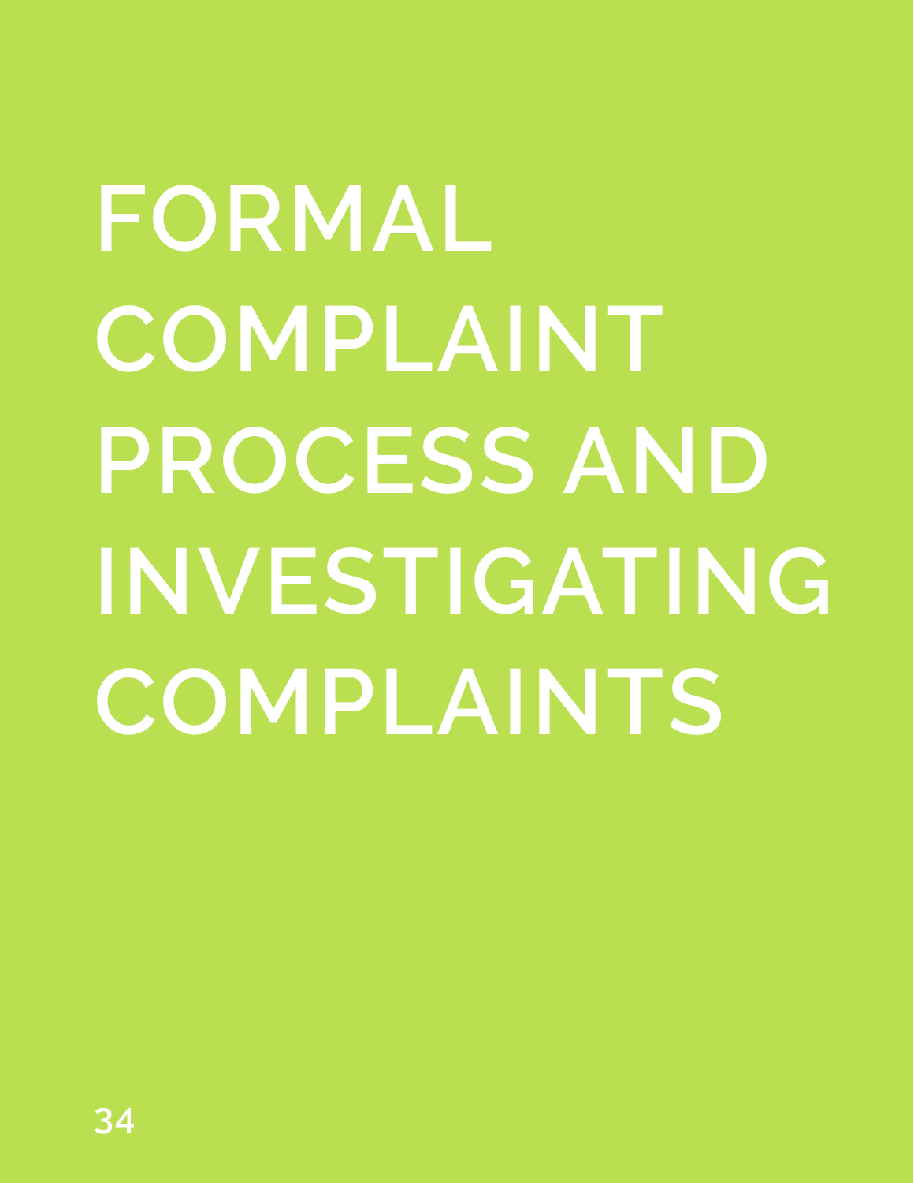# FORMAL COMPLAINT PROCESS AND INVESTIGATING COMPLAINTS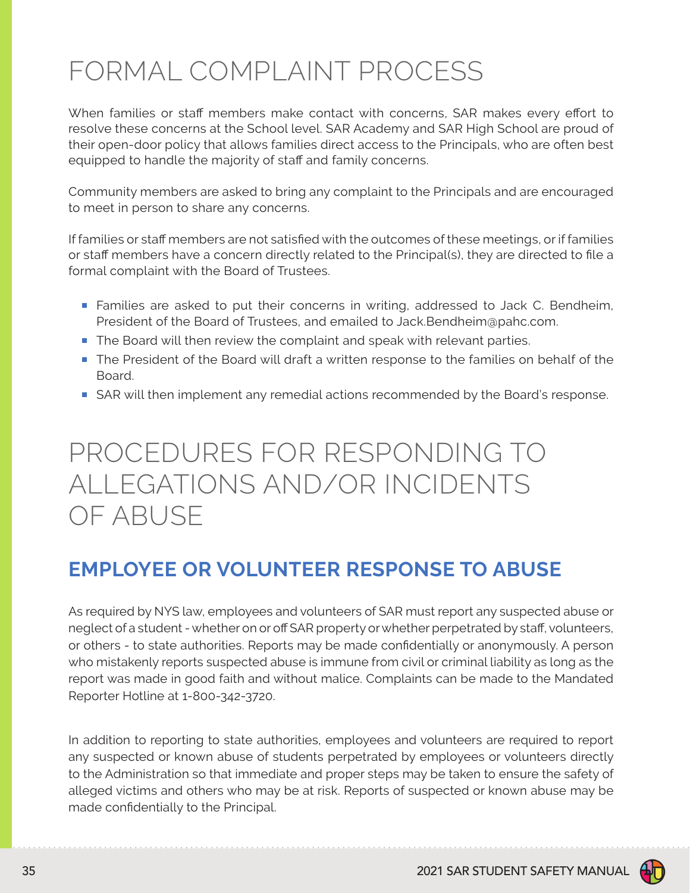# FORMAL COMPLAINT PROCESS

When families or staff members make contact with concerns, SAR makes every effort to resolve these concerns at the School level. SAR Academy and SAR High School are proud of their open-door policy that allows families direct access to the Principals, who are often best equipped to handle the majority of staff and family concerns.

Community members are asked to bring any complaint to the Principals and are encouraged to meet in person to share any concerns.

If families or staff members are not satisfied with the outcomes of these meetings, or if families or staff members have a concern directly related to the Principal(s), they are directed to file a formal complaint with the Board of Trustees.

- Families are asked to put their concerns in writing, addressed to Jack C. Bendheim, President of the Board of Trustees, and emailed to Jack.Bendheim@pahc.com.
- The Board will then review the complaint and speak with relevant parties.
- The President of the Board will draft a written response to the families on behalf of the Board.
- SAR will then implement any remedial actions recommended by the Board's response.

# PROCEDURES FOR RESPONDING TO ALLEGATIONS AND/OR INCIDENTS OF ABUSE

## EMPLOYEE OR VOLUNTEER RESPONSE TO ABUSE

As required by NYS law, employees and volunteers of SAR must report any suspected abuse or neglect of a student - whether on or off SAR property or whether perpetrated by staff, volunteers, or others - to state authorities. Reports may be made confidentially or anonymously. A person who mistakenly reports suspected abuse is immune from civil or criminal liability as long as the report was made in good faith and without malice. Complaints can be made to the Mandated Reporter Hotline at 1-800-342-3720.

In addition to reporting to state authorities, employees and volunteers are required to report any suspected or known abuse of students perpetrated by employees or volunteers directly to the Administration so that immediate and proper steps may be taken to ensure the safety of alleged victims and others who may be at risk. Reports of suspected or known abuse may be made confidentially to the Principal.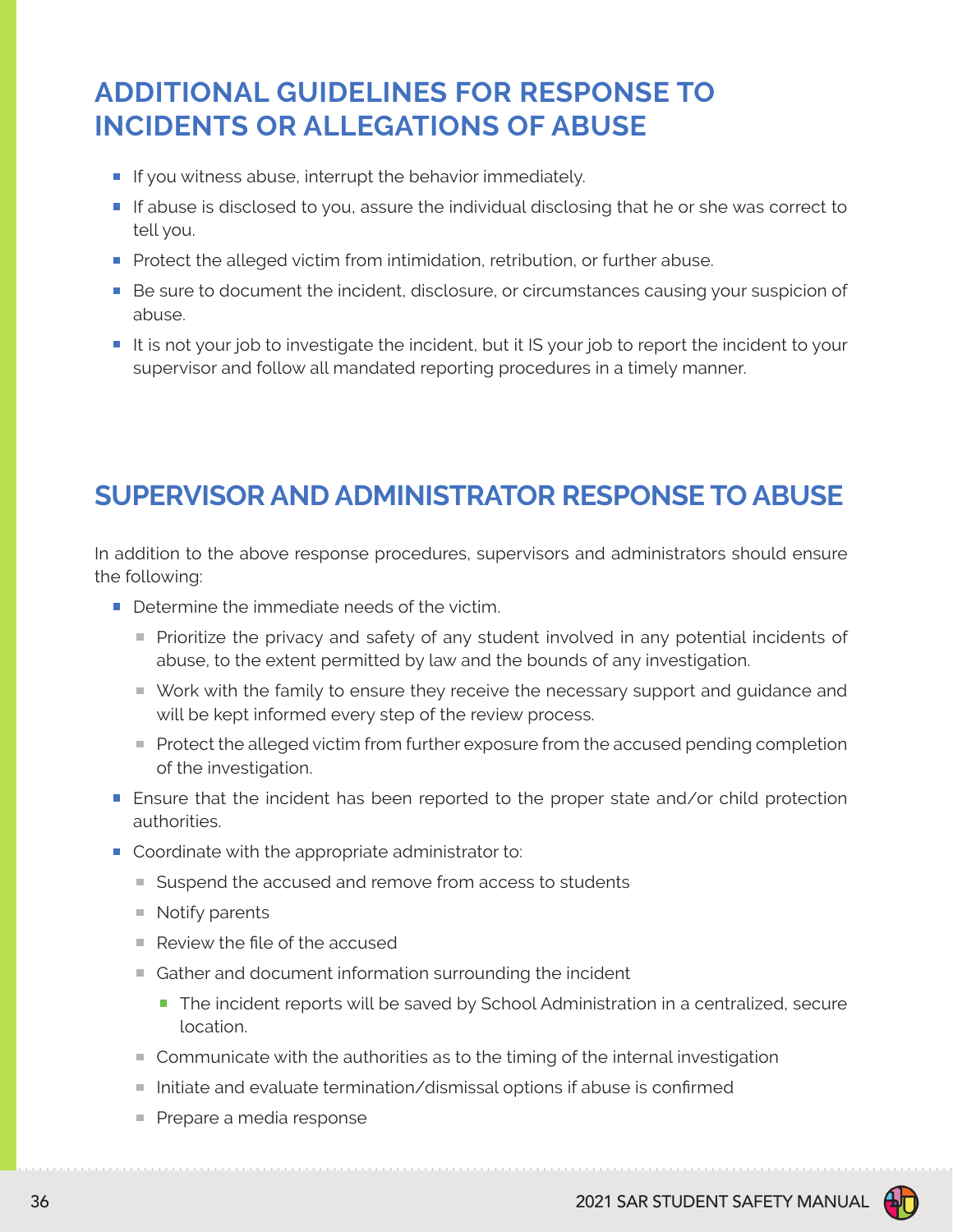## ADDITIONAL GUIDELINES FOR RESPONSE TO INCIDENTS OR ALLEGATIONS OF ABUSE

- If you witness abuse, interrupt the behavior immediately.
- If abuse is disclosed to you, assure the individual disclosing that he or she was correct to tell you.
- Protect the alleged victim from intimidation, retribution, or further abuse.
- Be sure to document the incident, disclosure, or circumstances causing your suspicion of abuse.
- It is not your job to investigate the incident, but it IS your job to report the incident to your supervisor and follow all mandated reporting procedures in a timely manner.

## SUPERVISOR AND ADMINISTRATOR RESPONSE TO ABUSE

In addition to the above response procedures, supervisors and administrators should ensure the following:

- Determine the immediate needs of the victim.
  - Prioritize the privacy and safety of any student involved in any potential incidents of abuse, to the extent permitted by law and the bounds of any investigation.
  - Work with the family to ensure they receive the necessary support and guidance and will be kept informed every step of the review process.
  - Protect the alleged victim from further exposure from the accused pending completion of the investigation.
- Ensure that the incident has been reported to the proper state and/or child protection authorities.
- Coordinate with the appropriate administrator to:
  - Suspend the accused and remove from access to students
  - Notify parents
  - Review the file of the accused
  - Gather and document information surrounding the incident
    - The incident reports will be saved by School Administration in a centralized, secure location.
  - Communicate with the authorities as to the timing of the internal investigation
  - Initiate and evaluate termination/dismissal options if abuse is confirmed
  - Prepare a media response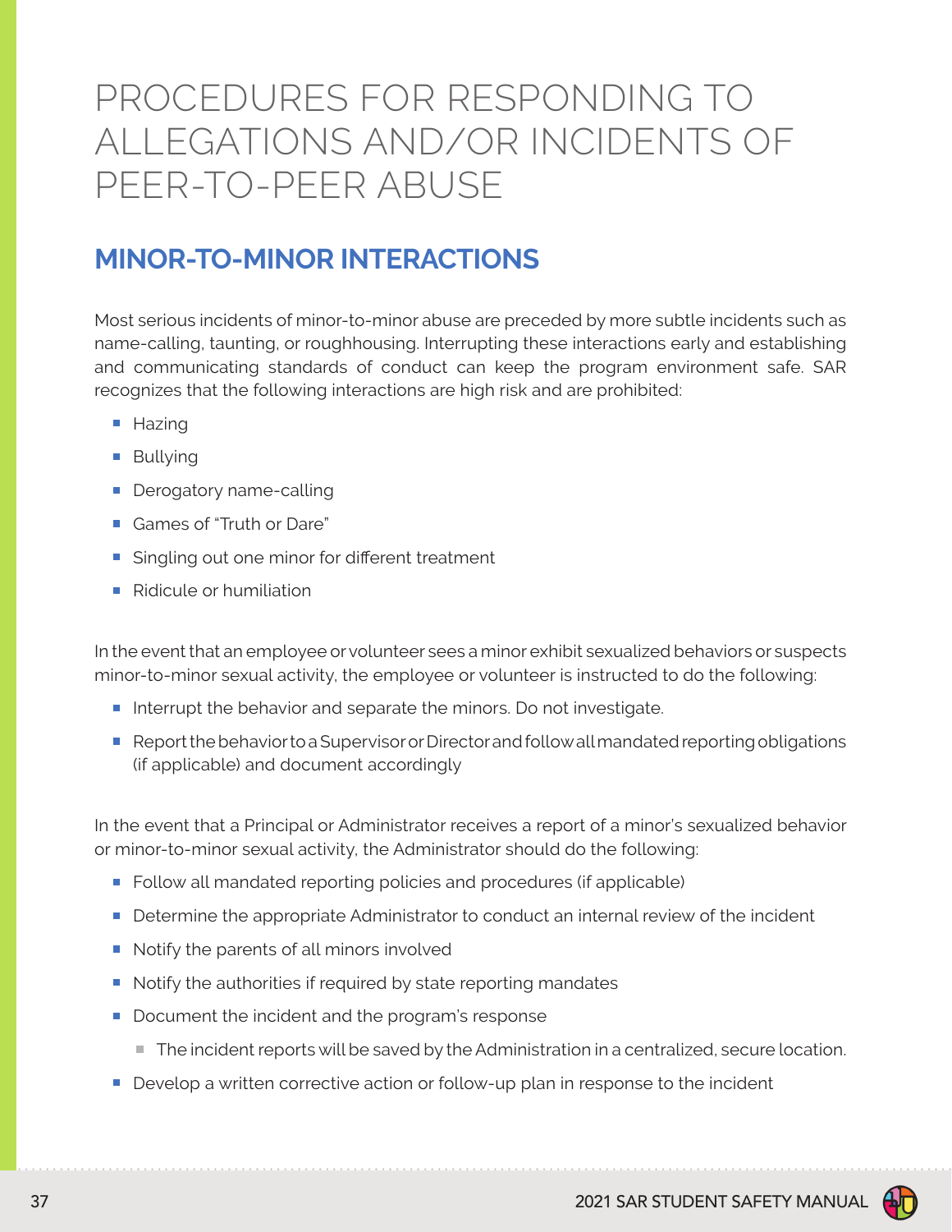# PROCEDURES FOR RESPONDING TO ALLEGATIONS AND/OR INCIDENTS OF PEER-TO-PEER ABUSE

## MINOR-TO-MINOR INTERACTIONS

Most serious incidents of minor-to-minor abuse are preceded by more subtle incidents such as name-calling, taunting, or roughhousing. Interrupting these interactions early and establishing and communicating standards of conduct can keep the program environment safe. SAR recognizes that the following interactions are high risk and are prohibited:

- Hazing
- Bullying
- Derogatory name-calling
- Games of "Truth or Dare"
- Singling out one minor for different treatment
- Ridicule or humiliation

In the event that an employee or volunteer sees a minor exhibit sexualized behaviors or suspects minor-to-minor sexual activity, the employee or volunteer is instructed to do the following:

- Interrupt the behavior and separate the minors. Do not investigate.
- Report the behavior to a Supervisor or Director and follow all mandated reporting obligations (if applicable) and document accordingly

In the event that a Principal or Administrator receives a report of a minor's sexualized behavior or minor-to-minor sexual activity, the Administrator should do the following:

- Follow all mandated reporting policies and procedures (if applicable)
- Determine the appropriate Administrator to conduct an internal review of the incident
- Notify the parents of all minors involved
- Notify the authorities if required by state reporting mandates
- Document the incident and the program's response
  - The incident reports will be saved by the Administration in a centralized, secure location.
- Develop a written corrective action or follow-up plan in response to the incident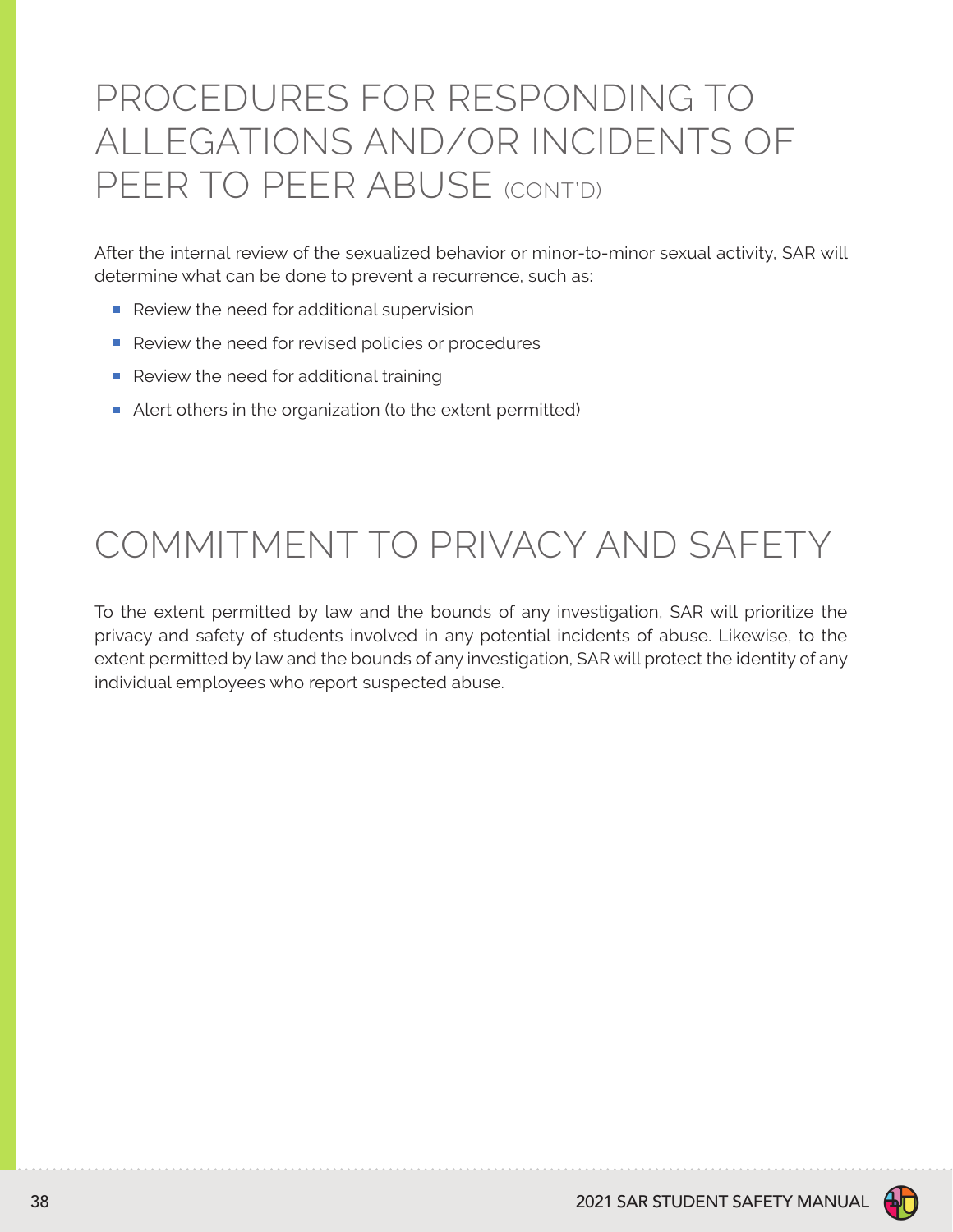# PROCEDURES FOR RESPONDING TO ALLEGATIONS AND/OR INCIDENTS OF PEER TO PEER ABUSE (CONT'D)

After the internal review of the sexualized behavior or minor-to-minor sexual activity, SAR will determine what can be done to prevent a recurrence, such as:

- Review the need for additional supervision
- Review the need for revised policies or procedures
- Review the need for additional training
- Alert others in the organization (to the extent permitted)

# COMMITMENT TO PRIVACY AND SAFETY

To the extent permitted by law and the bounds of any investigation, SAR will prioritize the privacy and safety of students involved in any potential incidents of abuse. Likewise, to the extent permitted by law and the bounds of any investigation, SAR will protect the identity of any individual employees who report suspected abuse.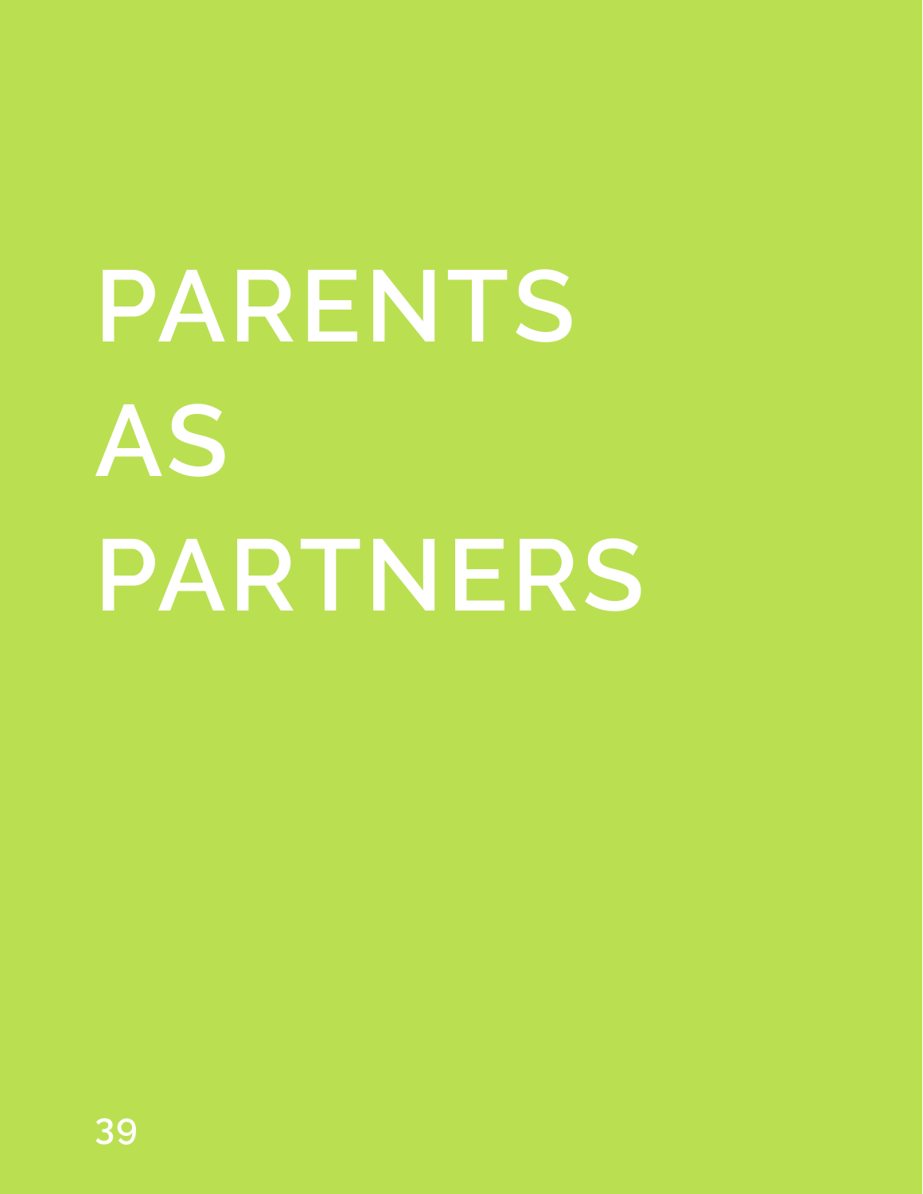# PARENTS AS PARTNERS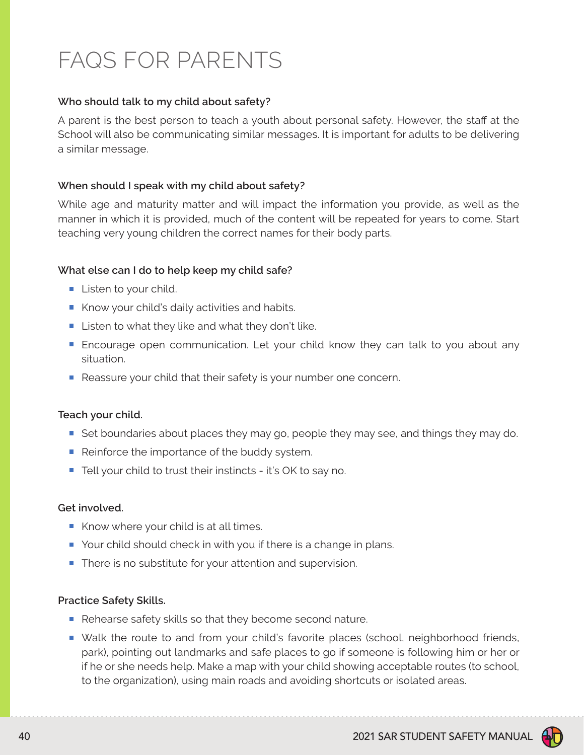# FAQS FOR PARENTS

**Who should talk to my child about safety?**

A parent is the best person to teach a youth about personal safety. However, the staff at the School will also be communicating similar messages. It is important for adults to be delivering a similar message.

**When should I speak with my child about safety?**

While age and maturity matter and will impact the information you provide, as well as the manner in which it is provided, much of the content will be repeated for years to come. Start teaching very young children the correct names for their body parts.

**What else can I do to help keep my child safe?**

- Listen to your child.
- Know your child's daily activities and habits.
- Listen to what they like and what they don't like.
- Encourage open communication. Let your child know they can talk to you about any situation.
- Reassure your child that their safety is your number one concern.

**Teach your child.**

- Set boundaries about places they may go, people they may see, and things they may do.
- Reinforce the importance of the buddy system.
- Tell your child to trust their instincts - it's OK to say no.

**Get involved.**

- Know where your child is at all times.
- Your child should check in with you if there is a change in plans.
- There is no substitute for your attention and supervision.

**Practice Safety Skills.**

- Rehearse safety skills so that they become second nature.
- Walk the route to and from your child's favorite places (school, neighborhood friends, park), pointing out landmarks and safe places to go if someone is following him or her or if he or she needs help. Make a map with your child showing acceptable routes (to school, to the organization), using main roads and avoiding shortcuts or isolated areas.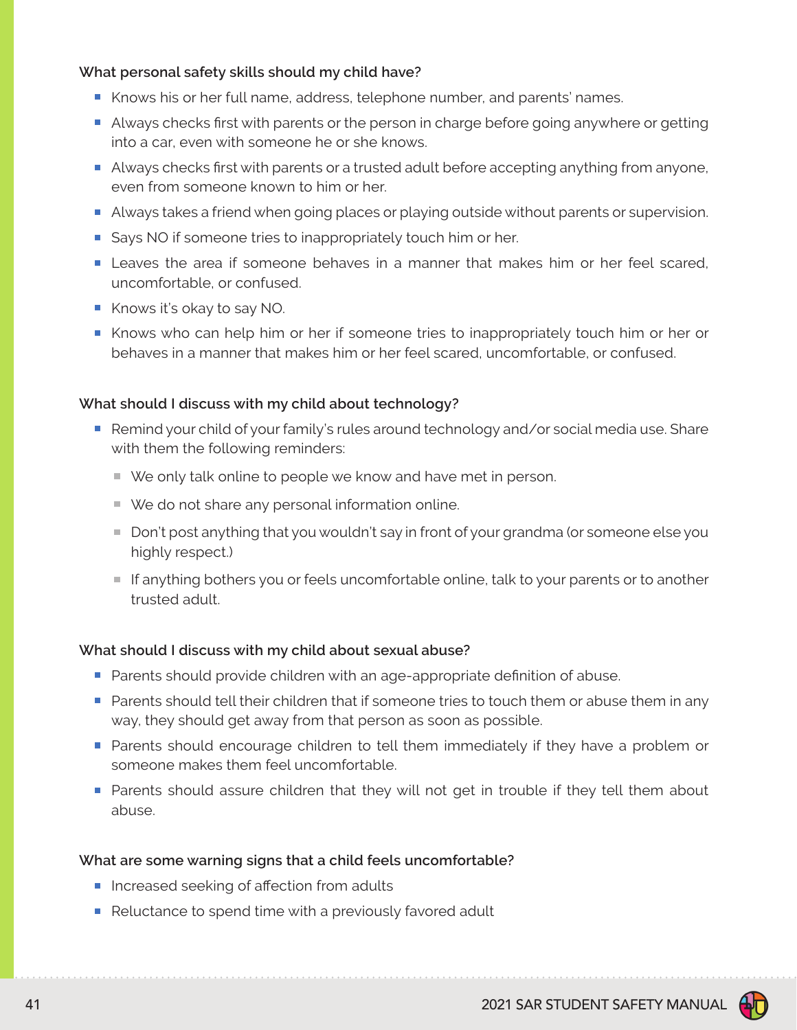### What personal safety skills should my child have?

- Knows his or her full name, address, telephone number, and parents' names.
- Always checks first with parents or the person in charge before going anywhere or getting into a car, even with someone he or she knows.
- Always checks first with parents or a trusted adult before accepting anything from anyone, even from someone known to him or her.
- Always takes a friend when going places or playing outside without parents or supervision.
- Says NO if someone tries to inappropriately touch him or her.
- Leaves the area if someone behaves in a manner that makes him or her feel scared, uncomfortable, or confused.
- Knows it's okay to say NO.
- Knows who can help him or her if someone tries to inappropriately touch him or her or behaves in a manner that makes him or her feel scared, uncomfortable, or confused.

### What should I discuss with my child about technology?

- Remind your child of your family's rules around technology and/or social media use. Share with them the following reminders:
  - We only talk online to people we know and have met in person.
  - We do not share any personal information online.
  - Don't post anything that you wouldn't say in front of your grandma (or someone else you highly respect.)
  - If anything bothers you or feels uncomfortable online, talk to your parents or to another trusted adult.

### What should I discuss with my child about sexual abuse?

- Parents should provide children with an age-appropriate definition of abuse.
- Parents should tell their children that if someone tries to touch them or abuse them in any way, they should get away from that person as soon as possible.
- Parents should encourage children to tell them immediately if they have a problem or someone makes them feel uncomfortable.
- Parents should assure children that they will not get in trouble if they tell them about abuse.

### What are some warning signs that a child feels uncomfortable?

- Increased seeking of affection from adults
- Reluctance to spend time with a previously favored adult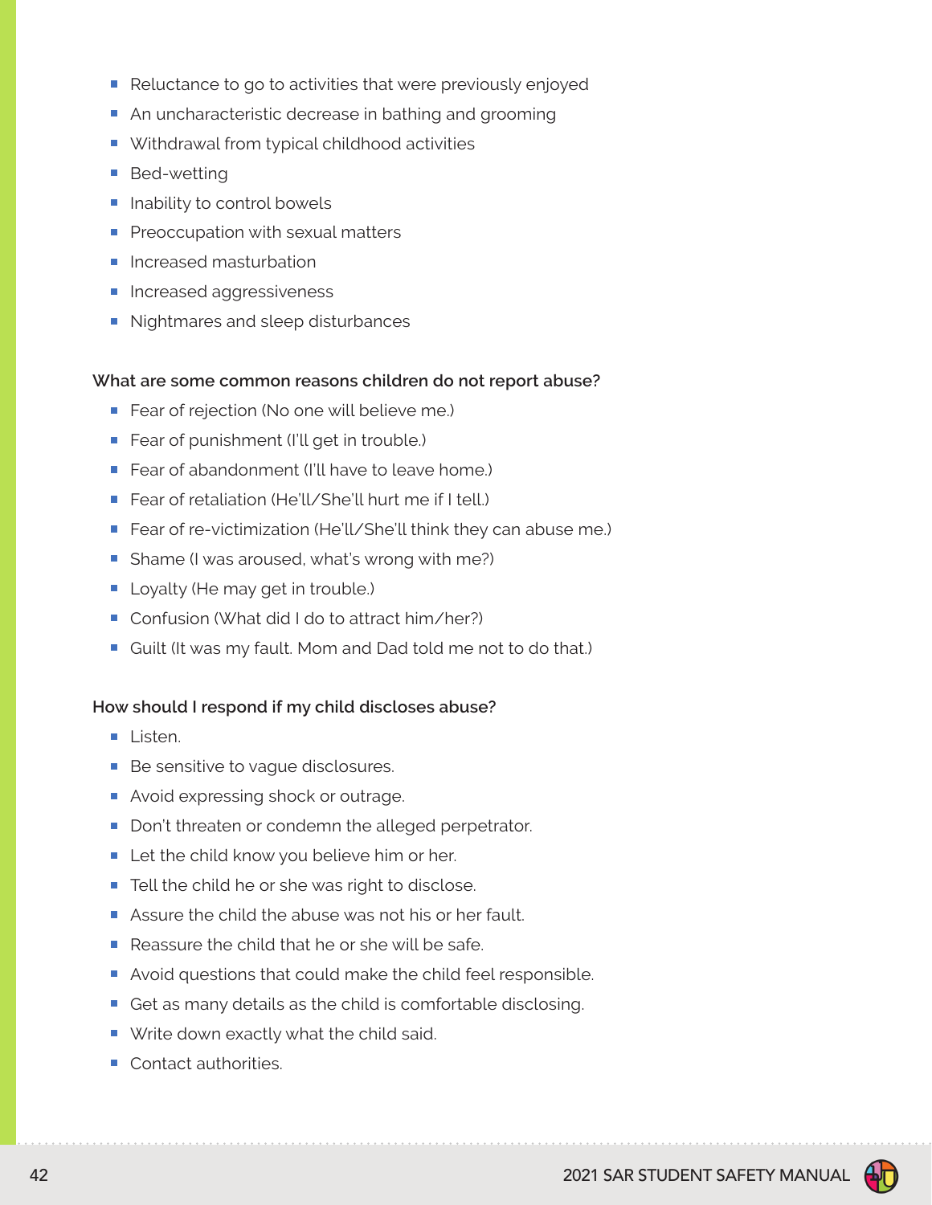- Reluctance to go to activities that were previously enjoyed
- An uncharacteristic decrease in bathing and grooming
- Withdrawal from typical childhood activities
- Bed-wetting
- Inability to control bowels
- Preoccupation with sexual matters
- Increased masturbation
- Increased aggressiveness
- Nightmares and sleep disturbances

**What are some common reasons children do not report abuse?**

- Fear of rejection (No one will believe me.)
- Fear of punishment (I'll get in trouble.)
- Fear of abandonment (I'll have to leave home.)
- Fear of retaliation (He'll/She'll hurt me if I tell.)
- Fear of re-victimization (He'll/She'll think they can abuse me.)
- Shame (I was aroused, what's wrong with me?)
- Loyalty (He may get in trouble.)
- Confusion (What did I do to attract him/her?)
- Guilt (It was my fault. Mom and Dad told me not to do that.)

**How should I respond if my child discloses abuse?**

- Listen.
- Be sensitive to vague disclosures.
- Avoid expressing shock or outrage.
- Don't threaten or condemn the alleged perpetrator.
- Let the child know you believe him or her.
- Tell the child he or she was right to disclose.
- Assure the child the abuse was not his or her fault.
- Reassure the child that he or she will be safe.
- Avoid questions that could make the child feel responsible.
- Get as many details as the child is comfortable disclosing.
- Write down exactly what the child said.
- Contact authorities.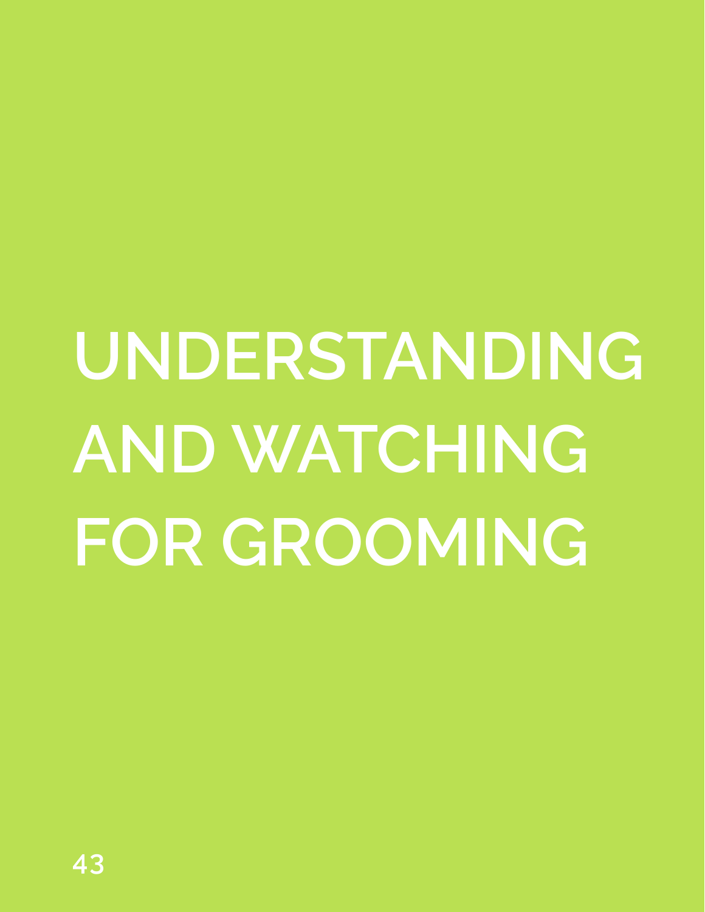# UNDERSTANDING AND WATCHING FOR GROOMING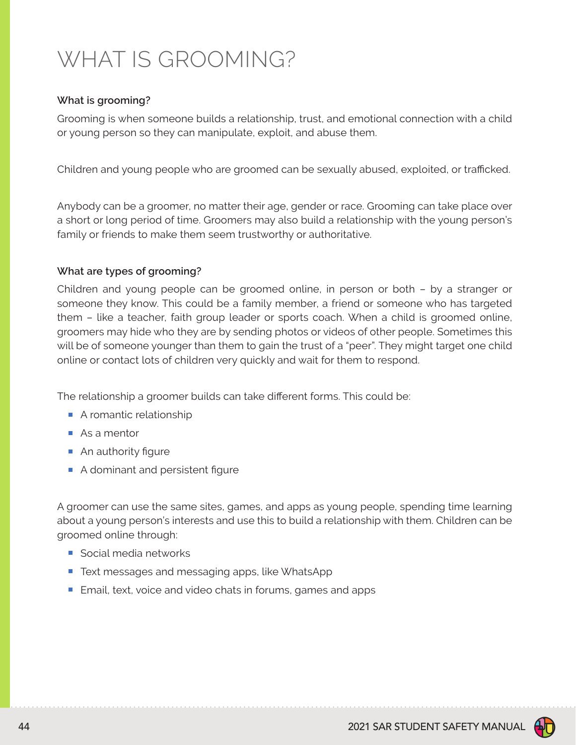# WHAT IS GROOMING?

**What is grooming?**

Grooming is when someone builds a relationship, trust, and emotional connection with a child or young person so they can manipulate, exploit, and abuse them.

Children and young people who are groomed can be sexually abused, exploited, or trafficked.

Anybody can be a groomer, no matter their age, gender or race. Grooming can take place over a short or long period of time. Groomers may also build a relationship with the young person's family or friends to make them seem trustworthy or authoritative.

**What are types of grooming?**

Children and young people can be groomed online, in person or both – by a stranger or someone they know. This could be a family member, a friend or someone who has targeted them – like a teacher, faith group leader or sports coach. When a child is groomed online, groomers may hide who they are by sending photos or videos of other people. Sometimes this will be of someone younger than them to gain the trust of a "peer". They might target one child online or contact lots of children very quickly and wait for them to respond.

The relationship a groomer builds can take different forms. This could be:

- A romantic relationship
- As a mentor
- An authority figure
- A dominant and persistent figure

A groomer can use the same sites, games, and apps as young people, spending time learning about a young person's interests and use this to build a relationship with them. Children can be groomed online through:

- Social media networks
- Text messages and messaging apps, like WhatsApp
- Email, text, voice and video chats in forums, games and apps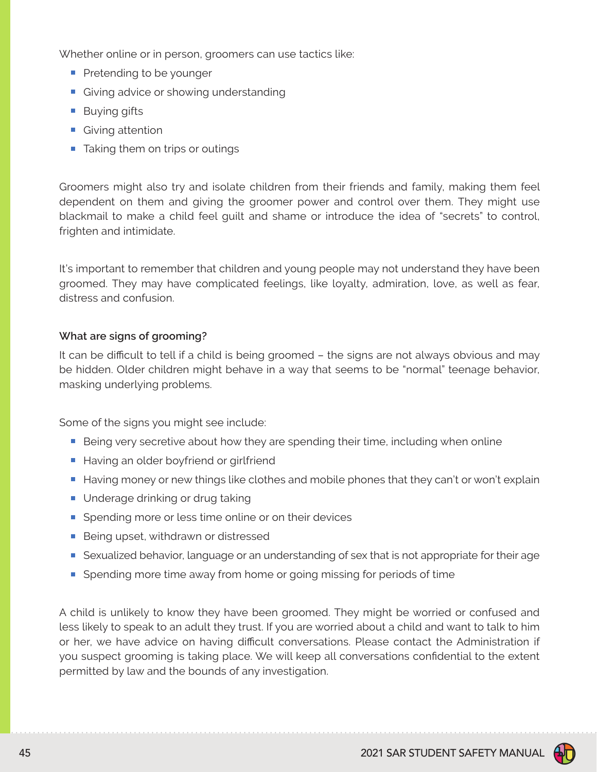Whether online or in person, groomers can use tactics like:

- Pretending to be younger
- Giving advice or showing understanding
- Buying gifts
- Giving attention
- Taking them on trips or outings

Groomers might also try and isolate children from their friends and family, making them feel dependent on them and giving the groomer power and control over them. They might use blackmail to make a child feel guilt and shame or introduce the idea of "secrets" to control, frighten and intimidate.

It's important to remember that children and young people may not understand they have been groomed. They may have complicated feelings, like loyalty, admiration, love, as well as fear, distress and confusion.

**What are signs of grooming?**

It can be difficult to tell if a child is being groomed – the signs are not always obvious and may be hidden. Older children might behave in a way that seems to be "normal" teenage behavior, masking underlying problems.

Some of the signs you might see include:

- Being very secretive about how they are spending their time, including when online
- Having an older boyfriend or girlfriend
- Having money or new things like clothes and mobile phones that they can't or won't explain
- Underage drinking or drug taking
- Spending more or less time online or on their devices
- Being upset, withdrawn or distressed
- Sexualized behavior, language or an understanding of sex that is not appropriate for their age
- Spending more time away from home or going missing for periods of time

A child is unlikely to know they have been groomed. They might be worried or confused and less likely to speak to an adult they trust. If you are worried about a child and want to talk to him or her, we have advice on having difficult conversations. Please contact the Administration if you suspect grooming is taking place. We will keep all conversations confidential to the extent permitted by law and the bounds of any investigation.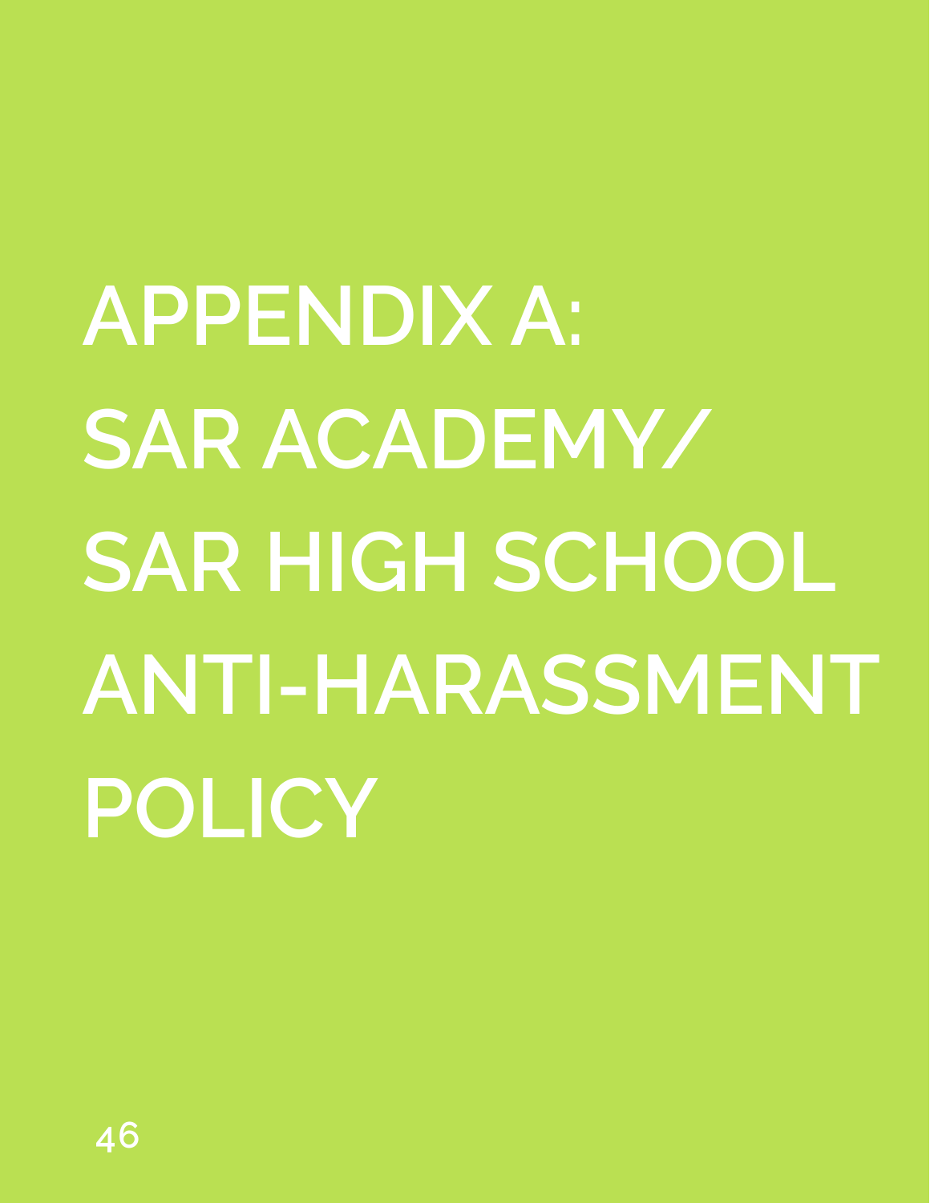# APPENDIX A: SAR ACADEMY/ SAR HIGH SCHOOL ANTI-HARASSMENT POLICY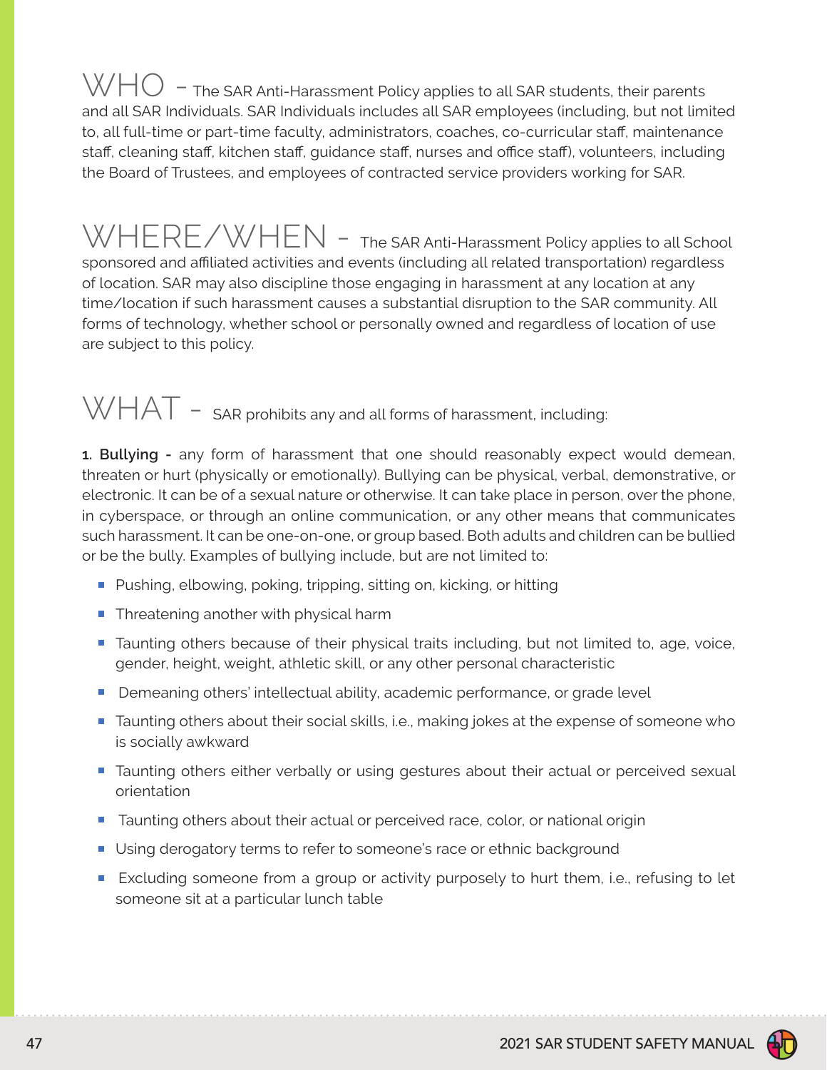WHO – The SAR Anti-Harassment Policy applies to all SAR students, their parents and all SAR Individuals. SAR Individuals includes all SAR employees (including, but not limited to, all full-time or part-time faculty, administrators, coaches, co-curricular staff, maintenance staff, cleaning staff, kitchen staff, guidance staff, nurses and office staff), volunteers, including the Board of Trustees, and employees of contracted service providers working for SAR.

WHERE/WHEN – The SAR Anti-Harassment Policy applies to all School sponsored and affiliated activities and events (including all related transportation) regardless of location. SAR may also discipline those engaging in harassment at any location at any time/location if such harassment causes a substantial disruption to the SAR community. All forms of technology, whether school or personally owned and regardless of location of use are subject to this policy.

WHAT – SAR prohibits any and all forms of harassment, including:

**1. Bullying -** any form of harassment that one should reasonably expect would demean, threaten or hurt (physically or emotionally). Bullying can be physical, verbal, demonstrative, or electronic. It can be of a sexual nature or otherwise. It can take place in person, over the phone, in cyberspace, or through an online communication, or any other means that communicates such harassment. It can be one-on-one, or group based. Both adults and children can be bullied or be the bully. Examples of bullying include, but are not limited to:

- Pushing, elbowing, poking, tripping, sitting on, kicking, or hitting
- Threatening another with physical harm
- Taunting others because of their physical traits including, but not limited to, age, voice, gender, height, weight, athletic skill, or any other personal characteristic
- Demeaning others' intellectual ability, academic performance, or grade level
- Taunting others about their social skills, i.e., making jokes at the expense of someone who is socially awkward
- Taunting others either verbally or using gestures about their actual or perceived sexual orientation
- Taunting others about their actual or perceived race, color, or national origin
- Using derogatory terms to refer to someone's race or ethnic background
- Excluding someone from a group or activity purposely to hurt them, i.e., refusing to let someone sit at a particular lunch table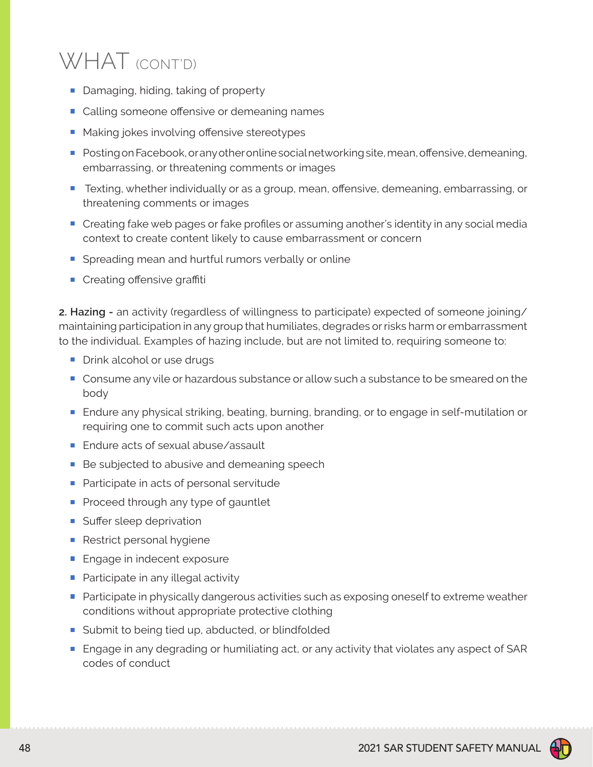# WHAT (CONT'D)

- Damaging, hiding, taking of property
- Calling someone offensive or demeaning names
- Making jokes involving offensive stereotypes
- Posting on Facebook, or any other online social networking site, mean, offensive, demeaning, embarrassing, or threatening comments or images
- Texting, whether individually or as a group, mean, offensive, demeaning, embarrassing, or threatening comments or images
- Creating fake web pages or fake profiles or assuming another's identity in any social media context to create content likely to cause embarrassment or concern
- Spreading mean and hurtful rumors verbally or online
- Creating offensive graffiti

**2. Hazing -** an activity (regardless of willingness to participate) expected of someone joining/ maintaining participation in any group that humiliates, degrades or risks harm or embarrassment to the individual. Examples of hazing include, but are not limited to, requiring someone to:

- Drink alcohol or use drugs
- Consume any vile or hazardous substance or allow such a substance to be smeared on the body
- Endure any physical striking, beating, burning, branding, or to engage in self-mutilation or requiring one to commit such acts upon another
- Endure acts of sexual abuse/assault
- Be subjected to abusive and demeaning speech
- Participate in acts of personal servitude
- Proceed through any type of gauntlet
- Suffer sleep deprivation
- Restrict personal hygiene
- Engage in indecent exposure
- Participate in any illegal activity
- Participate in physically dangerous activities such as exposing oneself to extreme weather conditions without appropriate protective clothing
- Submit to being tied up, abducted, or blindfolded
- Engage in any degrading or humiliating act, or any activity that violates any aspect of SAR codes of conduct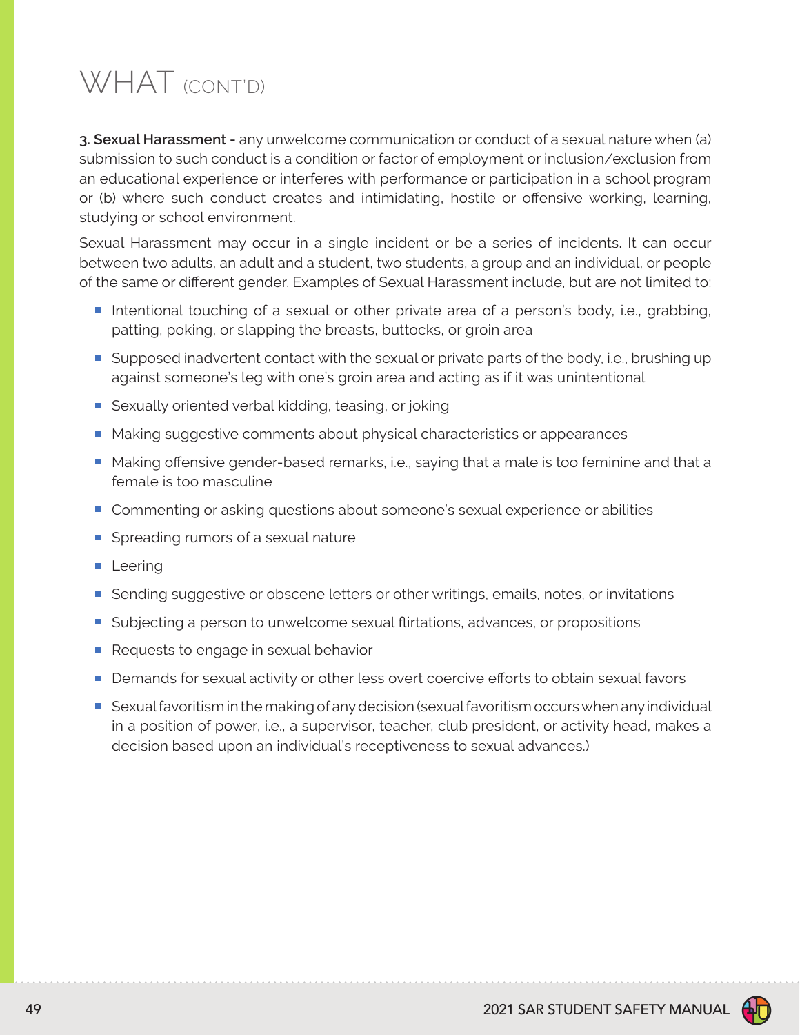# WHAT (CONT'D)

**3. Sexual Harassment -** any unwelcome communication or conduct of a sexual nature when (a) submission to such conduct is a condition or factor of employment or inclusion/exclusion from an educational experience or interferes with performance or participation in a school program or (b) where such conduct creates and intimidating, hostile or offensive working, learning, studying or school environment.

Sexual Harassment may occur in a single incident or be a series of incidents. It can occur between two adults, an adult and a student, two students, a group and an individual, or people of the same or different gender. Examples of Sexual Harassment include, but are not limited to:

- Intentional touching of a sexual or other private area of a person's body, i.e., grabbing, patting, poking, or slapping the breasts, buttocks, or groin area
- Supposed inadvertent contact with the sexual or private parts of the body, i.e., brushing up against someone's leg with one's groin area and acting as if it was unintentional
- Sexually oriented verbal kidding, teasing, or joking
- Making suggestive comments about physical characteristics or appearances
- Making offensive gender-based remarks, i.e., saying that a male is too feminine and that a female is too masculine
- Commenting or asking questions about someone's sexual experience or abilities
- Spreading rumors of a sexual nature
- Leering
- Sending suggestive or obscene letters or other writings, emails, notes, or invitations
- Subjecting a person to unwelcome sexual flirtations, advances, or propositions
- Requests to engage in sexual behavior
- Demands for sexual activity or other less overt coercive efforts to obtain sexual favors
- Sexual favoritism in the making of any decision (sexual favoritism occurs when any individual in a position of power, i.e., a supervisor, teacher, club president, or activity head, makes a decision based upon an individual's receptiveness to sexual advances.)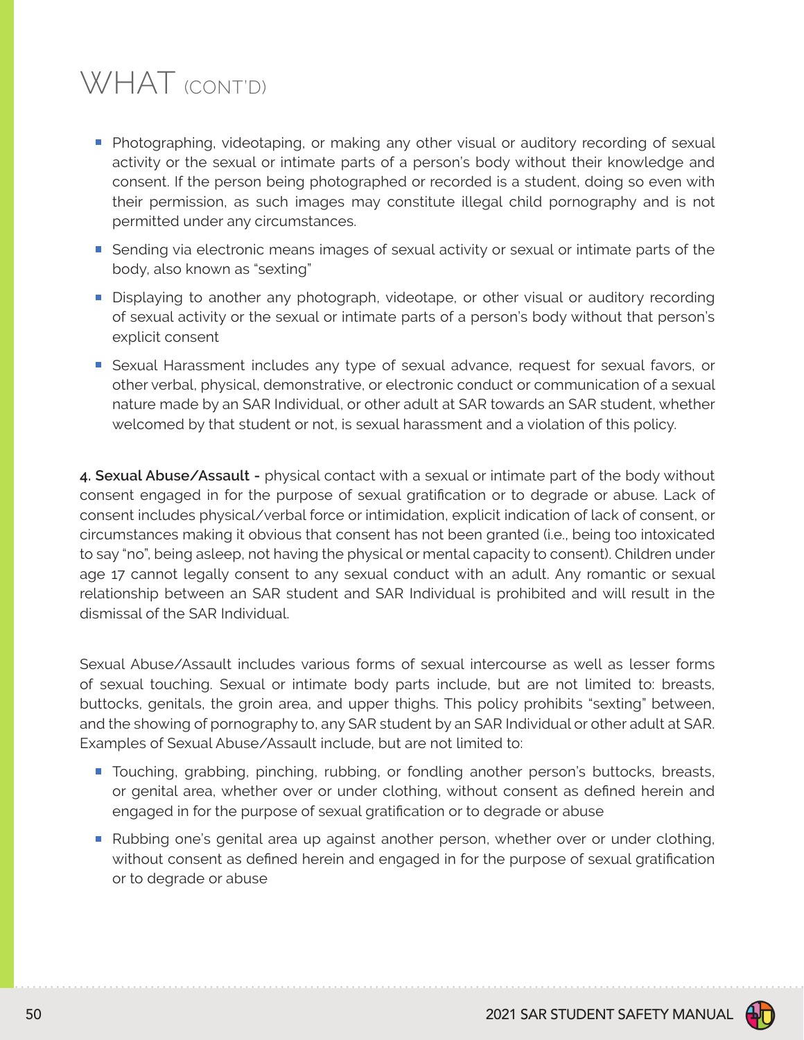# WHAT (CONT'D)

- Photographing, videotaping, or making any other visual or auditory recording of sexual activity or the sexual or intimate parts of a person's body without their knowledge and consent. If the person being photographed or recorded is a student, doing so even with their permission, as such images may constitute illegal child pornography and is not permitted under any circumstances.
- Sending via electronic means images of sexual activity or sexual or intimate parts of the body, also known as "sexting"
- Displaying to another any photograph, videotape, or other visual or auditory recording of sexual activity or the sexual or intimate parts of a person's body without that person's explicit consent
- Sexual Harassment includes any type of sexual advance, request for sexual favors, or other verbal, physical, demonstrative, or electronic conduct or communication of a sexual nature made by an SAR Individual, or other adult at SAR towards an SAR student, whether welcomed by that student or not, is sexual harassment and a violation of this policy.

**4. Sexual Abuse/Assault -** physical contact with a sexual or intimate part of the body without consent engaged in for the purpose of sexual gratification or to degrade or abuse. Lack of consent includes physical/verbal force or intimidation, explicit indication of lack of consent, or circumstances making it obvious that consent has not been granted (i.e., being too intoxicated to say "no", being asleep, not having the physical or mental capacity to consent). Children under age 17 cannot legally consent to any sexual conduct with an adult. Any romantic or sexual relationship between an SAR student and SAR Individual is prohibited and will result in the dismissal of the SAR Individual.

Sexual Abuse/Assault includes various forms of sexual intercourse as well as lesser forms of sexual touching. Sexual or intimate body parts include, but are not limited to: breasts, buttocks, genitals, the groin area, and upper thighs. This policy prohibits "sexting" between, and the showing of pornography to, any SAR student by an SAR Individual or other adult at SAR. Examples of Sexual Abuse/Assault include, but are not limited to:

- Touching, grabbing, pinching, rubbing, or fondling another person's buttocks, breasts, or genital area, whether over or under clothing, without consent as defined herein and engaged in for the purpose of sexual gratification or to degrade or abuse
- Rubbing one's genital area up against another person, whether over or under clothing, without consent as defined herein and engaged in for the purpose of sexual gratification or to degrade or abuse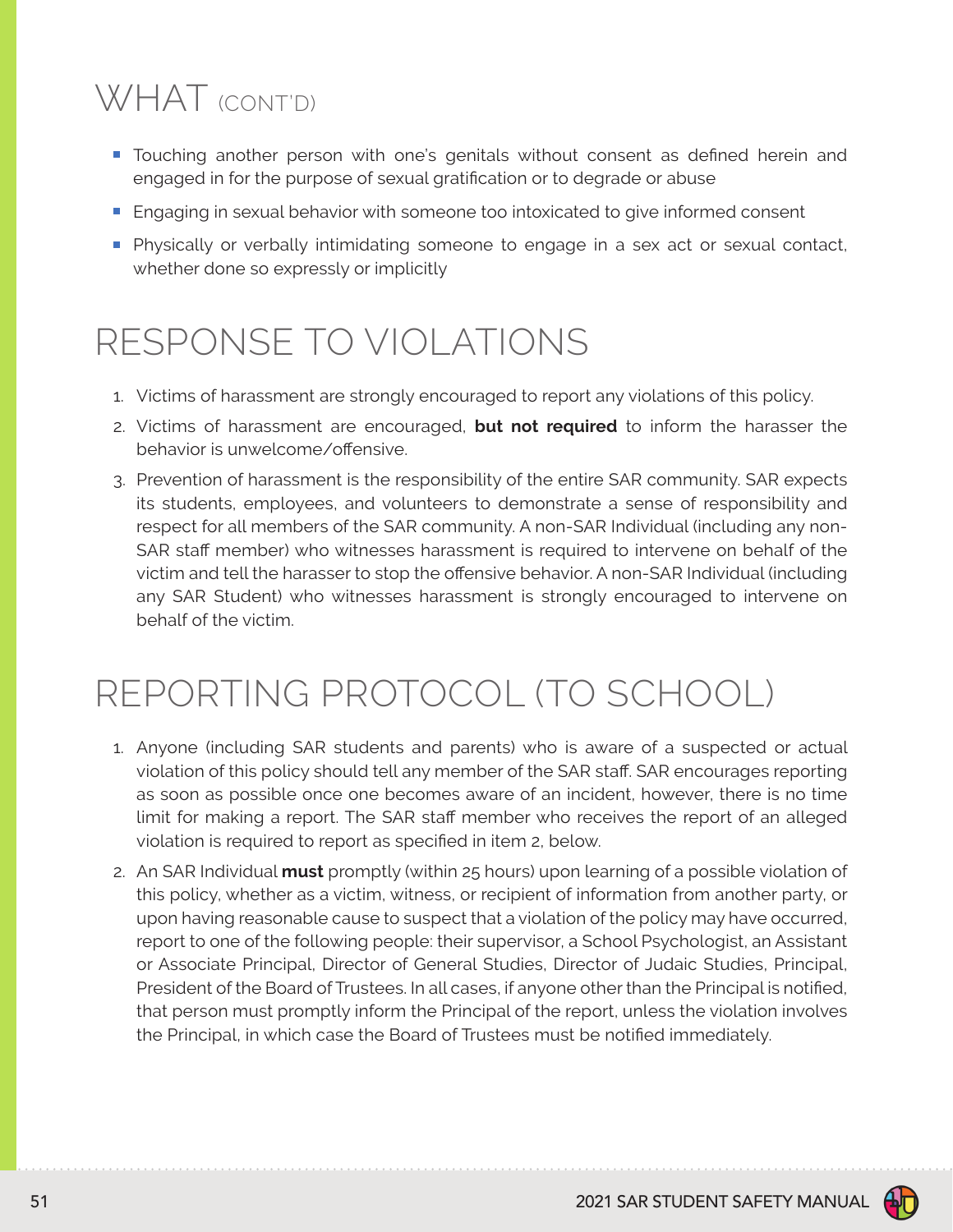# WHAT (CONT'D)

- Touching another person with one's genitals without consent as defined herein and engaged in for the purpose of sexual gratification or to degrade or abuse
- Engaging in sexual behavior with someone too intoxicated to give informed consent
- Physically or verbally intimidating someone to engage in a sex act or sexual contact, whether done so expressly or implicitly

# RESPONSE TO VIOLATIONS

1. Victims of harassment are strongly encouraged to report any violations of this policy.
2. Victims of harassment are encouraged, **but not required** to inform the harasser the behavior is unwelcome/offensive.
3. Prevention of harassment is the responsibility of the entire SAR community. SAR expects its students, employees, and volunteers to demonstrate a sense of responsibility and respect for all members of the SAR community. A non-SAR Individual (including any non-SAR staff member) who witnesses harassment is required to intervene on behalf of the victim and tell the harasser to stop the offensive behavior. A non-SAR Individual (including any SAR Student) who witnesses harassment is strongly encouraged to intervene on behalf of the victim.

# REPORTING PROTOCOL (TO SCHOOL)

1. Anyone (including SAR students and parents) who is aware of a suspected or actual violation of this policy should tell any member of the SAR staff. SAR encourages reporting as soon as possible once one becomes aware of an incident, however, there is no time limit for making a report. The SAR staff member who receives the report of an alleged violation is required to report as specified in item 2, below.
2. An SAR Individual **must** promptly (within 25 hours) upon learning of a possible violation of this policy, whether as a victim, witness, or recipient of information from another party, or upon having reasonable cause to suspect that a violation of the policy may have occurred, report to one of the following people: their supervisor, a School Psychologist, an Assistant or Associate Principal, Director of General Studies, Director of Judaic Studies, Principal, President of the Board of Trustees. In all cases, if anyone other than the Principal is notified, that person must promptly inform the Principal of the report, unless the violation involves the Principal, in which case the Board of Trustees must be notified immediately.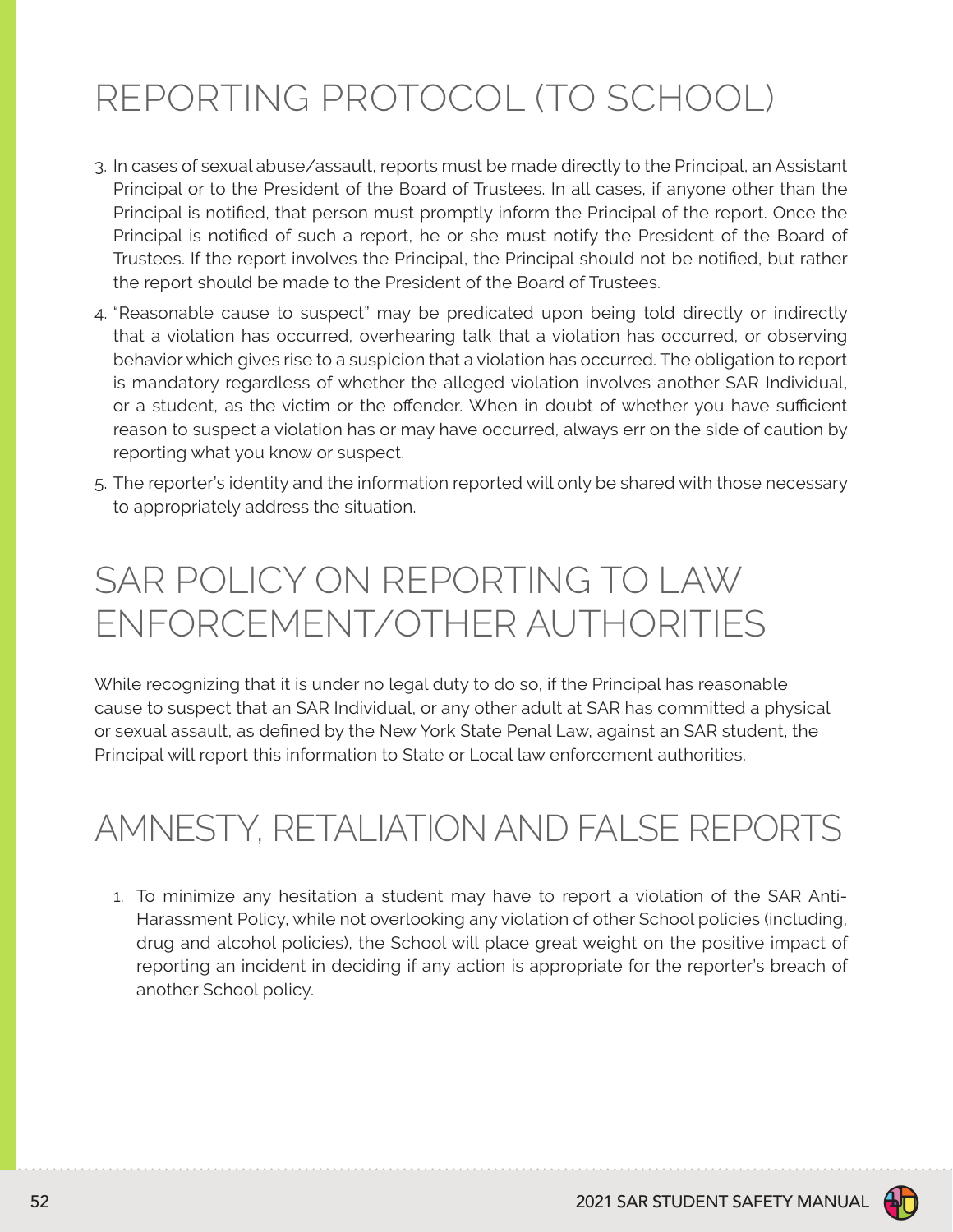# REPORTING PROTOCOL (TO SCHOOL)

3. In cases of sexual abuse/assault, reports must be made directly to the Principal, an Assistant Principal or to the President of the Board of Trustees. In all cases, if anyone other than the Principal is notified, that person must promptly inform the Principal of the report. Once the Principal is notified of such a report, he or she must notify the President of the Board of Trustees. If the report involves the Principal, the Principal should not be notified, but rather the report should be made to the President of the Board of Trustees.
4. "Reasonable cause to suspect" may be predicated upon being told directly or indirectly that a violation has occurred, overhearing talk that a violation has occurred, or observing behavior which gives rise to a suspicion that a violation has occurred. The obligation to report is mandatory regardless of whether the alleged violation involves another SAR Individual, or a student, as the victim or the offender. When in doubt of whether you have sufficient reason to suspect a violation has or may have occurred, always err on the side of caution by reporting what you know or suspect.
5. The reporter's identity and the information reported will only be shared with those necessary to appropriately address the situation.

# SAR POLICY ON REPORTING TO LAW ENFORCEMENT/OTHER AUTHORITIES

While recognizing that it is under no legal duty to do so, if the Principal has reasonable cause to suspect that an SAR Individual, or any other adult at SAR has committed a physical or sexual assault, as defined by the New York State Penal Law, against an SAR student, the Principal will report this information to State or Local law enforcement authorities.

# AMNESTY, RETALIATION AND FALSE REPORTS

1. To minimize any hesitation a student may have to report a violation of the SAR Anti-Harassment Policy, while not overlooking any violation of other School policies (including, drug and alcohol policies), the School will place great weight on the positive impact of reporting an incident in deciding if any action is appropriate for the reporter's breach of another School policy.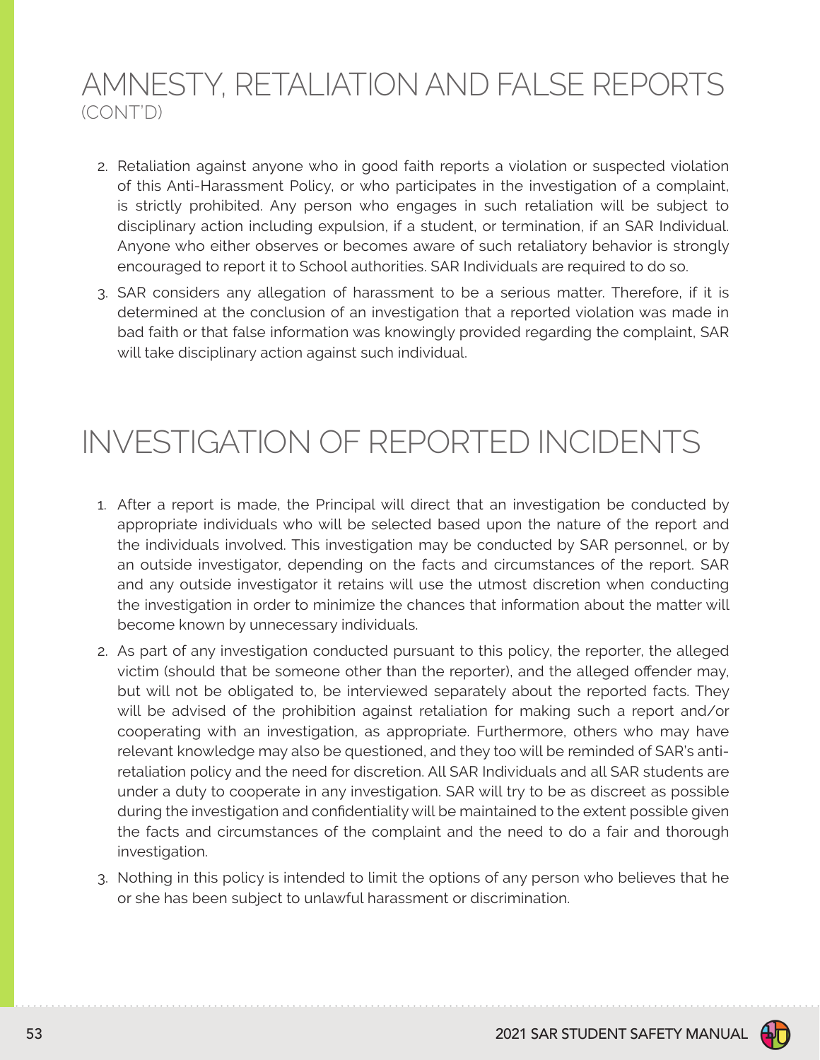# AMNESTY, RETALIATION AND FALSE REPORTS (CONT'D)

2. Retaliation against anyone who in good faith reports a violation or suspected violation of this Anti-Harassment Policy, or who participates in the investigation of a complaint, is strictly prohibited. Any person who engages in such retaliation will be subject to disciplinary action including expulsion, if a student, or termination, if an SAR Individual. Anyone who either observes or becomes aware of such retaliatory behavior is strongly encouraged to report it to School authorities. SAR Individuals are required to do so.
3. SAR considers any allegation of harassment to be a serious matter. Therefore, if it is determined at the conclusion of an investigation that a reported violation was made in bad faith or that false information was knowingly provided regarding the complaint, SAR will take disciplinary action against such individual.

# INVESTIGATION OF REPORTED INCIDENTS

1. After a report is made, the Principal will direct that an investigation be conducted by appropriate individuals who will be selected based upon the nature of the report and the individuals involved. This investigation may be conducted by SAR personnel, or by an outside investigator, depending on the facts and circumstances of the report. SAR and any outside investigator it retains will use the utmost discretion when conducting the investigation in order to minimize the chances that information about the matter will become known by unnecessary individuals.
2. As part of any investigation conducted pursuant to this policy, the reporter, the alleged victim (should that be someone other than the reporter), and the alleged offender may, but will not be obligated to, be interviewed separately about the reported facts. They will be advised of the prohibition against retaliation for making such a report and/or cooperating with an investigation, as appropriate. Furthermore, others who may have relevant knowledge may also be questioned, and they too will be reminded of SAR's anti-retaliation policy and the need for discretion. All SAR Individuals and all SAR students are under a duty to cooperate in any investigation. SAR will try to be as discreet as possible during the investigation and confidentiality will be maintained to the extent possible given the facts and circumstances of the complaint and the need to do a fair and thorough investigation.
3. Nothing in this policy is intended to limit the options of any person who believes that he or she has been subject to unlawful harassment or discrimination.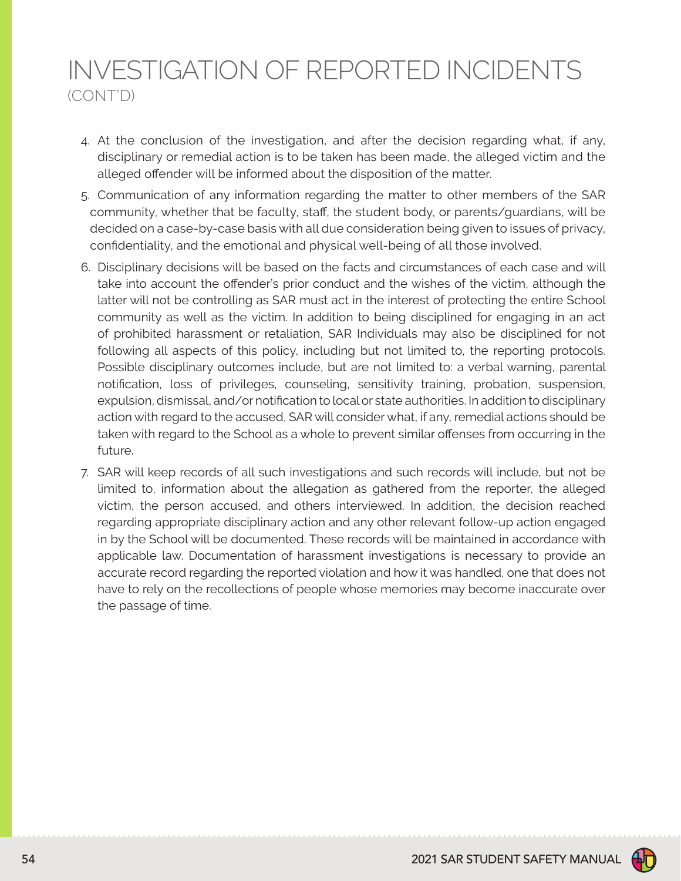# INVESTIGATION OF REPORTED INCIDENTS
(CONT'D)

4. At the conclusion of the investigation, and after the decision regarding what, if any, disciplinary or remedial action is to be taken has been made, the alleged victim and the alleged offender will be informed about the disposition of the matter.
5. Communication of any information regarding the matter to other members of the SAR community, whether that be faculty, staff, the student body, or parents/guardians, will be decided on a case-by-case basis with all due consideration being given to issues of privacy, confidentiality, and the emotional and physical well-being of all those involved.
6. Disciplinary decisions will be based on the facts and circumstances of each case and will take into account the offender's prior conduct and the wishes of the victim, although the latter will not be controlling as SAR must act in the interest of protecting the entire School community as well as the victim. In addition to being disciplined for engaging in an act of prohibited harassment or retaliation, SAR Individuals may also be disciplined for not following all aspects of this policy, including but not limited to, the reporting protocols. Possible disciplinary outcomes include, but are not limited to: a verbal warning, parental notification, loss of privileges, counseling, sensitivity training, probation, suspension, expulsion, dismissal, and/or notification to local or state authorities. In addition to disciplinary action with regard to the accused, SAR will consider what, if any, remedial actions should be taken with regard to the School as a whole to prevent similar offenses from occurring in the future.
7. SAR will keep records of all such investigations and such records will include, but not be limited to, information about the allegation as gathered from the reporter, the alleged victim, the person accused, and others interviewed. In addition, the decision reached regarding appropriate disciplinary action and any other relevant follow-up action engaged in by the School will be documented. These records will be maintained in accordance with applicable law. Documentation of harassment investigations is necessary to provide an accurate record regarding the reported violation and how it was handled, one that does not have to rely on the recollections of people whose memories may become inaccurate over the passage of time.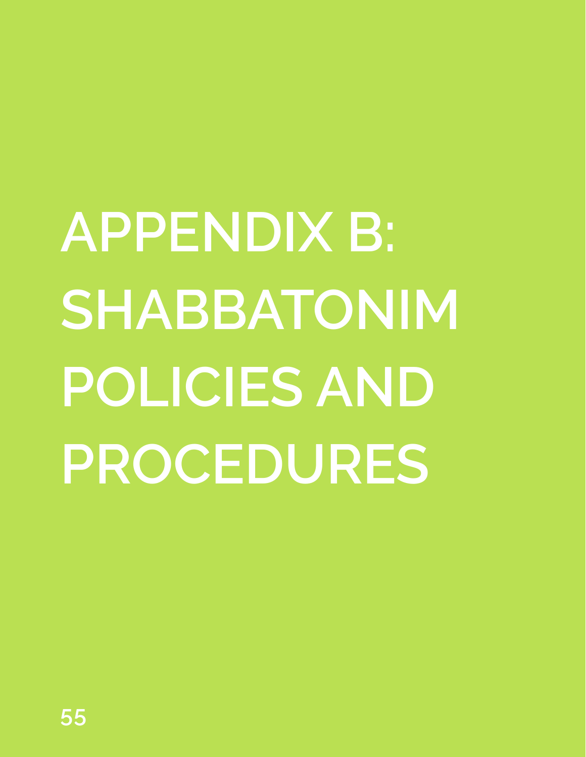# APPENDIX B: SHABBATONIM POLICIES AND PROCEDURES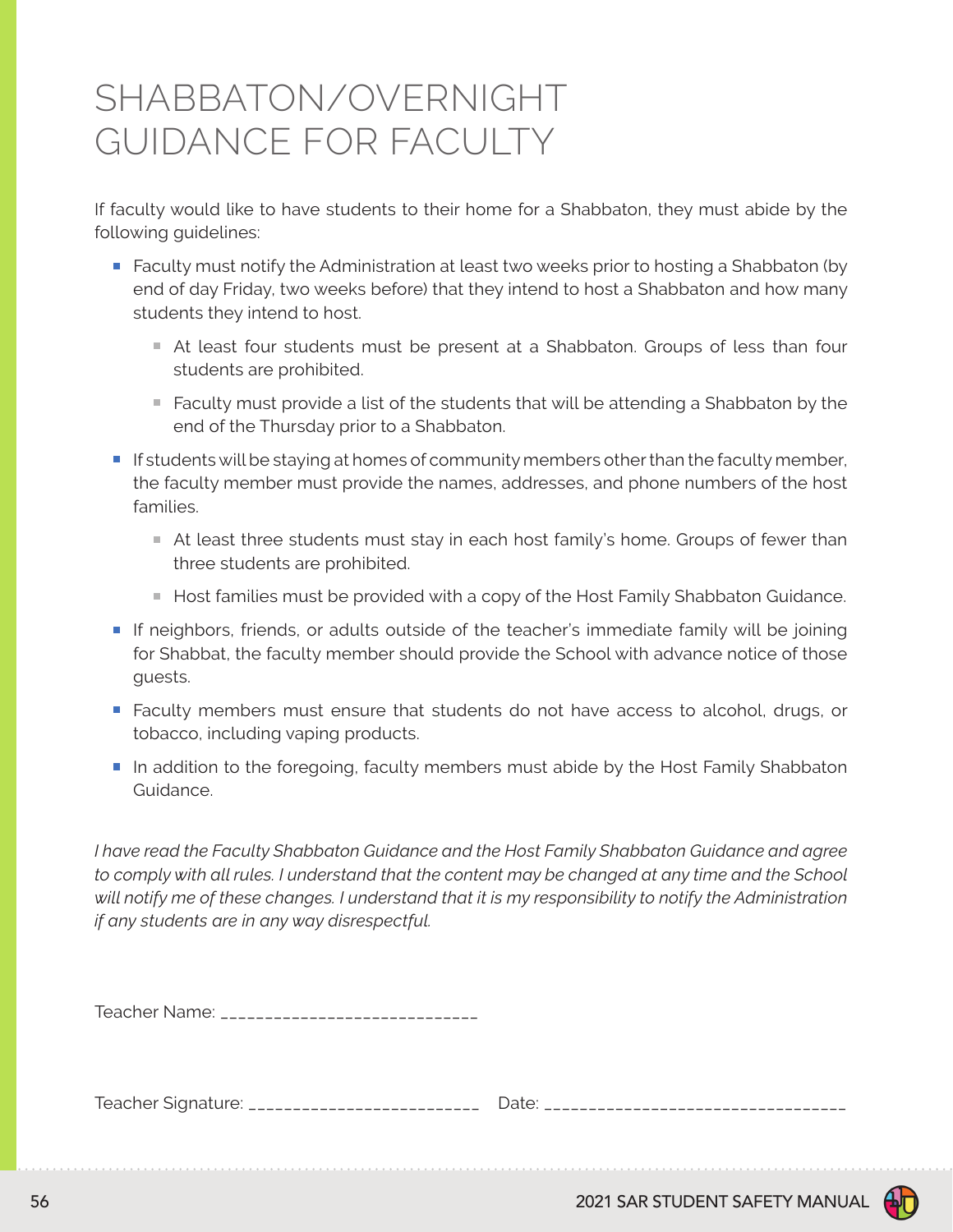# SHABBATON/OVERNIGHT GUIDANCE FOR FACULTY

If faculty would like to have students to their home for a Shabbaton, they must abide by the following guidelines:

- Faculty must notify the Administration at least two weeks prior to hosting a Shabbaton (by end of day Friday, two weeks before) that they intend to host a Shabbaton and how many students they intend to host.
  - At least four students must be present at a Shabbaton. Groups of less than four students are prohibited.
  - Faculty must provide a list of the students that will be attending a Shabbaton by the end of the Thursday prior to a Shabbaton.
- If students will be staying at homes of community members other than the faculty member, the faculty member must provide the names, addresses, and phone numbers of the host families.
  - At least three students must stay in each host family's home. Groups of fewer than three students are prohibited.
  - Host families must be provided with a copy of the Host Family Shabbaton Guidance.
- If neighbors, friends, or adults outside of the teacher's immediate family will be joining for Shabbat, the faculty member should provide the School with advance notice of those guests.
- Faculty members must ensure that students do not have access to alcohol, drugs, or tobacco, including vaping products.
- In addition to the foregoing, faculty members must abide by the Host Family Shabbaton Guidance.

*I have read the Faculty Shabbaton Guidance and the Host Family Shabbaton Guidance and agree to comply with all rules. I understand that the content may be changed at any time and the School will notify me of these changes. I understand that it is my responsibility to notify the Administration if any students are in any way disrespectful.*

Teacher Name: ____________________________

Teacher Signature: __________________________ Date: _________________________________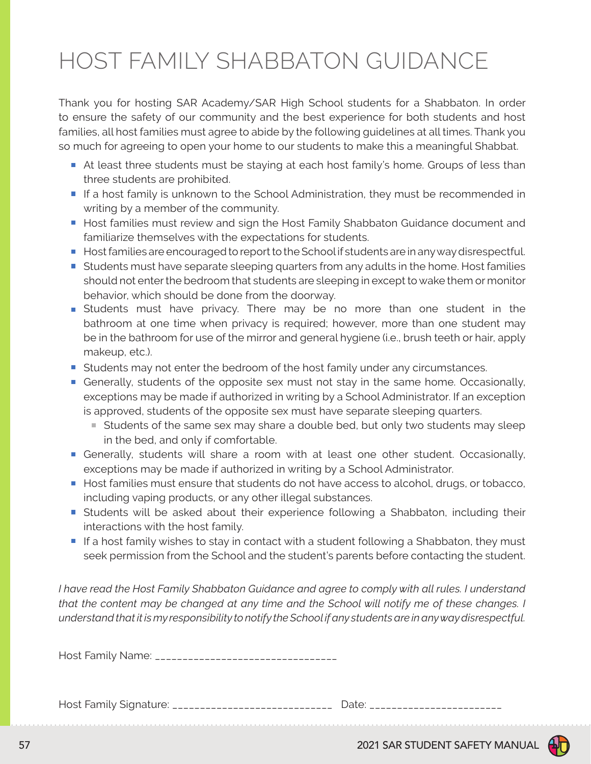# HOST FAMILY SHABBATON GUIDANCE

Thank you for hosting SAR Academy/SAR High School students for a Shabbaton. In order to ensure the safety of our community and the best experience for both students and host families, all host families must agree to abide by the following guidelines at all times. Thank you so much for agreeing to open your home to our students to make this a meaningful Shabbat.

- At least three students must be staying at each host family's home. Groups of less than three students are prohibited.
- If a host family is unknown to the School Administration, they must be recommended in writing by a member of the community.
- Host families must review and sign the Host Family Shabbaton Guidance document and familiarize themselves with the expectations for students.
- Host families are encouraged to report to the School if students are in any way disrespectful.
- Students must have separate sleeping quarters from any adults in the home. Host families should not enter the bedroom that students are sleeping in except to wake them or monitor behavior, which should be done from the doorway.
- Students must have privacy. There may be no more than one student in the bathroom at one time when privacy is required; however, more than one student may be in the bathroom for use of the mirror and general hygiene (i.e., brush teeth or hair, apply makeup, etc.).
- Students may not enter the bedroom of the host family under any circumstances.
- Generally, students of the opposite sex must not stay in the same home. Occasionally, exceptions may be made if authorized in writing by a School Administrator. If an exception is approved, students of the opposite sex must have separate sleeping quarters.
  - Students of the same sex may share a double bed, but only two students may sleep in the bed, and only if comfortable.
- Generally, students will share a room with at least one other student. Occasionally, exceptions may be made if authorized in writing by a School Administrator.
- Host families must ensure that students do not have access to alcohol, drugs, or tobacco, including vaping products, or any other illegal substances.
- Students will be asked about their experience following a Shabbaton, including their interactions with the host family.
- If a host family wishes to stay in contact with a student following a Shabbaton, they must seek permission from the School and the student's parents before contacting the student.

*I have read the Host Family Shabbaton Guidance and agree to comply with all rules. I understand that the content may be changed at any time and the School will notify me of these changes. I understand that it is my responsibility to notify the School if any students are in any way disrespectful.*

Host Family Name: ________________________________

Host Family Signature: ____________________________ Date: ______________________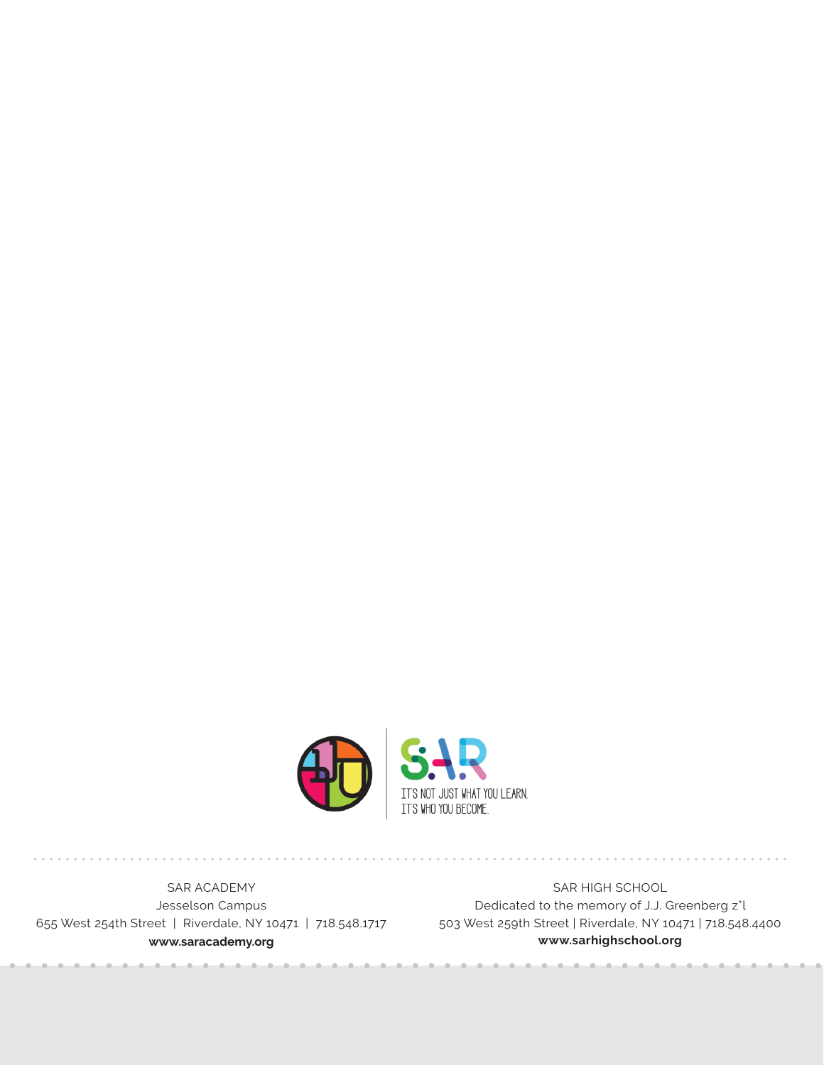IT'S NOT JUST WHAT YOU LEARN.
IT'S WHO YOU BECOME.

SAR ACADEMY
Jesselson Campus
655 West 254th Street | Riverdale, NY 10471 | 718.548.1717
**www.saracademy.org**

SAR HIGH SCHOOL
Dedicated to the memory of J.J. Greenberg z"l
503 West 259th Street | Riverdale, NY 10471 | 718.548.4400
**www.sarhighschool.org**